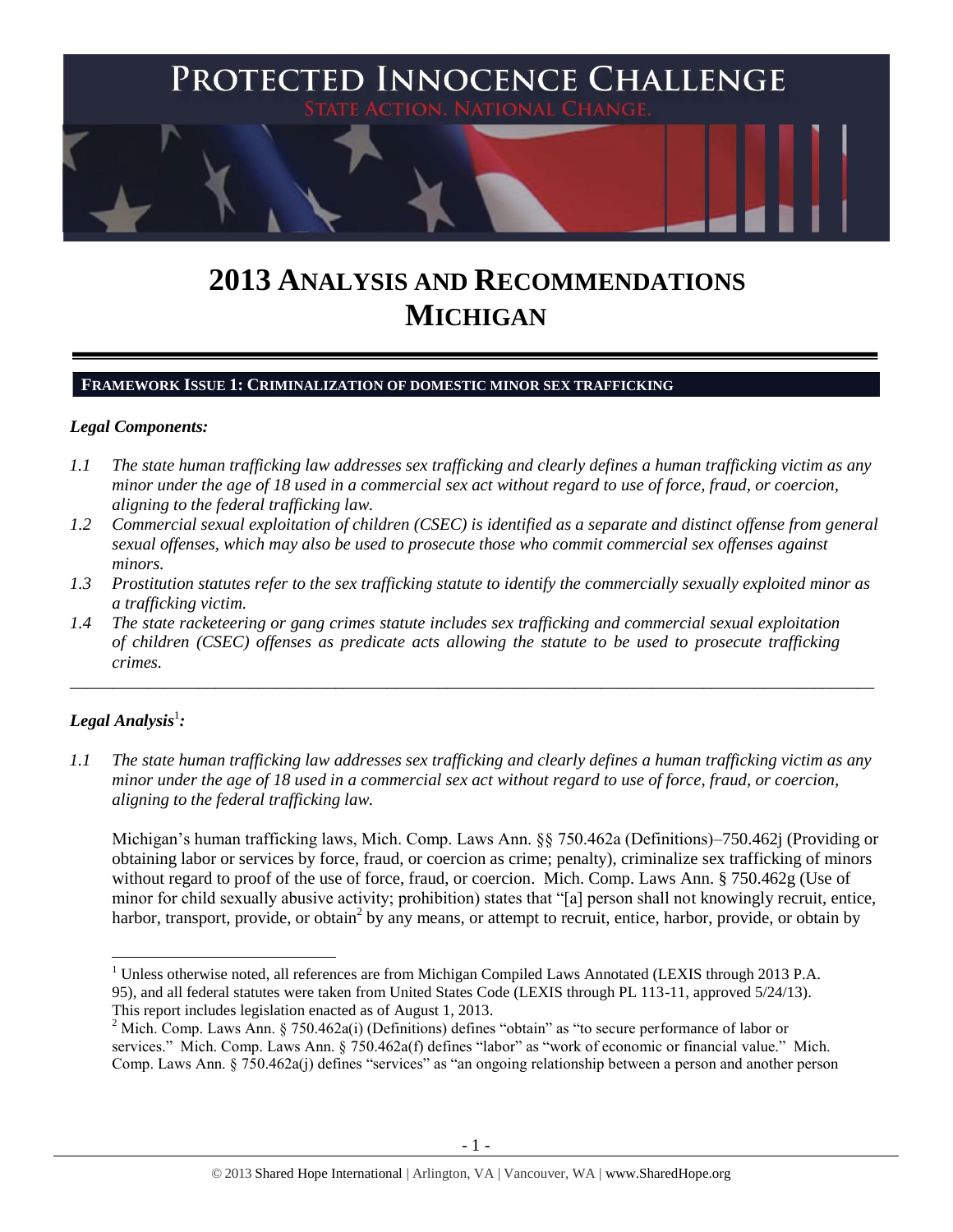# PROTECTED INNOCENCE CHALLENGE

STATE ACTION. NATIONAL CHANGE.

# 2013 ANALYSIS AND RECOMMENDATIONS MICHIGAN

## FRAMEWORK ISSUE 1: CRIMINALIZATION OF DOMESTIC MINOR SEX TRAFFICKING

### *Legal Components:*

*1.1 The state human trafficking law addresses sex trafficking and clearly defines a human trafficking victim as any minor under the age of 18 used in a commercial sex act without regard to use of force, fraud, or coercion, aligning to the federal trafficking law.*

*1.2 Commercial sexual exploitation of children (CSEC) is identified as a separate and distinct offense from general sexual offenses, which may also be used to prosecute those who commit commercial sex offenses against minors.*

*1.3 Prostitution statutes refer to the sex trafficking statute to identify the commercially sexually exploited minor as a trafficking victim.*

*1.4 The state racketeering or gang crimes statute includes sex trafficking and commercial sexual exploitation of children (CSEC) offenses as predicate acts allowing the statute to be used to prosecute trafficking crimes.*

---

### *Legal Analysis*[1]*:*

*1.1 The state human trafficking law addresses sex trafficking and clearly defines a human trafficking victim as any minor under the age of 18 used in a commercial sex act without regard to use of force, fraud, or coercion, aligning to the federal trafficking law.*

Michigan's human trafficking laws, Mich. Comp. Laws Ann. §§ 750.462a (Definitions)–750.462j (Providing or obtaining labor or services by force, fraud, or coercion as crime; penalty), criminalize sex trafficking of minors without regard to proof of the use of force, fraud, or coercion. Mich. Comp. Laws Ann. § 750.462g (Use of minor for child sexually abusive activity; prohibition) states that "[a] person shall not knowingly recruit, entice, harbor, transport, provide, or obtain[2] by any means, or attempt to recruit, entice, harbor, provide, or obtain by

---

[1] Unless otherwise noted, all references are from Michigan Compiled Laws Annotated (LEXIS through 2013 P.A. 95), and all federal statutes were taken from United States Code (LEXIS through PL 113-11, approved 5/24/13). This report includes legislation enacted as of August 1, 2013.

[2] Mich. Comp. Laws Ann. § 750.462a(i) (Definitions) defines "obtain" as "to secure performance of labor or services." Mich. Comp. Laws Ann. § 750.462a(f) defines "labor" as "work of economic or financial value." Mich. Comp. Laws Ann. § 750.462a(j) defines "services" as "an ongoing relationship between a person and another person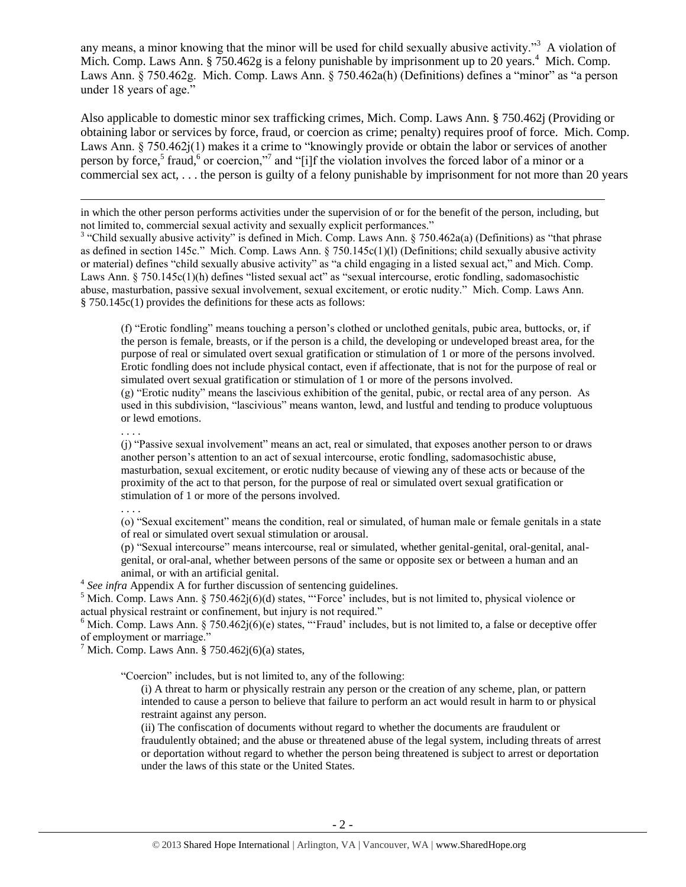any means, a minor knowing that the minor will be used for child sexually abusive activity."[3] A violation of Mich. Comp. Laws Ann. § 750.462g is a felony punishable by imprisonment up to 20 years.[4] Mich. Comp. Laws Ann. § 750.462g. Mich. Comp. Laws Ann. § 750.462a(h) (Definitions) defines a "minor" as "a person under 18 years of age."

Also applicable to domestic minor sex trafficking crimes, Mich. Comp. Laws Ann. § 750.462j (Providing or obtaining labor or services by force, fraud, or coercion as crime; penalty) requires proof of force. Mich. Comp. Laws Ann. § 750.462j(1) makes it a crime to "knowingly provide or obtain the labor or services of another person by force,[5] fraud,[6] or coercion,"[7] and "[i]f the violation involves the forced labor of a minor or a commercial sex act, . . . the person is guilty of a felony punishable by imprisonment for not more than 20 years

---

in which the other person performs activities under the supervision of or for the benefit of the person, including, but not limited to, commercial sexual activity and sexually explicit performances."

[3] "Child sexually abusive activity" is defined in Mich. Comp. Laws Ann. § 750.462a(a) (Definitions) as "that phrase as defined in section 145c." Mich. Comp. Laws Ann. § 750.145c(1)(l) (Definitions; child sexually abusive activity or material) defines "child sexually abusive activity" as "a child engaging in a listed sexual act," and Mich. Comp. Laws Ann. § 750.145c(1)(h) defines "listed sexual act" as "sexual intercourse, erotic fondling, sadomasochistic abuse, masturbation, passive sexual involvement, sexual excitement, or erotic nudity." Mich. Comp. Laws Ann. § 750.145c(1) provides the definitions for these acts as follows:

> (f) "Erotic fondling" means touching a person's clothed or unclothed genitals, pubic area, buttocks, or, if the person is female, breasts, or if the person is a child, the developing or undeveloped breast area, for the purpose of real or simulated overt sexual gratification or stimulation of 1 or more of the persons involved. Erotic fondling does not include physical contact, even if affectionate, that is not for the purpose of real or simulated overt sexual gratification or stimulation of 1 or more of the persons involved.
>
> (g) "Erotic nudity" means the lascivious exhibition of the genital, pubic, or rectal area of any person. As used in this subdivision, "lascivious" means wanton, lewd, and lustful and tending to produce voluptuous or lewd emotions.
>
> . . . .
>
> (j) "Passive sexual involvement" means an act, real or simulated, that exposes another person to or draws another person's attention to an act of sexual intercourse, erotic fondling, sadomasochistic abuse, masturbation, sexual excitement, or erotic nudity because of viewing any of these acts or because of the proximity of the act to that person, for the purpose of real or simulated overt sexual gratification or stimulation of 1 or more of the persons involved.
>
> . . . .
>
> (o) "Sexual excitement" means the condition, real or simulated, of human male or female genitals in a state of real or simulated overt sexual stimulation or arousal.
>
> (p) "Sexual intercourse" means intercourse, real or simulated, whether genital-genital, oral-genital, anal-genital, or oral-anal, whether between persons of the same or opposite sex or between a human and an animal, or with an artificial genital.

[4] *See infra* Appendix A for further discussion of sentencing guidelines.

[5] Mich. Comp. Laws Ann. § 750.462j(6)(d) states, "'Force' includes, but is not limited to, physical violence or actual physical restraint or confinement, but injury is not required."

[6] Mich. Comp. Laws Ann. § 750.462j(6)(e) states, "'Fraud' includes, but is not limited to, a false or deceptive offer of employment or marriage."

[7] Mich. Comp. Laws Ann. § 750.462j(6)(a) states,

> "Coercion" includes, but is not limited to, any of the following:
>
> (i) A threat to harm or physically restrain any person or the creation of any scheme, plan, or pattern intended to cause a person to believe that failure to perform an act would result in harm to or physical restraint against any person.
>
> (ii) The confiscation of documents without regard to whether the documents are fraudulent or fraudulently obtained; and the abuse or threatened abuse of the legal system, including threats of arrest or deportation without regard to whether the person being threatened is subject to arrest or deportation under the laws of this state or the United States.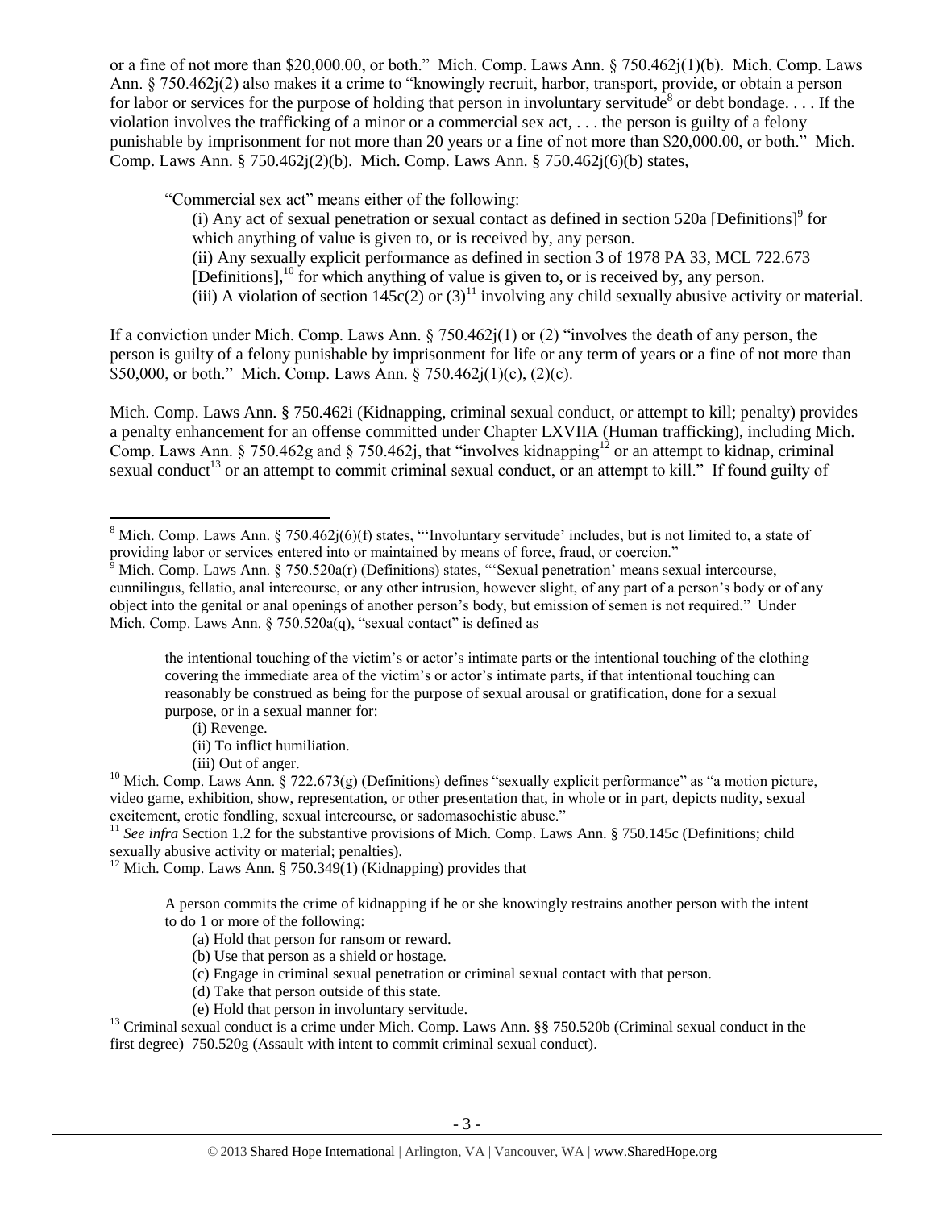or a fine of not more than $20,000.00, or both." Mich. Comp. Laws Ann. § 750.462j(1)(b). Mich. Comp. Laws Ann. § 750.462j(2) also makes it a crime to "knowingly recruit, harbor, transport, provide, or obtain a person for labor or services for the purpose of holding that person in involuntary servitude[8] or debt bondage. . . . If the violation involves the trafficking of a minor or a commercial sex act, . . . the person is guilty of a felony punishable by imprisonment for not more than 20 years or a fine of not more than $20,000.00, or both." Mich. Comp. Laws Ann. § 750.462j(2)(b). Mich. Comp. Laws Ann. § 750.462j(6)(b) states,

> "Commercial sex act" means either of the following:
>
> (i) Any act of sexual penetration or sexual contact as defined in section 520a [Definitions][9] for which anything of value is given to, or is received by, any person.
>
> (ii) Any sexually explicit performance as defined in section 3 of 1978 PA 33, MCL 722.673 [Definitions],[10] for which anything of value is given to, or is received by, any person.
>
> (iii) A violation of section 145c(2) or (3)[11] involving any child sexually abusive activity or material.

If a conviction under Mich. Comp. Laws Ann. § 750.462j(1) or (2) "involves the death of any person, the person is guilty of a felony punishable by imprisonment for life or any term of years or a fine of not more than $50,000, or both." Mich. Comp. Laws Ann. § 750.462j(1)(c), (2)(c).

Mich. Comp. Laws Ann. § 750.462i (Kidnapping, criminal sexual conduct, or attempt to kill; penalty) provides a penalty enhancement for an offense committed under Chapter LXVIIA (Human trafficking), including Mich. Comp. Laws Ann. § 750.462g and § 750.462j, that "involves kidnapping[12] or an attempt to kidnap, criminal sexual conduct[13] or an attempt to commit criminal sexual conduct, or an attempt to kill." If found guilty of

---

[8] Mich. Comp. Laws Ann. § 750.462j(6)(f) states, "'Involuntary servitude' includes, but is not limited to, a state of providing labor or services entered into or maintained by means of force, fraud, or coercion."

[9] Mich. Comp. Laws Ann. § 750.520a(r) (Definitions) states, "'Sexual penetration' means sexual intercourse, cunnilingus, fellatio, anal intercourse, or any other intrusion, however slight, of any part of a person's body or of any object into the genital or anal openings of another person's body, but emission of semen is not required." Under Mich. Comp. Laws Ann. § 750.520a(q), "sexual contact" is defined as

> the intentional touching of the victim's or actor's intimate parts or the intentional touching of the clothing covering the immediate area of the victim's or actor's intimate parts, if that intentional touching can reasonably be construed as being for the purpose of sexual arousal or gratification, done for a sexual purpose, or in a sexual manner for:
>
> (i) Revenge.
>
> (ii) To inflict humiliation.
>
> (iii) Out of anger.

[10] Mich. Comp. Laws Ann. § 722.673(g) (Definitions) defines "sexually explicit performance" as "a motion picture, video game, exhibition, show, representation, or other presentation that, in whole or in part, depicts nudity, sexual excitement, erotic fondling, sexual intercourse, or sadomasochistic abuse."

[11] *See infra* Section 1.2 for the substantive provisions of Mich. Comp. Laws Ann. § 750.145c (Definitions; child sexually abusive activity or material; penalties).

[12] Mich. Comp. Laws Ann. § 750.349(1) (Kidnapping) provides that

> A person commits the crime of kidnapping if he or she knowingly restrains another person with the intent to do 1 or more of the following:
>
> (a) Hold that person for ransom or reward.
>
> (b) Use that person as a shield or hostage.
>
> (c) Engage in criminal sexual penetration or criminal sexual contact with that person.
>
> (d) Take that person outside of this state.
>
> (e) Hold that person in involuntary servitude.

[13] Criminal sexual conduct is a crime under Mich. Comp. Laws Ann. §§ 750.520b (Criminal sexual conduct in the first degree)–750.520g (Assault with intent to commit criminal sexual conduct).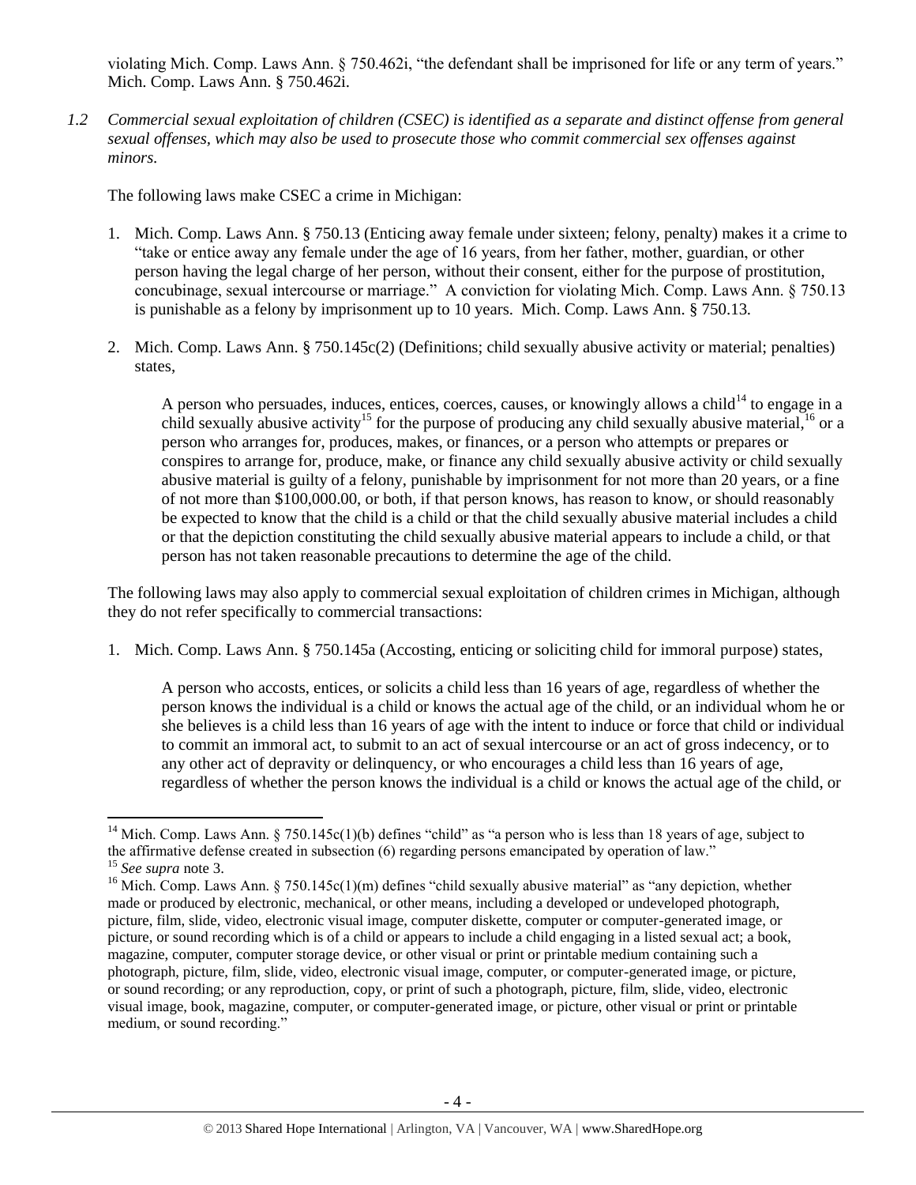violating Mich. Comp. Laws Ann. § 750.462i, "the defendant shall be imprisoned for life or any term of years." Mich. Comp. Laws Ann. § 750.462i.

*1.2 Commercial sexual exploitation of children (CSEC) is identified as a separate and distinct offense from general sexual offenses, which may also be used to prosecute those who commit commercial sex offenses against minors.*

The following laws make CSEC a crime in Michigan:

1. Mich. Comp. Laws Ann. § 750.13 (Enticing away female under sixteen; felony, penalty) makes it a crime to "take or entice away any female under the age of 16 years, from her father, mother, guardian, or other person having the legal charge of her person, without their consent, either for the purpose of prostitution, concubinage, sexual intercourse or marriage." A conviction for violating Mich. Comp. Laws Ann. § 750.13 is punishable as a felony by imprisonment up to 10 years. Mich. Comp. Laws Ann. § 750.13.

2. Mich. Comp. Laws Ann. § 750.145c(2) (Definitions; child sexually abusive activity or material; penalties) states,

   A person who persuades, induces, entices, coerces, causes, or knowingly allows a child[14] to engage in a child sexually abusive activity[15] for the purpose of producing any child sexually abusive material,[16] or a person who arranges for, produces, makes, or finances, or a person who attempts or prepares or conspires to arrange for, produce, make, or finance any child sexually abusive activity or child sexually abusive material is guilty of a felony, punishable by imprisonment for not more than 20 years, or a fine of not more than $100,000.00, or both, if that person knows, has reason to know, or should reasonably be expected to know that the child is a child or that the child sexually abusive material includes a child or that the depiction constituting the child sexually abusive material appears to include a child, or that person has not taken reasonable precautions to determine the age of the child.

The following laws may also apply to commercial sexual exploitation of children crimes in Michigan, although they do not refer specifically to commercial transactions:

1. Mich. Comp. Laws Ann. § 750.145a (Accosting, enticing or soliciting child for immoral purpose) states,

   A person who accosts, entices, or solicits a child less than 16 years of age, regardless of whether the person knows the individual is a child or knows the actual age of the child, or an individual whom he or she believes is a child less than 16 years of age with the intent to induce or force that child or individual to commit an immoral act, to submit to an act of sexual intercourse or an act of gross indecency, or to any other act of depravity or delinquency, or who encourages a child less than 16 years of age, regardless of whether the person knows the individual is a child or knows the actual age of the child, or

---

[14] Mich. Comp. Laws Ann. § 750.145c(1)(b) defines "child" as "a person who is less than 18 years of age, subject to the affirmative defense created in subsection (6) regarding persons emancipated by operation of law."

[15] *See supra* note 3.

[16] Mich. Comp. Laws Ann. § 750.145c(1)(m) defines "child sexually abusive material" as "any depiction, whether made or produced by electronic, mechanical, or other means, including a developed or undeveloped photograph, picture, film, slide, video, electronic visual image, computer diskette, computer or computer-generated image, or picture, or sound recording which is of a child or appears to include a child engaging in a listed sexual act; a book, magazine, computer, computer storage device, or other visual or print or printable medium containing such a photograph, picture, film, slide, video, electronic visual image, computer, or computer-generated image, or picture, or sound recording; or any reproduction, copy, or print of such a photograph, picture, film, slide, video, electronic visual image, book, magazine, computer, or computer-generated image, or picture, other visual or print or printable medium, or sound recording."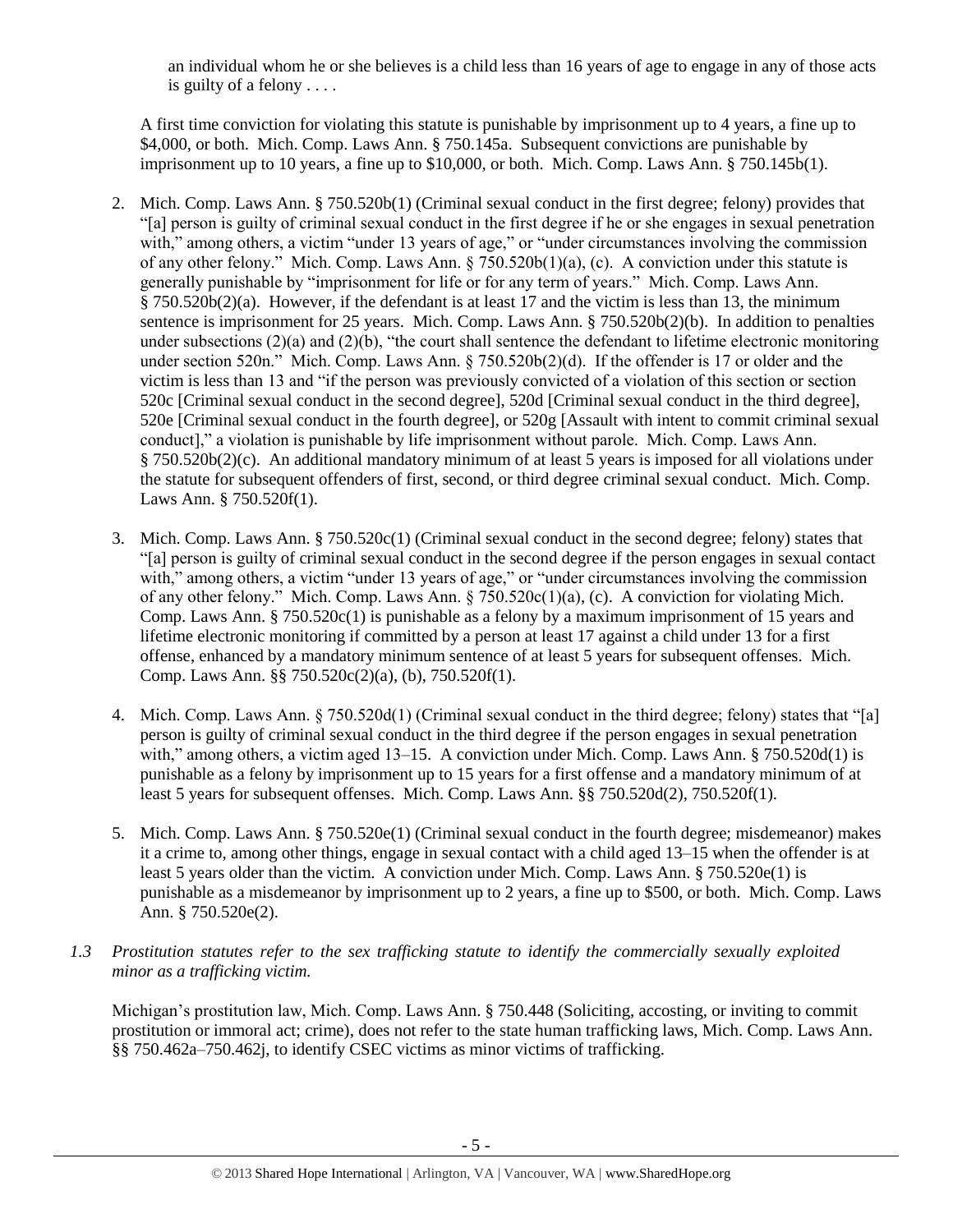an individual whom he or she believes is a child less than 16 years of age to engage in any of those acts is guilty of a felony . . . .

A first time conviction for violating this statute is punishable by imprisonment up to 4 years, a fine up to $4,000, or both. Mich. Comp. Laws Ann. § 750.145a. Subsequent convictions are punishable by imprisonment up to 10 years, a fine up to $10,000, or both. Mich. Comp. Laws Ann. § 750.145b(1).

2. Mich. Comp. Laws Ann. § 750.520b(1) (Criminal sexual conduct in the first degree; felony) provides that "[a] person is guilty of criminal sexual conduct in the first degree if he or she engages in sexual penetration with," among others, a victim "under 13 years of age," or "under circumstances involving the commission of any other felony." Mich. Comp. Laws Ann. § 750.520b(1)(a), (c). A conviction under this statute is generally punishable by "imprisonment for life or for any term of years." Mich. Comp. Laws Ann. § 750.520b(2)(a). However, if the defendant is at least 17 and the victim is less than 13, the minimum sentence is imprisonment for 25 years. Mich. Comp. Laws Ann. § 750.520b(2)(b). In addition to penalties under subsections (2)(a) and (2)(b), "the court shall sentence the defendant to lifetime electronic monitoring under section 520n." Mich. Comp. Laws Ann. § 750.520b(2)(d). If the offender is 17 or older and the victim is less than 13 and "if the person was previously convicted of a violation of this section or section 520c [Criminal sexual conduct in the second degree], 520d [Criminal sexual conduct in the third degree], 520e [Criminal sexual conduct in the fourth degree], or 520g [Assault with intent to commit criminal sexual conduct]," a violation is punishable by life imprisonment without parole. Mich. Comp. Laws Ann. § 750.520b(2)(c). An additional mandatory minimum of at least 5 years is imposed for all violations under the statute for subsequent offenders of first, second, or third degree criminal sexual conduct. Mich. Comp. Laws Ann. § 750.520f(1).

3. Mich. Comp. Laws Ann. § 750.520c(1) (Criminal sexual conduct in the second degree; felony) states that "[a] person is guilty of criminal sexual conduct in the second degree if the person engages in sexual contact with," among others, a victim "under 13 years of age," or "under circumstances involving the commission of any other felony." Mich. Comp. Laws Ann. § 750.520c(1)(a), (c). A conviction for violating Mich. Comp. Laws Ann. § 750.520c(1) is punishable as a felony by a maximum imprisonment of 15 years and lifetime electronic monitoring if committed by a person at least 17 against a child under 13 for a first offense, enhanced by a mandatory minimum sentence of at least 5 years for subsequent offenses. Mich. Comp. Laws Ann. §§ 750.520c(2)(a), (b), 750.520f(1).

4. Mich. Comp. Laws Ann. § 750.520d(1) (Criminal sexual conduct in the third degree; felony) states that "[a] person is guilty of criminal sexual conduct in the third degree if the person engages in sexual penetration with," among others, a victim aged 13–15. A conviction under Mich. Comp. Laws Ann. § 750.520d(1) is punishable as a felony by imprisonment up to 15 years for a first offense and a mandatory minimum of at least 5 years for subsequent offenses. Mich. Comp. Laws Ann. §§ 750.520d(2), 750.520f(1).

5. Mich. Comp. Laws Ann. § 750.520e(1) (Criminal sexual conduct in the fourth degree; misdemeanor) makes it a crime to, among other things, engage in sexual contact with a child aged 13–15 when the offender is at least 5 years older than the victim. A conviction under Mich. Comp. Laws Ann. § 750.520e(1) is punishable as a misdemeanor by imprisonment up to 2 years, a fine up to $500, or both. Mich. Comp. Laws Ann. § 750.520e(2).

*1.3 Prostitution statutes refer to the sex trafficking statute to identify the commercially sexually exploited minor as a trafficking victim.*

Michigan's prostitution law, Mich. Comp. Laws Ann. § 750.448 (Soliciting, accosting, or inviting to commit prostitution or immoral act; crime), does not refer to the state human trafficking laws, Mich. Comp. Laws Ann. §§ 750.462a–750.462j, to identify CSEC victims as minor victims of trafficking.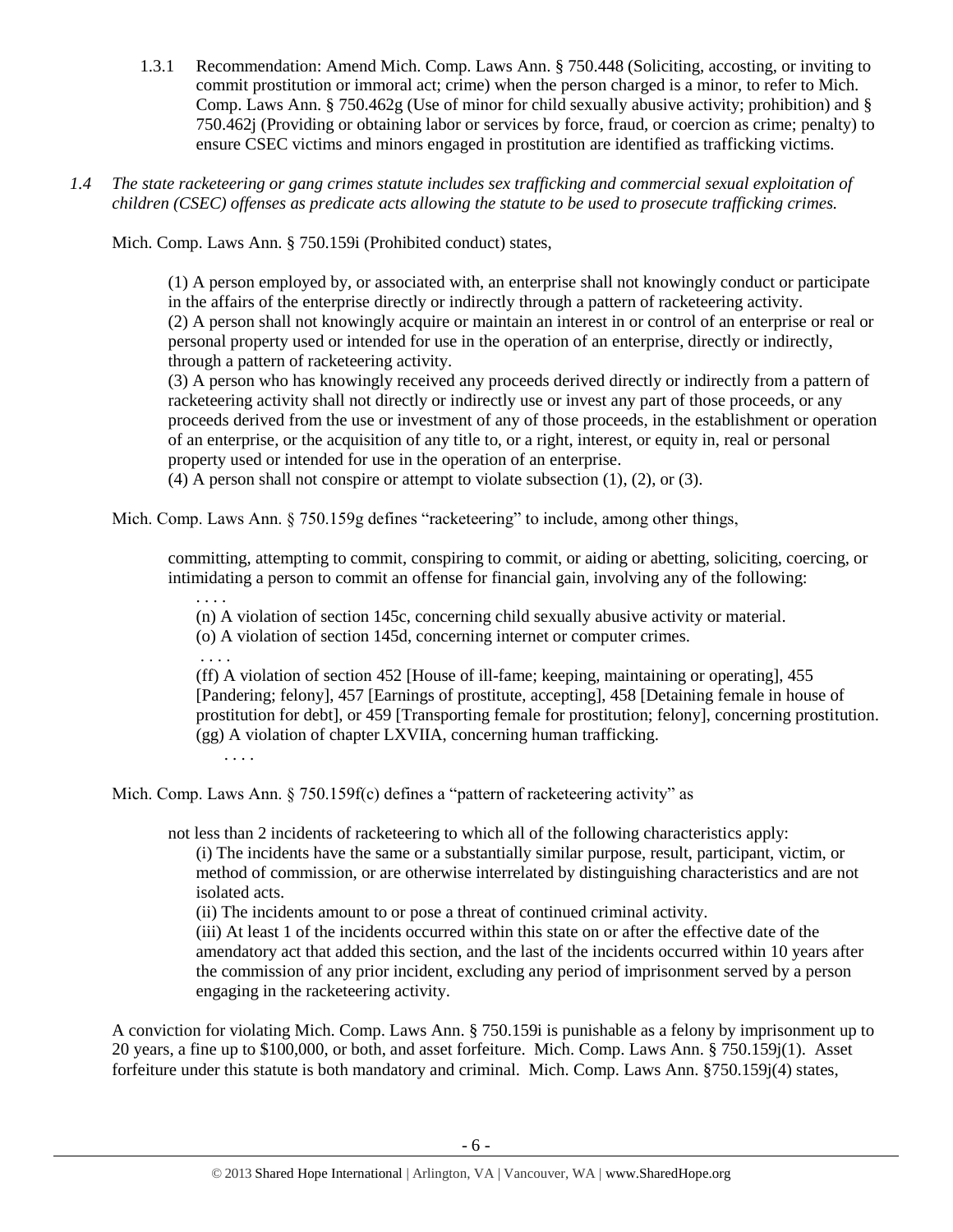1.3.1 Recommendation: Amend Mich. Comp. Laws Ann. § 750.448 (Soliciting, accosting, or inviting to commit prostitution or immoral act; crime) when the person charged is a minor, to refer to Mich. Comp. Laws Ann. § 750.462g (Use of minor for child sexually abusive activity; prohibition) and § 750.462j (Providing or obtaining labor or services by force, fraud, or coercion as crime; penalty) to ensure CSEC victims and minors engaged in prostitution are identified as trafficking victims.

*1.4 The state racketeering or gang crimes statute includes sex trafficking and commercial sexual exploitation of children (CSEC) offenses as predicate acts allowing the statute to be used to prosecute trafficking crimes.*

Mich. Comp. Laws Ann. § 750.159i (Prohibited conduct) states,

> (1) A person employed by, or associated with, an enterprise shall not knowingly conduct or participate in the affairs of the enterprise directly or indirectly through a pattern of racketeering activity.
> (2) A person shall not knowingly acquire or maintain an interest in or control of an enterprise or real or personal property used or intended for use in the operation of an enterprise, directly or indirectly, through a pattern of racketeering activity.
> (3) A person who has knowingly received any proceeds derived directly or indirectly from a pattern of racketeering activity shall not directly or indirectly use or invest any part of those proceeds, or any proceeds derived from the use or investment of any of those proceeds, in the establishment or operation of an enterprise, or the acquisition of any title to, or a right, interest, or equity in, real or personal property used or intended for use in the operation of an enterprise.
> (4) A person shall not conspire or attempt to violate subsection (1), (2), or (3).

Mich. Comp. Laws Ann. § 750.159g defines "racketeering" to include, among other things,

> committing, attempting to commit, conspiring to commit, or aiding or abetting, soliciting, coercing, or intimidating a person to commit an offense for financial gain, involving any of the following:
> . . . .
> (n) A violation of section 145c, concerning child sexually abusive activity or material.
> (o) A violation of section 145d, concerning internet or computer crimes.
> . . . .
> (ff) A violation of section 452 [House of ill-fame; keeping, maintaining or operating], 455 [Pandering; felony], 457 [Earnings of prostitute, accepting], 458 [Detaining female in house of prostitution for debt], or 459 [Transporting female for prostitution; felony], concerning prostitution.
> (gg) A violation of chapter LXVIIA, concerning human trafficking.
> . . . .

Mich. Comp. Laws Ann. § 750.159f(c) defines a "pattern of racketeering activity" as

> not less than 2 incidents of racketeering to which all of the following characteristics apply:
> (i) The incidents have the same or a substantially similar purpose, result, participant, victim, or method of commission, or are otherwise interrelated by distinguishing characteristics and are not isolated acts.
> (ii) The incidents amount to or pose a threat of continued criminal activity.
> (iii) At least 1 of the incidents occurred within this state on or after the effective date of the amendatory act that added this section, and the last of the incidents occurred within 10 years after the commission of any prior incident, excluding any period of imprisonment served by a person engaging in the racketeering activity.

A conviction for violating Mich. Comp. Laws Ann. § 750.159i is punishable as a felony by imprisonment up to 20 years, a fine up to $100,000, or both, and asset forfeiture. Mich. Comp. Laws Ann. § 750.159j(1). Asset forfeiture under this statute is both mandatory and criminal. Mich. Comp. Laws Ann. §750.159j(4) states,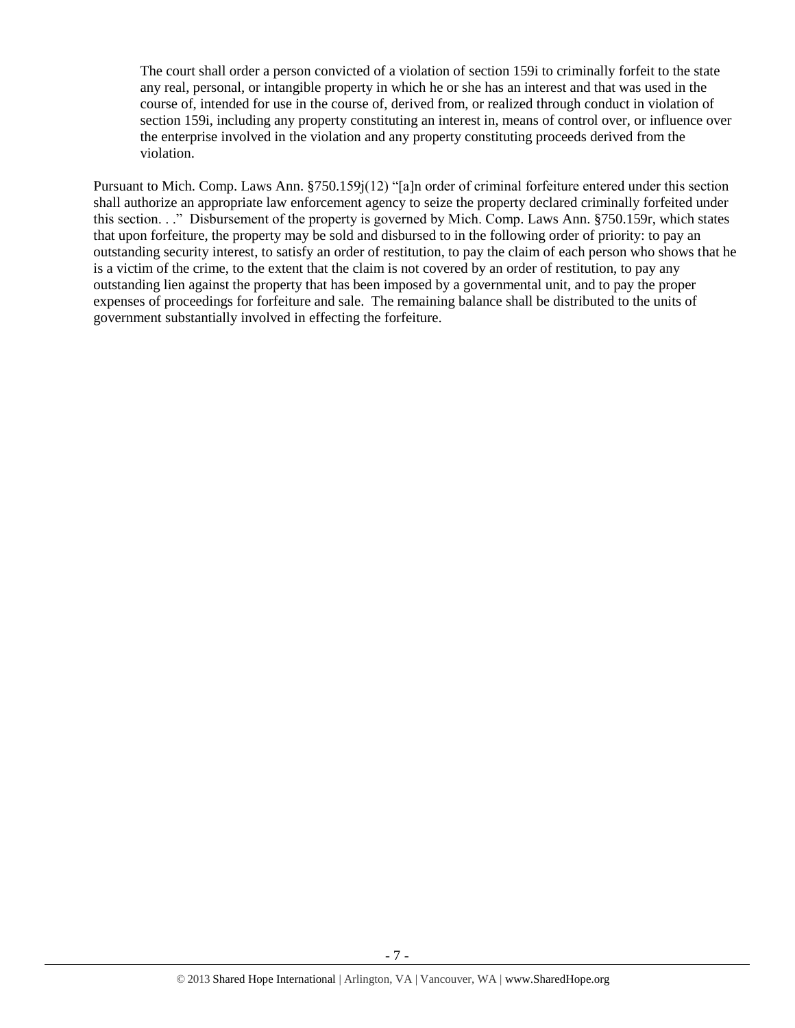> The court shall order a person convicted of a violation of section 159i to criminally forfeit to the state any real, personal, or intangible property in which he or she has an interest and that was used in the course of, intended for use in the course of, derived from, or realized through conduct in violation of section 159i, including any property constituting an interest in, means of control over, or influence over the enterprise involved in the violation and any property constituting proceeds derived from the violation.

Pursuant to Mich. Comp. Laws Ann. §750.159j(12) "[a]n order of criminal forfeiture entered under this section shall authorize an appropriate law enforcement agency to seize the property declared criminally forfeited under this section. . ." Disbursement of the property is governed by Mich. Comp. Laws Ann. §750.159r, which states that upon forfeiture, the property may be sold and disbursed to in the following order of priority: to pay an outstanding security interest, to satisfy an order of restitution, to pay the claim of each person who shows that he is a victim of the crime, to the extent that the claim is not covered by an order of restitution, to pay any outstanding lien against the property that has been imposed by a governmental unit, and to pay the proper expenses of proceedings for forfeiture and sale. The remaining balance shall be distributed to the units of government substantially involved in effecting the forfeiture.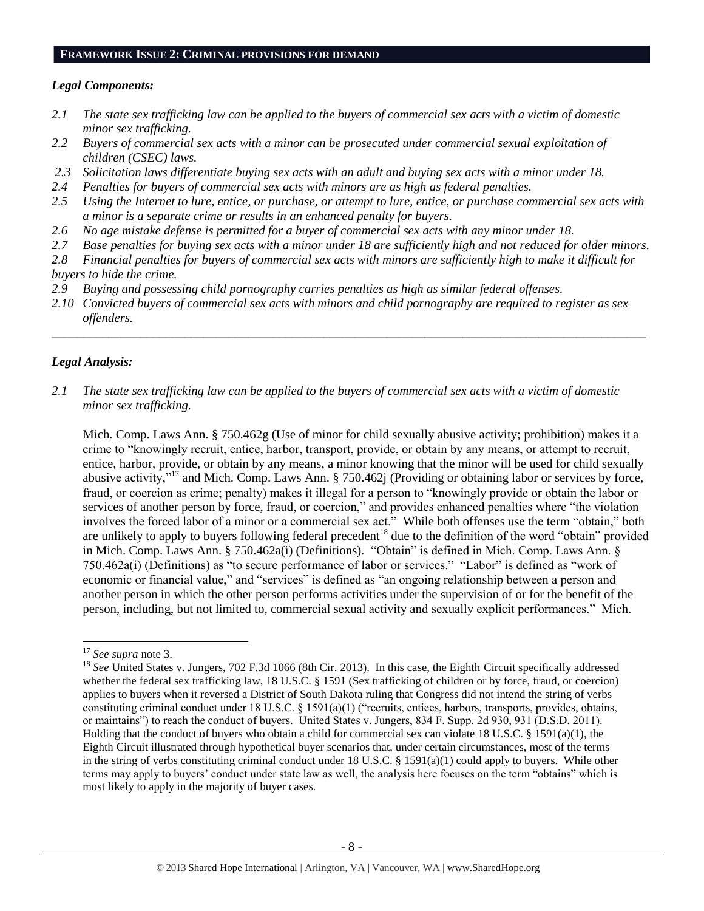## FRAMEWORK ISSUE 2: CRIMINAL PROVISIONS FOR DEMAND

### *Legal Components:*

*2.1 The state sex trafficking law can be applied to the buyers of commercial sex acts with a victim of domestic minor sex trafficking.*

*2.2 Buyers of commercial sex acts with a minor can be prosecuted under commercial sexual exploitation of children (CSEC) laws.*

*2.3 Solicitation laws differentiate buying sex acts with an adult and buying sex acts with a minor under 18.*

*2.4 Penalties for buyers of commercial sex acts with minors are as high as federal penalties.*

*2.5 Using the Internet to lure, entice, or purchase, or attempt to lure, entice, or purchase commercial sex acts with a minor is a separate crime or results in an enhanced penalty for buyers.*

*2.6 No age mistake defense is permitted for a buyer of commercial sex acts with any minor under 18.*

*2.7 Base penalties for buying sex acts with a minor under 18 are sufficiently high and not reduced for older minors.*

*2.8 Financial penalties for buyers of commercial sex acts with minors are sufficiently high to make it difficult for buyers to hide the crime.*

*2.9 Buying and possessing child pornography carries penalties as high as similar federal offenses.*

*2.10 Convicted buyers of commercial sex acts with minors and child pornography are required to register as sex offenders.*

---

### *Legal Analysis:*

*2.1 The state sex trafficking law can be applied to the buyers of commercial sex acts with a victim of domestic minor sex trafficking.*

Mich. Comp. Laws Ann. § 750.462g (Use of minor for child sexually abusive activity; prohibition) makes it a crime to "knowingly recruit, entice, harbor, transport, provide, or obtain by any means, or attempt to recruit, entice, harbor, provide, or obtain by any means, a minor knowing that the minor will be used for child sexually abusive activity,"[17] and Mich. Comp. Laws Ann. § 750.462j (Providing or obtaining labor or services by force, fraud, or coercion as crime; penalty) makes it illegal for a person to "knowingly provide or obtain the labor or services of another person by force, fraud, or coercion," and provides enhanced penalties where "the violation involves the forced labor of a minor or a commercial sex act." While both offenses use the term "obtain," both are unlikely to apply to buyers following federal precedent[18] due to the definition of the word "obtain" provided in Mich. Comp. Laws Ann. § 750.462a(i) (Definitions). "Obtain" is defined in Mich. Comp. Laws Ann. § 750.462a(i) (Definitions) as "to secure performance of labor or services." "Labor" is defined as "work of economic or financial value," and "services" is defined as "an ongoing relationship between a person and another person in which the other person performs activities under the supervision of or for the benefit of the person, including, but not limited to, commercial sexual activity and sexually explicit performances." Mich.

---

[17] *See supra* note 3.

[18] *See* United States v. Jungers, 702 F.3d 1066 (8th Cir. 2013). In this case, the Eighth Circuit specifically addressed whether the federal sex trafficking law, 18 U.S.C. § 1591 (Sex trafficking of children or by force, fraud, or coercion) applies to buyers when it reversed a District of South Dakota ruling that Congress did not intend the string of verbs constituting criminal conduct under 18 U.S.C. § 1591(a)(1) ("recruits, entices, harbors, transports, provides, obtains, or maintains") to reach the conduct of buyers. United States v. Jungers, 834 F. Supp. 2d 930, 931 (D.S.D. 2011). Holding that the conduct of buyers who obtain a child for commercial sex can violate 18 U.S.C. § 1591(a)(1), the Eighth Circuit illustrated through hypothetical buyer scenarios that, under certain circumstances, most of the terms in the string of verbs constituting criminal conduct under 18 U.S.C. § 1591(a)(1) could apply to buyers. While other terms may apply to buyers' conduct under state law as well, the analysis here focuses on the term "obtains" which is most likely to apply in the majority of buyer cases.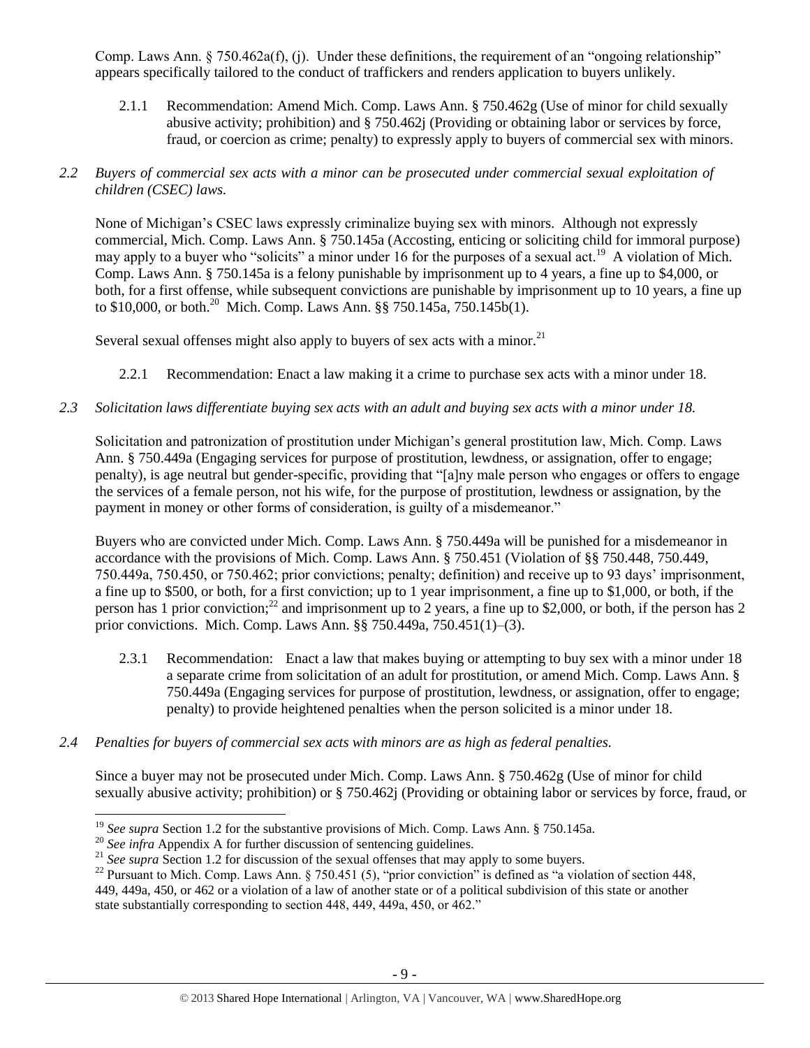Comp. Laws Ann. § 750.462a(f), (j). Under these definitions, the requirement of an "ongoing relationship" appears specifically tailored to the conduct of traffickers and renders application to buyers unlikely.

2.1.1 Recommendation: Amend Mich. Comp. Laws Ann. § 750.462g (Use of minor for child sexually abusive activity; prohibition) and § 750.462j (Providing or obtaining labor or services by force, fraud, or coercion as crime; penalty) to expressly apply to buyers of commercial sex with minors.

*2.2 Buyers of commercial sex acts with a minor can be prosecuted under commercial sexual exploitation of children (CSEC) laws.*

None of Michigan's CSEC laws expressly criminalize buying sex with minors. Although not expressly commercial, Mich. Comp. Laws Ann. § 750.145a (Accosting, enticing or soliciting child for immoral purpose) may apply to a buyer who "solicits" a minor under 16 for the purposes of a sexual act.[19] A violation of Mich. Comp. Laws Ann. § 750.145a is a felony punishable by imprisonment up to 4 years, a fine up to $4,000, or both, for a first offense, while subsequent convictions are punishable by imprisonment up to 10 years, a fine up to $10,000, or both.[20] Mich. Comp. Laws Ann. §§ 750.145a, 750.145b(1).

Several sexual offenses might also apply to buyers of sex acts with a minor.[21]

2.2.1 Recommendation: Enact a law making it a crime to purchase sex acts with a minor under 18.

*2.3 Solicitation laws differentiate buying sex acts with an adult and buying sex acts with a minor under 18.*

Solicitation and patronization of prostitution under Michigan's general prostitution law, Mich. Comp. Laws Ann. § 750.449a (Engaging services for purpose of prostitution, lewdness, or assignation, offer to engage; penalty), is age neutral but gender-specific, providing that "[a]ny male person who engages or offers to engage the services of a female person, not his wife, for the purpose of prostitution, lewdness or assignation, by the payment in money or other forms of consideration, is guilty of a misdemeanor."

Buyers who are convicted under Mich. Comp. Laws Ann. § 750.449a will be punished for a misdemeanor in accordance with the provisions of Mich. Comp. Laws Ann. § 750.451 (Violation of §§ 750.448, 750.449, 750.449a, 750.450, or 750.462; prior convictions; penalty; definition) and receive up to 93 days' imprisonment, a fine up to $500, or both, for a first conviction; up to 1 year imprisonment, a fine up to $1,000, or both, if the person has 1 prior conviction;[22] and imprisonment up to 2 years, a fine up to $2,000, or both, if the person has 2 prior convictions. Mich. Comp. Laws Ann. §§ 750.449a, 750.451(1)–(3).

2.3.1 Recommendation: Enact a law that makes buying or attempting to buy sex with a minor under 18 a separate crime from solicitation of an adult for prostitution, or amend Mich. Comp. Laws Ann. § 750.449a (Engaging services for purpose of prostitution, lewdness, or assignation, offer to engage; penalty) to provide heightened penalties when the person solicited is a minor under 18.

*2.4 Penalties for buyers of commercial sex acts with minors are as high as federal penalties.*

Since a buyer may not be prosecuted under Mich. Comp. Laws Ann. § 750.462g (Use of minor for child sexually abusive activity; prohibition) or § 750.462j (Providing or obtaining labor or services by force, fraud, or

---

[19] *See supra* Section 1.2 for the substantive provisions of Mich. Comp. Laws Ann. § 750.145a.

[20] *See infra* Appendix A for further discussion of sentencing guidelines.

[21] *See supra* Section 1.2 for discussion of the sexual offenses that may apply to some buyers.

[22] Pursuant to Mich. Comp. Laws Ann. § 750.451 (5), "prior conviction" is defined as "a violation of section 448, 449, 449a, 450, or 462 or a violation of a law of another state or of a political subdivision of this state or another state substantially corresponding to section 448, 449, 449a, 450, or 462."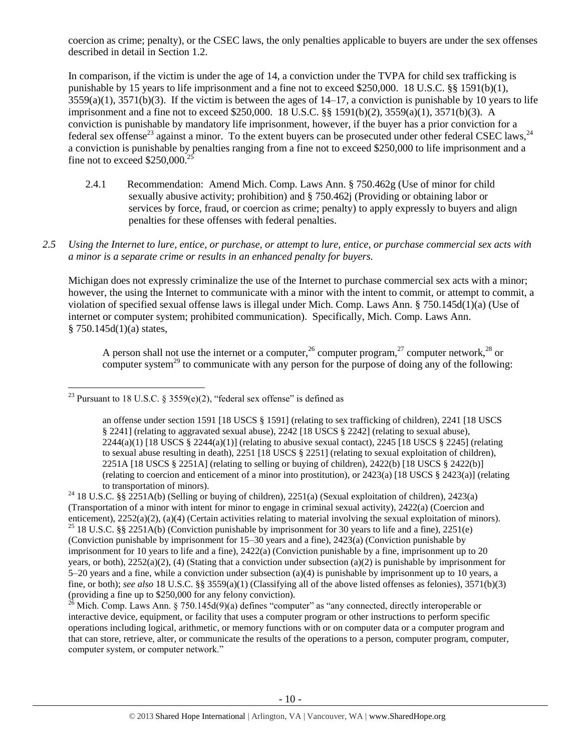coercion as crime; penalty), or the CSEC laws, the only penalties applicable to buyers are under the sex offenses described in detail in Section 1.2.

In comparison, if the victim is under the age of 14, a conviction under the TVPA for child sex trafficking is punishable by 15 years to life imprisonment and a fine not to exceed $250,000. 18 U.S.C. §§ 1591(b)(1), 3559(a)(1), 3571(b)(3). If the victim is between the ages of 14–17, a conviction is punishable by 10 years to life imprisonment and a fine not to exceed $250,000. 18 U.S.C. §§ 1591(b)(2), 3559(a)(1), 3571(b)(3). A conviction is punishable by mandatory life imprisonment, however, if the buyer has a prior conviction for a federal sex offense[23] against a minor. To the extent buyers can be prosecuted under other federal CSEC laws,[24] a conviction is punishable by penalties ranging from a fine not to exceed $250,000 to life imprisonment and a fine not to exceed $250,000.[25]

2.4.1 Recommendation: Amend Mich. Comp. Laws Ann. § 750.462g (Use of minor for child sexually abusive activity; prohibition) and § 750.462j (Providing or obtaining labor or services by force, fraud, or coercion as crime; penalty) to apply expressly to buyers and align penalties for these offenses with federal penalties.

*2.5 Using the Internet to lure, entice, or purchase, or attempt to lure, entice, or purchase commercial sex acts with a minor is a separate crime or results in an enhanced penalty for buyers.*

Michigan does not expressly criminalize the use of the Internet to purchase commercial sex acts with a minor; however, the using the Internet to communicate with a minor with the intent to commit, or attempt to commit, a violation of specified sexual offense laws is illegal under Mich. Comp. Laws Ann. § 750.145d(1)(a) (Use of internet or computer system; prohibited communication). Specifically, Mich. Comp. Laws Ann. § 750.145d(1)(a) states,

> A person shall not use the internet or a computer,[26] computer program,[27] computer network,[28] or computer system[29] to communicate with any person for the purpose of doing any of the following:

---

[23] Pursuant to 18 U.S.C. § 3559(e)(2), "federal sex offense" is defined as

> an offense under section 1591 [18 USCS § 1591] (relating to sex trafficking of children), 2241 [18 USCS § 2241] (relating to aggravated sexual abuse), 2242 [18 USCS § 2242] (relating to sexual abuse), 2244(a)(1) [18 USCS § 2244(a)(1)] (relating to abusive sexual contact), 2245 [18 USCS § 2245] (relating to sexual abuse resulting in death), 2251 [18 USCS § 2251] (relating to sexual exploitation of children), 2251A [18 USCS § 2251A] (relating to selling or buying of children), 2422(b) [18 USCS § 2422(b)] (relating to coercion and enticement of a minor into prostitution), or 2423(a) [18 USCS § 2423(a)] (relating to transportation of minors).

[24] 18 U.S.C. §§ 2251A(b) (Selling or buying of children), 2251(a) (Sexual exploitation of children), 2423(a) (Transportation of a minor with intent for minor to engage in criminal sexual activity), 2422(a) (Coercion and enticement), 2252(a)(2), (a)(4) (Certain activities relating to material involving the sexual exploitation of minors).

[25] 18 U.S.C. §§ 2251A(b) (Conviction punishable by imprisonment for 30 years to life and a fine), 2251(e) (Conviction punishable by imprisonment for 15–30 years and a fine), 2423(a) (Conviction punishable by imprisonment for 10 years to life and a fine), 2422(a) (Conviction punishable by a fine, imprisonment up to 20 years, or both), 2252(a)(2), (4) (Stating that a conviction under subsection (a)(2) is punishable by imprisonment for 5–20 years and a fine, while a conviction under subsection (a)(4) is punishable by imprisonment up to 10 years, a fine, or both); *see also* 18 U.S.C. §§ 3559(a)(1) (Classifying all of the above listed offenses as felonies), 3571(b)(3) (providing a fine up to $250,000 for any felony conviction).

[26] Mich. Comp. Laws Ann. § 750.145d(9)(a) defines "computer" as "any connected, directly interoperable or interactive device, equipment, or facility that uses a computer program or other instructions to perform specific operations including logical, arithmetic, or memory functions with or on computer data or a computer program and that can store, retrieve, alter, or communicate the results of the operations to a person, computer program, computer, computer system, or computer network."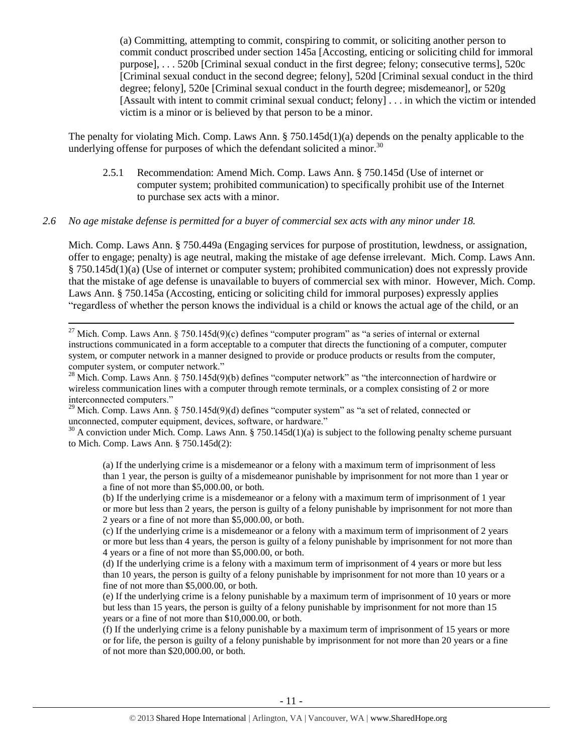(a) Committing, attempting to commit, conspiring to commit, or soliciting another person to commit conduct proscribed under section 145a [Accosting, enticing or soliciting child for immoral purpose], . . . 520b [Criminal sexual conduct in the first degree; felony; consecutive terms], 520c [Criminal sexual conduct in the second degree; felony], 520d [Criminal sexual conduct in the third degree; felony], 520e [Criminal sexual conduct in the fourth degree; misdemeanor], or 520g [Assault with intent to commit criminal sexual conduct; felony] . . . in which the victim or intended victim is a minor or is believed by that person to be a minor.

The penalty for violating Mich. Comp. Laws Ann. § 750.145d(1)(a) depends on the penalty applicable to the underlying offense for purposes of which the defendant solicited a minor.[30]

2.5.1 Recommendation: Amend Mich. Comp. Laws Ann. § 750.145d (Use of internet or computer system; prohibited communication) to specifically prohibit use of the Internet to purchase sex acts with a minor.

*2.6 No age mistake defense is permitted for a buyer of commercial sex acts with any minor under 18.*

Mich. Comp. Laws Ann. § 750.449a (Engaging services for purpose of prostitution, lewdness, or assignation, offer to engage; penalty) is age neutral, making the mistake of age defense irrelevant. Mich. Comp. Laws Ann. § 750.145d(1)(a) (Use of internet or computer system; prohibited communication) does not expressly provide that the mistake of age defense is unavailable to buyers of commercial sex with minor. However, Mich. Comp. Laws Ann. § 750.145a (Accosting, enticing or soliciting child for immoral purposes) expressly applies "regardless of whether the person knows the individual is a child or knows the actual age of the child, or an

---

[27] Mich. Comp. Laws Ann. § 750.145d(9)(c) defines "computer program" as "a series of internal or external instructions communicated in a form acceptable to a computer that directs the functioning of a computer, computer system, or computer network in a manner designed to provide or produce products or results from the computer, computer system, or computer network."

[28] Mich. Comp. Laws Ann. § 750.145d(9)(b) defines "computer network" as "the interconnection of hardwire or wireless communication lines with a computer through remote terminals, or a complex consisting of 2 or more interconnected computers."

[29] Mich. Comp. Laws Ann. § 750.145d(9)(d) defines "computer system" as "a set of related, connected or unconnected, computer equipment, devices, software, or hardware."

[30] A conviction under Mich. Comp. Laws Ann. § 750.145d(1)(a) is subject to the following penalty scheme pursuant to Mich. Comp. Laws Ann. § 750.145d(2):

> (a) If the underlying crime is a misdemeanor or a felony with a maximum term of imprisonment of less than 1 year, the person is guilty of a misdemeanor punishable by imprisonment for not more than 1 year or a fine of not more than $5,000.00, or both.
>
> (b) If the underlying crime is a misdemeanor or a felony with a maximum term of imprisonment of 1 year or more but less than 2 years, the person is guilty of a felony punishable by imprisonment for not more than 2 years or a fine of not more than $5,000.00, or both.
>
> (c) If the underlying crime is a misdemeanor or a felony with a maximum term of imprisonment of 2 years or more but less than 4 years, the person is guilty of a felony punishable by imprisonment for not more than 4 years or a fine of not more than $5,000.00, or both.
>
> (d) If the underlying crime is a felony with a maximum term of imprisonment of 4 years or more but less than 10 years, the person is guilty of a felony punishable by imprisonment for not more than 10 years or a fine of not more than $5,000.00, or both.
>
> (e) If the underlying crime is a felony punishable by a maximum term of imprisonment of 10 years or more but less than 15 years, the person is guilty of a felony punishable by imprisonment for not more than 15 years or a fine of not more than $10,000.00, or both.
>
> (f) If the underlying crime is a felony punishable by a maximum term of imprisonment of 15 years or more or for life, the person is guilty of a felony punishable by imprisonment for not more than 20 years or a fine of not more than $20,000.00, or both.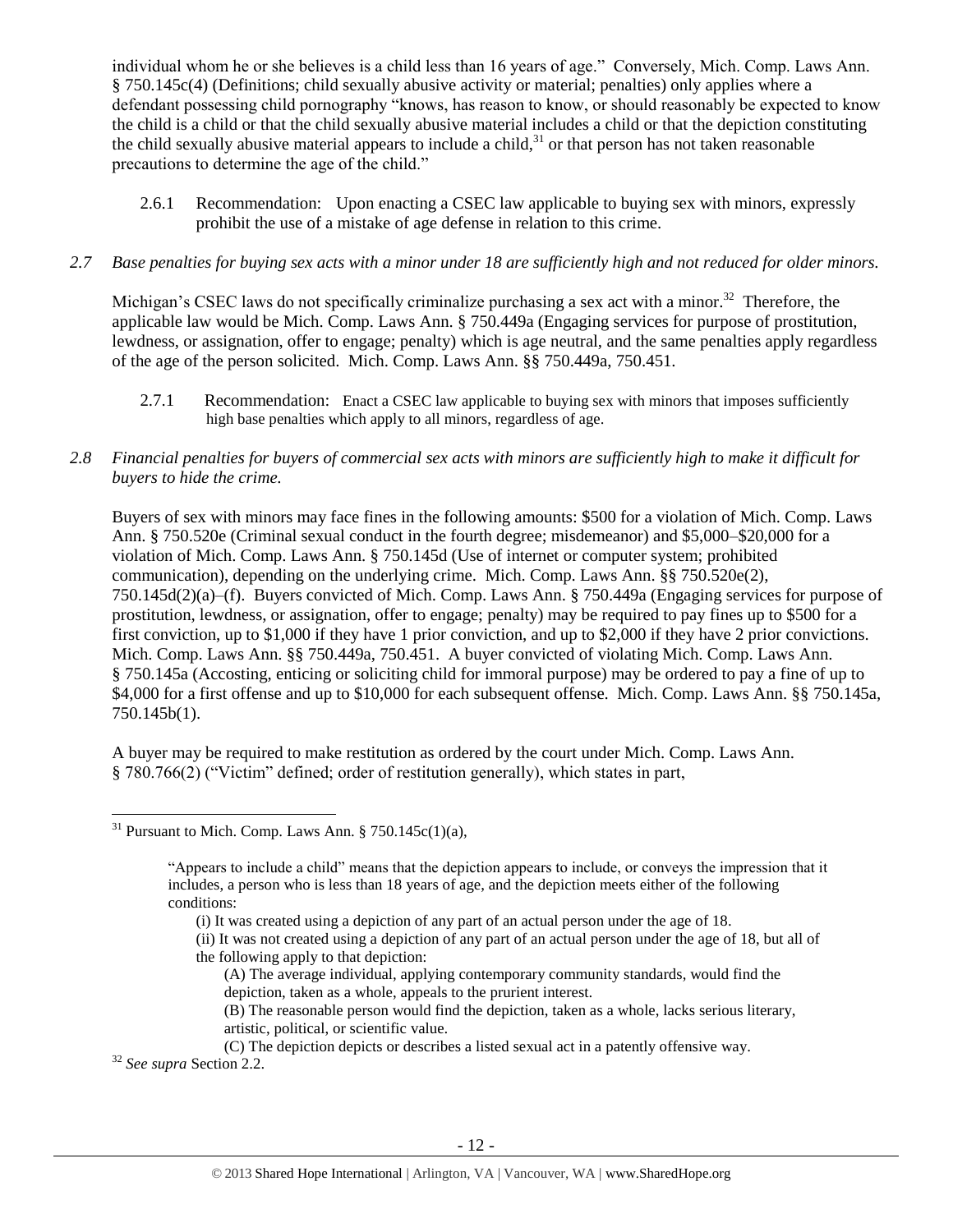individual whom he or she believes is a child less than 16 years of age." Conversely, Mich. Comp. Laws Ann. § 750.145c(4) (Definitions; child sexually abusive activity or material; penalties) only applies where a defendant possessing child pornography "knows, has reason to know, or should reasonably be expected to know the child is a child or that the child sexually abusive material includes a child or that the depiction constituting the child sexually abusive material appears to include a child,[31] or that person has not taken reasonable precautions to determine the age of the child."

2.6.1 Recommendation: Upon enacting a CSEC law applicable to buying sex with minors, expressly prohibit the use of a mistake of age defense in relation to this crime.

*2.7 Base penalties for buying sex acts with a minor under 18 are sufficiently high and not reduced for older minors.*

Michigan's CSEC laws do not specifically criminalize purchasing a sex act with a minor.[32] Therefore, the applicable law would be Mich. Comp. Laws Ann. § 750.449a (Engaging services for purpose of prostitution, lewdness, or assignation, offer to engage; penalty) which is age neutral, and the same penalties apply regardless of the age of the person solicited. Mich. Comp. Laws Ann. §§ 750.449a, 750.451.

2.7.1 Recommendation: Enact a CSEC law applicable to buying sex with minors that imposes sufficiently high base penalties which apply to all minors, regardless of age.

*2.8 Financial penalties for buyers of commercial sex acts with minors are sufficiently high to make it difficult for buyers to hide the crime.*

Buyers of sex with minors may face fines in the following amounts: $500 for a violation of Mich. Comp. Laws Ann. § 750.520e (Criminal sexual conduct in the fourth degree; misdemeanor) and $5,000–$20,000 for a violation of Mich. Comp. Laws Ann. § 750.145d (Use of internet or computer system; prohibited communication), depending on the underlying crime. Mich. Comp. Laws Ann. §§ 750.520e(2), 750.145d(2)(a)–(f). Buyers convicted of Mich. Comp. Laws Ann. § 750.449a (Engaging services for purpose of prostitution, lewdness, or assignation, offer to engage; penalty) may be required to pay fines up to $500 for a first conviction, up to $1,000 if they have 1 prior conviction, and up to $2,000 if they have 2 prior convictions. Mich. Comp. Laws Ann. §§ 750.449a, 750.451. A buyer convicted of violating Mich. Comp. Laws Ann. § 750.145a (Accosting, enticing or soliciting child for immoral purpose) may be ordered to pay a fine of up to $4,000 for a first offense and up to $10,000 for each subsequent offense. Mich. Comp. Laws Ann. §§ 750.145a, 750.145b(1).

A buyer may be required to make restitution as ordered by the court under Mich. Comp. Laws Ann. § 780.766(2) ("Victim" defined; order of restitution generally), which states in part,

---

[31] Pursuant to Mich. Comp. Laws Ann. § 750.145c(1)(a),

> "Appears to include a child" means that the depiction appears to include, or conveys the impression that it includes, a person who is less than 18 years of age, and the depiction meets either of the following conditions:
>
> (i) It was created using a depiction of any part of an actual person under the age of 18.
>
> (ii) It was not created using a depiction of any part of an actual person under the age of 18, but all of the following apply to that depiction:
>
> (A) The average individual, applying contemporary community standards, would find the depiction, taken as a whole, appeals to the prurient interest.
>
> (B) The reasonable person would find the depiction, taken as a whole, lacks serious literary, artistic, political, or scientific value.
>
> (C) The depiction depicts or describes a listed sexual act in a patently offensive way.

[32] *See supra* Section 2.2.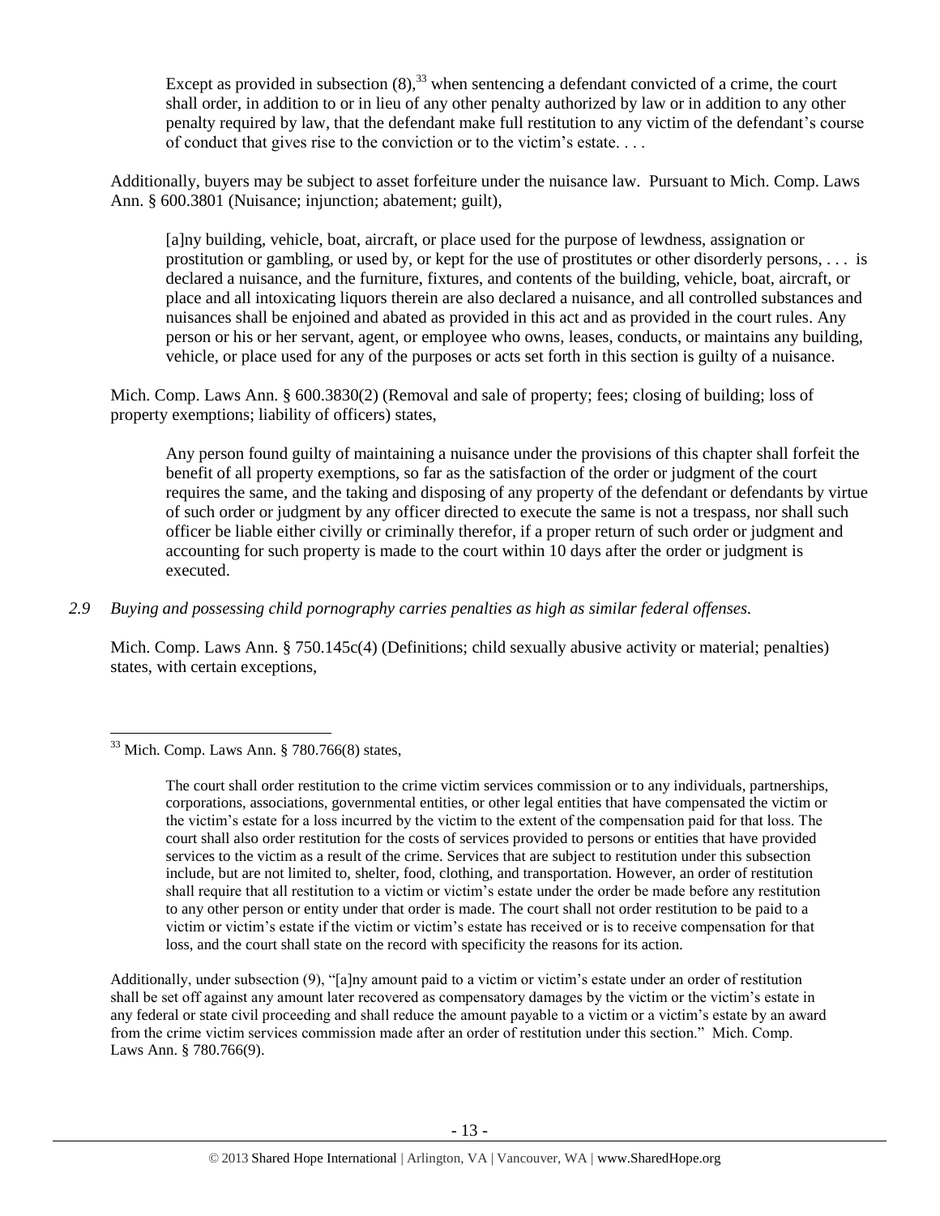> Except as provided in subsection (8),[33] when sentencing a defendant convicted of a crime, the court shall order, in addition to or in lieu of any other penalty authorized by law or in addition to any other penalty required by law, that the defendant make full restitution to any victim of the defendant's course of conduct that gives rise to the conviction or to the victim's estate. . . .

Additionally, buyers may be subject to asset forfeiture under the nuisance law. Pursuant to Mich. Comp. Laws Ann. § 600.3801 (Nuisance; injunction; abatement; guilt),

> [a]ny building, vehicle, boat, aircraft, or place used for the purpose of lewdness, assignation or prostitution or gambling, or used by, or kept for the use of prostitutes or other disorderly persons, . . . is declared a nuisance, and the furniture, fixtures, and contents of the building, vehicle, boat, aircraft, or place and all intoxicating liquors therein are also declared a nuisance, and all controlled substances and nuisances shall be enjoined and abated as provided in this act and as provided in the court rules. Any person or his or her servant, agent, or employee who owns, leases, conducts, or maintains any building, vehicle, or place used for any of the purposes or acts set forth in this section is guilty of a nuisance.

Mich. Comp. Laws Ann. § 600.3830(2) (Removal and sale of property; fees; closing of building; loss of property exemptions; liability of officers) states,

> Any person found guilty of maintaining a nuisance under the provisions of this chapter shall forfeit the benefit of all property exemptions, so far as the satisfaction of the order or judgment of the court requires the same, and the taking and disposing of any property of the defendant or defendants by virtue of such order or judgment by any officer directed to execute the same is not a trespass, nor shall such officer be liable either civilly or criminally therefor, if a proper return of such order or judgment and accounting for such property is made to the court within 10 days after the order or judgment is executed.

*2.9 Buying and possessing child pornography carries penalties as high as similar federal offenses.*

Mich. Comp. Laws Ann. § 750.145c(4) (Definitions; child sexually abusive activity or material; penalties) states, with certain exceptions,

---

[33] Mich. Comp. Laws Ann. § 780.766(8) states,

> The court shall order restitution to the crime victim services commission or to any individuals, partnerships, corporations, associations, governmental entities, or other legal entities that have compensated the victim or the victim's estate for a loss incurred by the victim to the extent of the compensation paid for that loss. The court shall also order restitution for the costs of services provided to persons or entities that have provided services to the victim as a result of the crime. Services that are subject to restitution under this subsection include, but are not limited to, shelter, food, clothing, and transportation. However, an order of restitution shall require that all restitution to a victim or victim's estate under the order be made before any restitution to any other person or entity under that order is made. The court shall not order restitution to be paid to a victim or victim's estate if the victim or victim's estate has received or is to receive compensation for that loss, and the court shall state on the record with specificity the reasons for its action.

Additionally, under subsection (9), "[a]ny amount paid to a victim or victim's estate under an order of restitution shall be set off against any amount later recovered as compensatory damages by the victim or the victim's estate in any federal or state civil proceeding and shall reduce the amount payable to a victim or a victim's estate by an award from the crime victim services commission made after an order of restitution under this section." Mich. Comp. Laws Ann. § 780.766(9).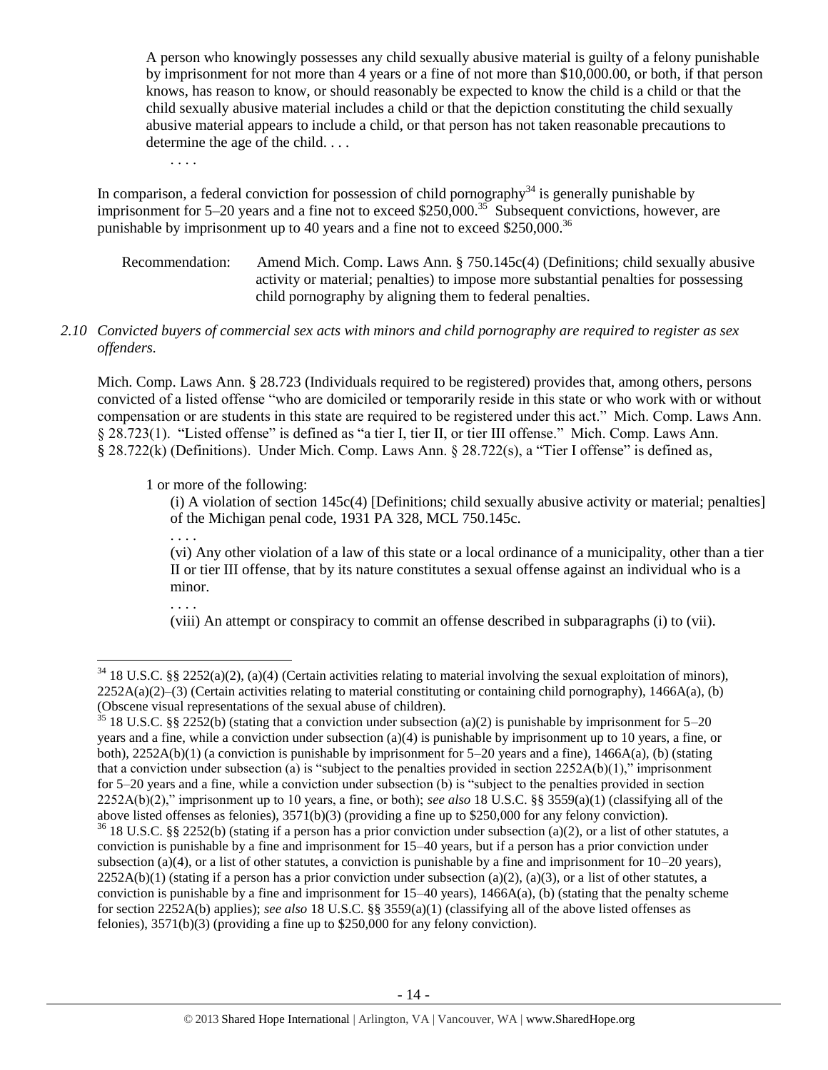> A person who knowingly possesses any child sexually abusive material is guilty of a felony punishable by imprisonment for not more than 4 years or a fine of not more than $10,000.00, or both, if that person knows, has reason to know, or should reasonably be expected to know the child is a child or that the child sexually abusive material includes a child or that the depiction constituting the child sexually abusive material appears to include a child, or that person has not taken reasonable precautions to determine the age of the child. . . .
>
> . . . .

In comparison, a federal conviction for possession of child pornography[34] is generally punishable by imprisonment for 5–20 years and a fine not to exceed $250,000.[35] Subsequent convictions, however, are punishable by imprisonment up to 40 years and a fine not to exceed $250,000.[36]

Recommendation: Amend Mich. Comp. Laws Ann. § 750.145c(4) (Definitions; child sexually abusive activity or material; penalties) to impose more substantial penalties for possessing child pornography by aligning them to federal penalties.

*2.10 Convicted buyers of commercial sex acts with minors and child pornography are required to register as sex offenders.*

Mich. Comp. Laws Ann. § 28.723 (Individuals required to be registered) provides that, among others, persons convicted of a listed offense "who are domiciled or temporarily reside in this state or who work with or without compensation or are students in this state are required to be registered under this act." Mich. Comp. Laws Ann. § 28.723(1). "Listed offense" is defined as "a tier I, tier II, or tier III offense." Mich. Comp. Laws Ann. § 28.722(k) (Definitions). Under Mich. Comp. Laws Ann. § 28.722(s), a "Tier I offense" is defined as,

> 1 or more of the following:
>
> (i) A violation of section 145c(4) [Definitions; child sexually abusive activity or material; penalties] of the Michigan penal code, 1931 PA 328, MCL 750.145c.
>
> . . . .
>
> (vi) Any other violation of a law of this state or a local ordinance of a municipality, other than a tier II or tier III offense, that by its nature constitutes a sexual offense against an individual who is a minor.
>
> . . . .
>
> (viii) An attempt or conspiracy to commit an offense described in subparagraphs (i) to (vii).

---

[34] 18 U.S.C. §§ 2252(a)(2), (a)(4) (Certain activities relating to material involving the sexual exploitation of minors), 2252A(a)(2)–(3) (Certain activities relating to material constituting or containing child pornography), 1466A(a), (b) (Obscene visual representations of the sexual abuse of children).

[35] 18 U.S.C. §§ 2252(b) (stating that a conviction under subsection (a)(2) is punishable by imprisonment for 5–20 years and a fine, while a conviction under subsection (a)(4) is punishable by imprisonment up to 10 years, a fine, or both), 2252A(b)(1) (a conviction is punishable by imprisonment for 5–20 years and a fine), 1466A(a), (b) (stating that a conviction under subsection (a) is "subject to the penalties provided in section 2252A(b)(1)," imprisonment for 5–20 years and a fine, while a conviction under subsection (b) is "subject to the penalties provided in section 2252A(b)(2)," imprisonment up to 10 years, a fine, or both); *see also* 18 U.S.C. §§ 3559(a)(1) (classifying all of the above listed offenses as felonies), 3571(b)(3) (providing a fine up to $250,000 for any felony conviction).

[36] 18 U.S.C. §§ 2252(b) (stating if a person has a prior conviction under subsection (a)(2), or a list of other statutes, a conviction is punishable by a fine and imprisonment for 15–40 years, but if a person has a prior conviction under subsection (a)(4), or a list of other statutes, a conviction is punishable by a fine and imprisonment for 10–20 years), 2252A(b)(1) (stating if a person has a prior conviction under subsection (a)(2), (a)(3), or a list of other statutes, a conviction is punishable by a fine and imprisonment for 15–40 years), 1466A(a), (b) (stating that the penalty scheme for section 2252A(b) applies); *see also* 18 U.S.C. §§ 3559(a)(1) (classifying all of the above listed offenses as felonies), 3571(b)(3) (providing a fine up to $250,000 for any felony conviction).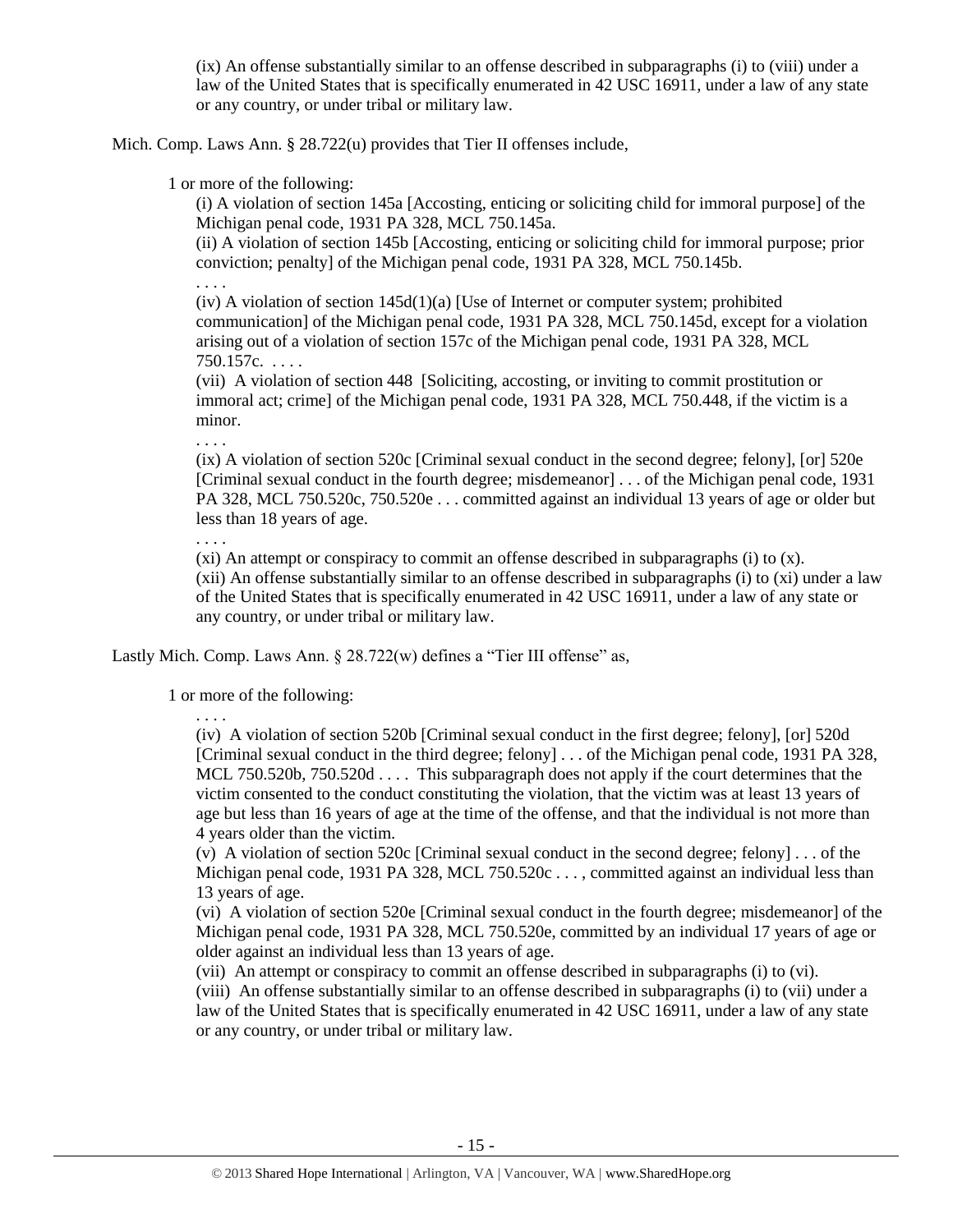(ix) An offense substantially similar to an offense described in subparagraphs (i) to (viii) under a law of the United States that is specifically enumerated in 42 USC 16911, under a law of any state or any country, or under tribal or military law.

Mich. Comp. Laws Ann. § 28.722(u) provides that Tier II offenses include,

1 or more of the following:

(i) A violation of section 145a [Accosting, enticing or soliciting child for immoral purpose] of the Michigan penal code, 1931 PA 328, MCL 750.145a.

(ii) A violation of section 145b [Accosting, enticing or soliciting child for immoral purpose; prior conviction; penalty] of the Michigan penal code, 1931 PA 328, MCL 750.145b.

. . . .

(iv) A violation of section 145d(1)(a) [Use of Internet or computer system; prohibited communication] of the Michigan penal code, 1931 PA 328, MCL 750.145d, except for a violation arising out of a violation of section 157c of the Michigan penal code, 1931 PA 328, MCL 750.157c. . . . .

(vii) A violation of section 448 [Soliciting, accosting, or inviting to commit prostitution or immoral act; crime] of the Michigan penal code, 1931 PA 328, MCL 750.448, if the victim is a minor.

. . . .

(ix) A violation of section 520c [Criminal sexual conduct in the second degree; felony], [or] 520e [Criminal sexual conduct in the fourth degree; misdemeanor] . . . of the Michigan penal code, 1931 PA 328, MCL 750.520c, 750.520e . . . committed against an individual 13 years of age or older but less than 18 years of age.

. . . .

(xi) An attempt or conspiracy to commit an offense described in subparagraphs (i) to (x).

(xii) An offense substantially similar to an offense described in subparagraphs (i) to (xi) under a law of the United States that is specifically enumerated in 42 USC 16911, under a law of any state or any country, or under tribal or military law.

Lastly Mich. Comp. Laws Ann. § 28.722(w) defines a "Tier III offense" as,

1 or more of the following:

. . . .

(iv) A violation of section 520b [Criminal sexual conduct in the first degree; felony], [or] 520d [Criminal sexual conduct in the third degree; felony] . . . of the Michigan penal code, 1931 PA 328, MCL 750.520b, 750.520d . . . . This subparagraph does not apply if the court determines that the victim consented to the conduct constituting the violation, that the victim was at least 13 years of age but less than 16 years of age at the time of the offense, and that the individual is not more than 4 years older than the victim.

(v) A violation of section 520c [Criminal sexual conduct in the second degree; felony] . . . of the Michigan penal code, 1931 PA 328, MCL 750.520c . . . , committed against an individual less than 13 years of age.

(vi) A violation of section 520e [Criminal sexual conduct in the fourth degree; misdemeanor] of the Michigan penal code, 1931 PA 328, MCL 750.520e, committed by an individual 17 years of age or older against an individual less than 13 years of age.

(vii) An attempt or conspiracy to commit an offense described in subparagraphs (i) to (vi).

(viii) An offense substantially similar to an offense described in subparagraphs (i) to (vii) under a law of the United States that is specifically enumerated in 42 USC 16911, under a law of any state or any country, or under tribal or military law.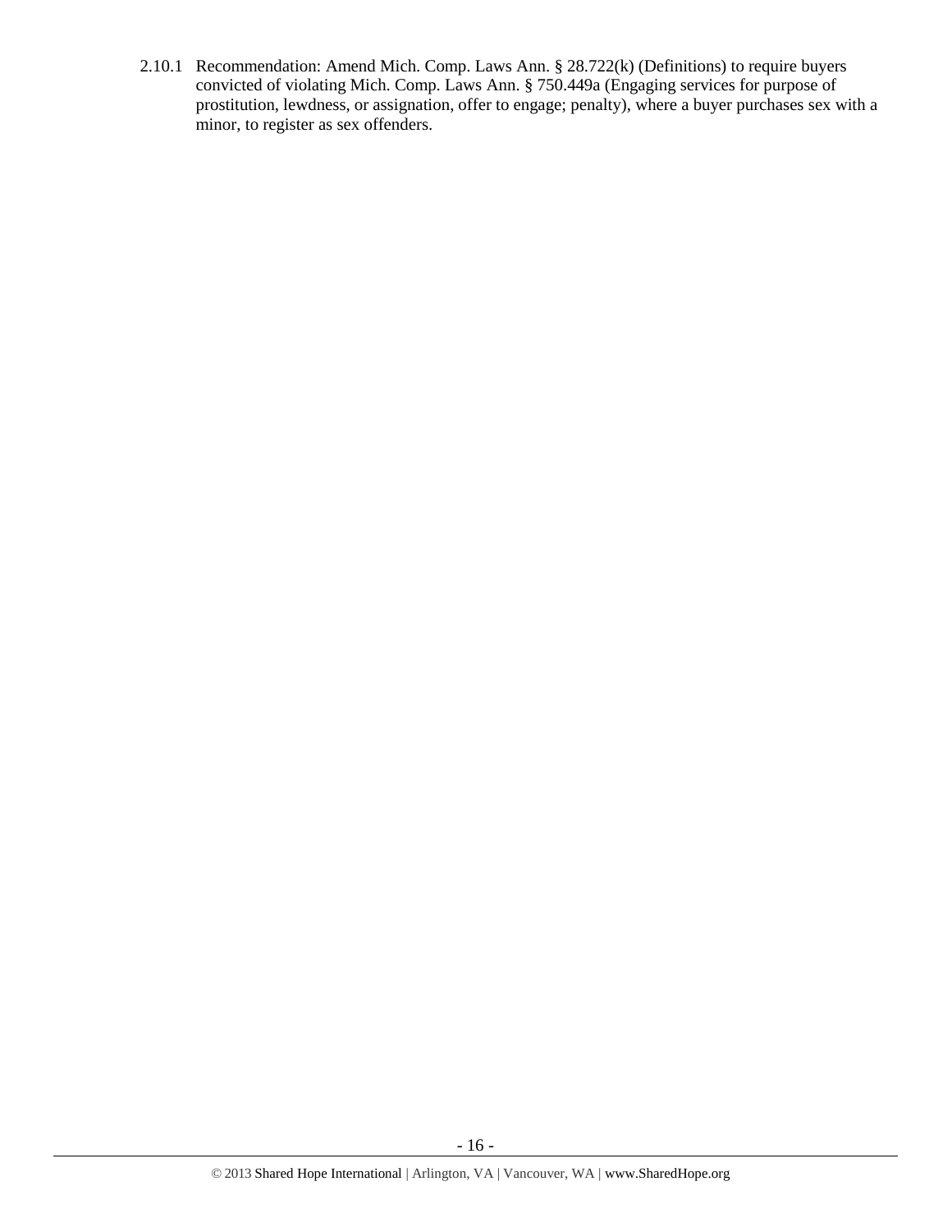2.10.1 Recommendation: Amend Mich. Comp. Laws Ann. § 28.722(k) (Definitions) to require buyers convicted of violating Mich. Comp. Laws Ann. § 750.449a (Engaging services for purpose of prostitution, lewdness, or assignation, offer to engage; penalty), where a buyer purchases sex with a minor, to register as sex offenders.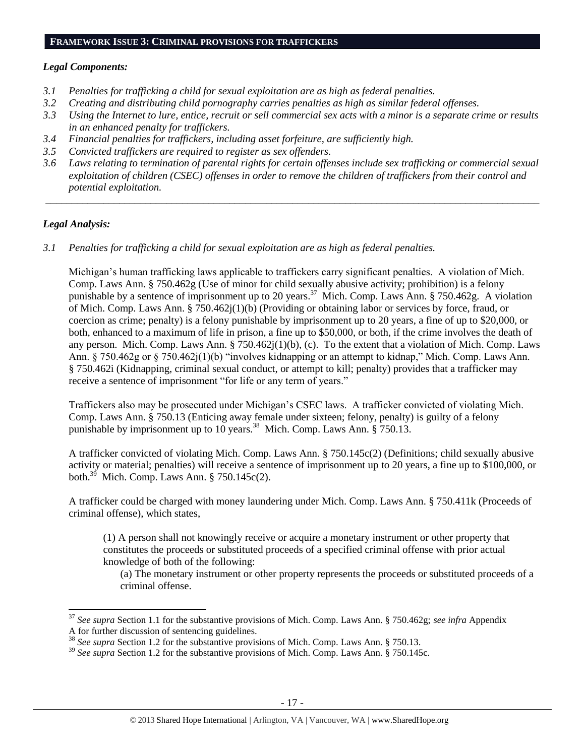## FRAMEWORK ISSUE 3: CRIMINAL PROVISIONS FOR TRAFFICKERS

### *Legal Components:*

*3.1 Penalties for trafficking a child for sexual exploitation are as high as federal penalties.*
*3.2 Creating and distributing child pornography carries penalties as high as similar federal offenses.*
*3.3 Using the Internet to lure, entice, recruit or sell commercial sex acts with a minor is a separate crime or results in an enhanced penalty for traffickers.*
*3.4 Financial penalties for traffickers, including asset forfeiture, are sufficiently high.*
*3.5 Convicted traffickers are required to register as sex offenders.*
*3.6 Laws relating to termination of parental rights for certain offenses include sex trafficking or commercial sexual exploitation of children (CSEC) offenses in order to remove the children of traffickers from their control and potential exploitation.*

---

### *Legal Analysis:*

*3.1 Penalties for trafficking a child for sexual exploitation are as high as federal penalties.*

Michigan's human trafficking laws applicable to traffickers carry significant penalties. A violation of Mich. Comp. Laws Ann. § 750.462g (Use of minor for child sexually abusive activity; prohibition) is a felony punishable by a sentence of imprisonment up to 20 years.[37] Mich. Comp. Laws Ann. § 750.462g. A violation of Mich. Comp. Laws Ann. § 750.462j(1)(b) (Providing or obtaining labor or services by force, fraud, or coercion as crime; penalty) is a felony punishable by imprisonment up to 20 years, a fine of up to $20,000, or both, enhanced to a maximum of life in prison, a fine up to $50,000, or both, if the crime involves the death of any person. Mich. Comp. Laws Ann. § 750.462j(1)(b), (c). To the extent that a violation of Mich. Comp. Laws Ann. § 750.462g or § 750.462j(1)(b) "involves kidnapping or an attempt to kidnap," Mich. Comp. Laws Ann. § 750.462i (Kidnapping, criminal sexual conduct, or attempt to kill; penalty) provides that a trafficker may receive a sentence of imprisonment "for life or any term of years."

Traffickers also may be prosecuted under Michigan's CSEC laws. A trafficker convicted of violating Mich. Comp. Laws Ann. § 750.13 (Enticing away female under sixteen; felony, penalty) is guilty of a felony punishable by imprisonment up to 10 years.[38] Mich. Comp. Laws Ann. § 750.13.

A trafficker convicted of violating Mich. Comp. Laws Ann. § 750.145c(2) (Definitions; child sexually abusive activity or material; penalties) will receive a sentence of imprisonment up to 20 years, a fine up to $100,000, or both.[39] Mich. Comp. Laws Ann. § 750.145c(2).

A trafficker could be charged with money laundering under Mich. Comp. Laws Ann. § 750.411k (Proceeds of criminal offense), which states,

> (1) A person shall not knowingly receive or acquire a monetary instrument or other property that constitutes the proceeds or substituted proceeds of a specified criminal offense with prior actual knowledge of both of the following:
>
> (a) The monetary instrument or other property represents the proceeds or substituted proceeds of a criminal offense.

---

[37] *See supra* Section 1.1 for the substantive provisions of Mich. Comp. Laws Ann. § 750.462g; *see infra* Appendix A for further discussion of sentencing guidelines.

[38] *See supra* Section 1.2 for the substantive provisions of Mich. Comp. Laws Ann. § 750.13.

[39] *See supra* Section 1.2 for the substantive provisions of Mich. Comp. Laws Ann. § 750.145c.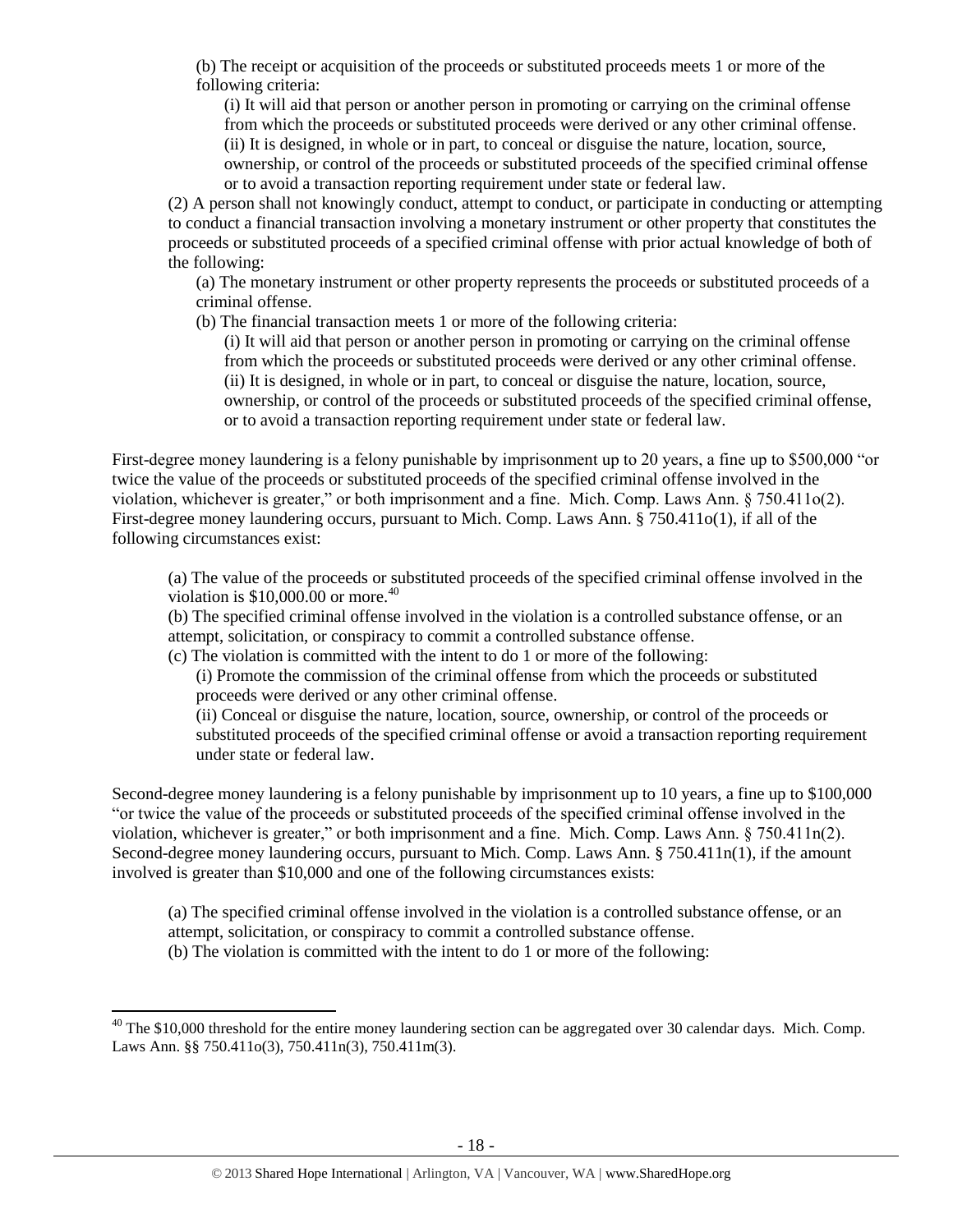(b) The receipt or acquisition of the proceeds or substituted proceeds meets 1 or more of the following criteria:

(i) It will aid that person or another person in promoting or carrying on the criminal offense from which the proceeds or substituted proceeds were derived or any other criminal offense.
(ii) It is designed, in whole or in part, to conceal or disguise the nature, location, source, ownership, or control of the proceeds or substituted proceeds of the specified criminal offense or to avoid a transaction reporting requirement under state or federal law.

(2) A person shall not knowingly conduct, attempt to conduct, or participate in conducting or attempting to conduct a financial transaction involving a monetary instrument or other property that constitutes the proceeds or substituted proceeds of a specified criminal offense with prior actual knowledge of both of the following:

(a) The monetary instrument or other property represents the proceeds or substituted proceeds of a criminal offense.
(b) The financial transaction meets 1 or more of the following criteria:

(i) It will aid that person or another person in promoting or carrying on the criminal offense from which the proceeds or substituted proceeds were derived or any other criminal offense.
(ii) It is designed, in whole or in part, to conceal or disguise the nature, location, source, ownership, or control of the proceeds or substituted proceeds of the specified criminal offense, or to avoid a transaction reporting requirement under state or federal law.

First-degree money laundering is a felony punishable by imprisonment up to 20 years, a fine up to \$500,000 "or twice the value of the proceeds or substituted proceeds of the specified criminal offense involved in the violation, whichever is greater," or both imprisonment and a fine. Mich. Comp. Laws Ann. § 750.411o(2). First-degree money laundering occurs, pursuant to Mich. Comp. Laws Ann. § 750.411o(1), if all of the following circumstances exist:

(a) The value of the proceeds or substituted proceeds of the specified criminal offense involved in the violation is \$10,000.00 or more.[40]
(b) The specified criminal offense involved in the violation is a controlled substance offense, or an attempt, solicitation, or conspiracy to commit a controlled substance offense.
(c) The violation is committed with the intent to do 1 or more of the following:

(i) Promote the commission of the criminal offense from which the proceeds or substituted proceeds were derived or any other criminal offense.
(ii) Conceal or disguise the nature, location, source, ownership, or control of the proceeds or substituted proceeds of the specified criminal offense or avoid a transaction reporting requirement under state or federal law.

Second-degree money laundering is a felony punishable by imprisonment up to 10 years, a fine up to \$100,000 "or twice the value of the proceeds or substituted proceeds of the specified criminal offense involved in the violation, whichever is greater," or both imprisonment and a fine. Mich. Comp. Laws Ann. § 750.411n(2). Second-degree money laundering occurs, pursuant to Mich. Comp. Laws Ann. § 750.411n(1), if the amount involved is greater than \$10,000 and one of the following circumstances exists:

(a) The specified criminal offense involved in the violation is a controlled substance offense, or an attempt, solicitation, or conspiracy to commit a controlled substance offense.
(b) The violation is committed with the intent to do 1 or more of the following:

---

[40] The \$10,000 threshold for the entire money laundering section can be aggregated over 30 calendar days. Mich. Comp. Laws Ann. §§ 750.411o(3), 750.411n(3), 750.411m(3).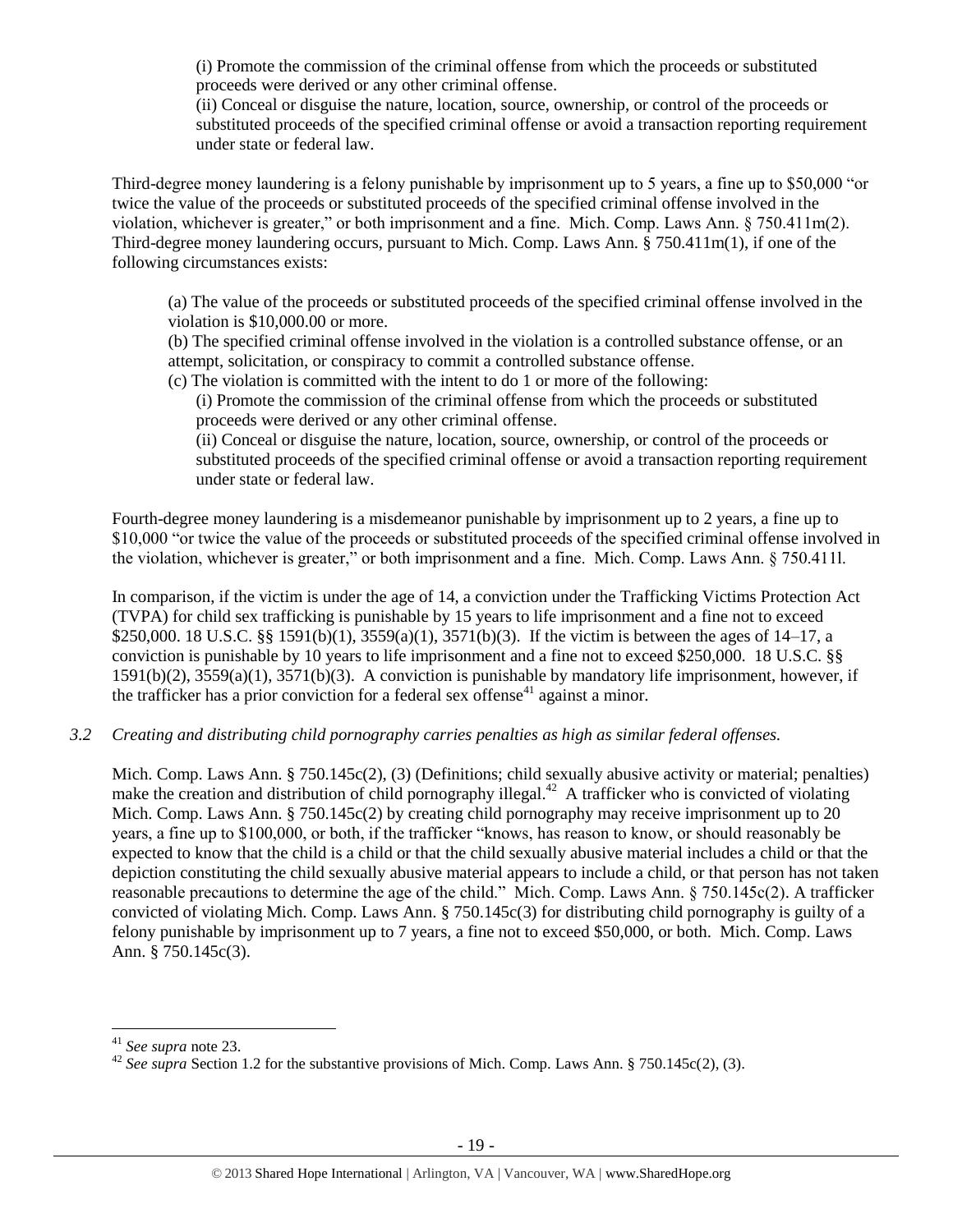(i) Promote the commission of the criminal offense from which the proceeds or substituted proceeds were derived or any other criminal offense.

(ii) Conceal or disguise the nature, location, source, ownership, or control of the proceeds or substituted proceeds of the specified criminal offense or avoid a transaction reporting requirement under state or federal law.

Third-degree money laundering is a felony punishable by imprisonment up to 5 years, a fine up to $50,000 "or twice the value of the proceeds or substituted proceeds of the specified criminal offense involved in the violation, whichever is greater," or both imprisonment and a fine. Mich. Comp. Laws Ann. § 750.411m(2). Third-degree money laundering occurs, pursuant to Mich. Comp. Laws Ann. § 750.411m(1), if one of the following circumstances exists:

(a) The value of the proceeds or substituted proceeds of the specified criminal offense involved in the violation is $10,000.00 or more.

(b) The specified criminal offense involved in the violation is a controlled substance offense, or an attempt, solicitation, or conspiracy to commit a controlled substance offense.

(c) The violation is committed with the intent to do 1 or more of the following:

(i) Promote the commission of the criminal offense from which the proceeds or substituted proceeds were derived or any other criminal offense.

(ii) Conceal or disguise the nature, location, source, ownership, or control of the proceeds or substituted proceeds of the specified criminal offense or avoid a transaction reporting requirement under state or federal law.

Fourth-degree money laundering is a misdemeanor punishable by imprisonment up to 2 years, a fine up to $10,000 "or twice the value of the proceeds or substituted proceeds of the specified criminal offense involved in the violation, whichever is greater," or both imprisonment and a fine. Mich. Comp. Laws Ann. § 750.411l.

In comparison, if the victim is under the age of 14, a conviction under the Trafficking Victims Protection Act (TVPA) for child sex trafficking is punishable by 15 years to life imprisonment and a fine not to exceed $250,000. 18 U.S.C. §§ 1591(b)(1), 3559(a)(1), 3571(b)(3). If the victim is between the ages of 14–17, a conviction is punishable by 10 years to life imprisonment and a fine not to exceed $250,000. 18 U.S.C. §§ 1591(b)(2), 3559(a)(1), 3571(b)(3). A conviction is punishable by mandatory life imprisonment, however, if the trafficker has a prior conviction for a federal sex offense[41] against a minor.

*3.2 Creating and distributing child pornography carries penalties as high as similar federal offenses.*

Mich. Comp. Laws Ann. § 750.145c(2), (3) (Definitions; child sexually abusive activity or material; penalties) make the creation and distribution of child pornography illegal.[42] A trafficker who is convicted of violating Mich. Comp. Laws Ann. § 750.145c(2) by creating child pornography may receive imprisonment up to 20 years, a fine up to $100,000, or both, if the trafficker "knows, has reason to know, or should reasonably be expected to know that the child is a child or that the child sexually abusive material includes a child or that the depiction constituting the child sexually abusive material appears to include a child, or that person has not taken reasonable precautions to determine the age of the child." Mich. Comp. Laws Ann. § 750.145c(2). A trafficker convicted of violating Mich. Comp. Laws Ann. § 750.145c(3) for distributing child pornography is guilty of a felony punishable by imprisonment up to 7 years, a fine not to exceed $50,000, or both. Mich. Comp. Laws Ann. § 750.145c(3).

---

[41] *See supra* note 23.

[42] *See supra* Section 1.2 for the substantive provisions of Mich. Comp. Laws Ann. § 750.145c(2), (3).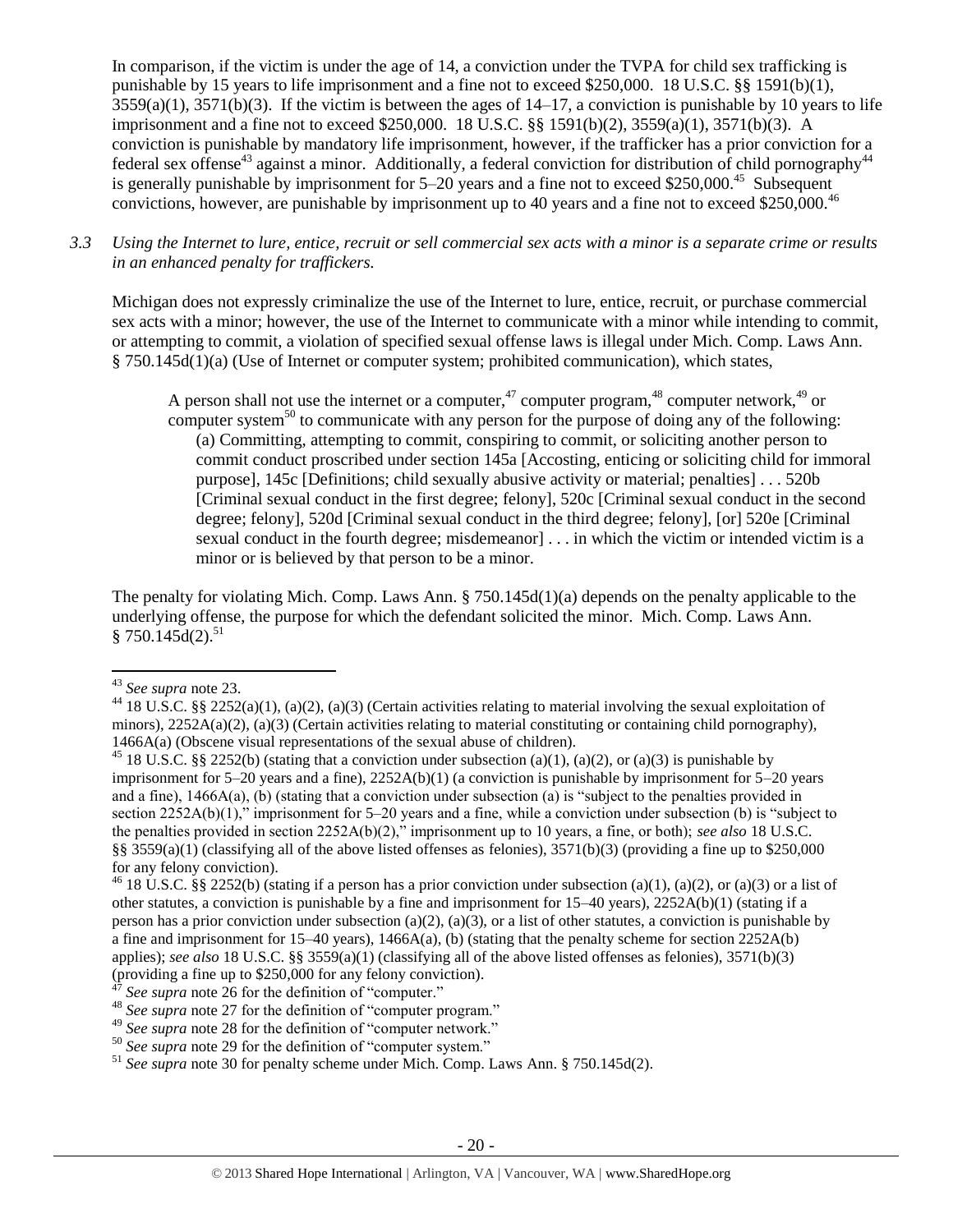In comparison, if the victim is under the age of 14, a conviction under the TVPA for child sex trafficking is punishable by 15 years to life imprisonment and a fine not to exceed $250,000. 18 U.S.C. §§ 1591(b)(1), 3559(a)(1), 3571(b)(3). If the victim is between the ages of 14–17, a conviction is punishable by 10 years to life imprisonment and a fine not to exceed $250,000. 18 U.S.C. §§ 1591(b)(2), 3559(a)(1), 3571(b)(3). A conviction is punishable by mandatory life imprisonment, however, if the trafficker has a prior conviction for a federal sex offense[43] against a minor. Additionally, a federal conviction for distribution of child pornography[44] is generally punishable by imprisonment for 5–20 years and a fine not to exceed $250,000.[45] Subsequent convictions, however, are punishable by imprisonment up to 40 years and a fine not to exceed $250,000.[46]

*3.3 Using the Internet to lure, entice, recruit or sell commercial sex acts with a minor is a separate crime or results in an enhanced penalty for traffickers.*

Michigan does not expressly criminalize the use of the Internet to lure, entice, recruit, or purchase commercial sex acts with a minor; however, the use of the Internet to communicate with a minor while intending to commit, or attempting to commit, a violation of specified sexual offense laws is illegal under Mich. Comp. Laws Ann. § 750.145d(1)(a) (Use of Internet or computer system; prohibited communication), which states,

> A person shall not use the internet or a computer,[47] computer program,[48] computer network,[49] or computer system[50] to communicate with any person for the purpose of doing any of the following:
>
> (a) Committing, attempting to commit, conspiring to commit, or soliciting another person to commit conduct proscribed under section 145a [Accosting, enticing or soliciting child for immoral purpose], 145c [Definitions; child sexually abusive activity or material; penalties] . . . 520b [Criminal sexual conduct in the first degree; felony], 520c [Criminal sexual conduct in the second degree; felony], 520d [Criminal sexual conduct in the third degree; felony], [or] 520e [Criminal sexual conduct in the fourth degree; misdemeanor] . . . in which the victim or intended victim is a minor or is believed by that person to be a minor.

The penalty for violating Mich. Comp. Laws Ann. § 750.145d(1)(a) depends on the penalty applicable to the underlying offense, the purpose for which the defendant solicited the minor. Mich. Comp. Laws Ann. § 750.145d(2).[51]

---

[43] *See supra* note 23.

[44] 18 U.S.C. §§ 2252(a)(1), (a)(2), (a)(3) (Certain activities relating to material involving the sexual exploitation of minors), 2252A(a)(2), (a)(3) (Certain activities relating to material constituting or containing child pornography), 1466A(a) (Obscene visual representations of the sexual abuse of children).

[45] 18 U.S.C. §§ 2252(b) (stating that a conviction under subsection (a)(1), (a)(2), or (a)(3) is punishable by imprisonment for 5–20 years and a fine), 2252A(b)(1) (a conviction is punishable by imprisonment for 5–20 years and a fine), 1466A(a), (b) (stating that a conviction under subsection (a) is "subject to the penalties provided in section 2252A(b)(1)," imprisonment for 5–20 years and a fine, while a conviction under subsection (b) is "subject to the penalties provided in section 2252A(b)(2)," imprisonment up to 10 years, a fine, or both); *see also* 18 U.S.C. §§ 3559(a)(1) (classifying all of the above listed offenses as felonies), 3571(b)(3) (providing a fine up to $250,000 for any felony conviction).

[46] 18 U.S.C. §§ 2252(b) (stating if a person has a prior conviction under subsection (a)(1), (a)(2), or (a)(3) or a list of other statutes, a conviction is punishable by a fine and imprisonment for 15–40 years), 2252A(b)(1) (stating if a person has a prior conviction under subsection (a)(2), (a)(3), or a list of other statutes, a conviction is punishable by a fine and imprisonment for 15–40 years), 1466A(a), (b) (stating that the penalty scheme for section 2252A(b) applies); *see also* 18 U.S.C. §§ 3559(a)(1) (classifying all of the above listed offenses as felonies), 3571(b)(3) (providing a fine up to $250,000 for any felony conviction).

[47] *See supra* note 26 for the definition of "computer."

[48] *See supra* note 27 for the definition of "computer program."

[49] *See supra* note 28 for the definition of "computer network."

[50] *See supra* note 29 for the definition of "computer system."

[51] *See supra* note 30 for penalty scheme under Mich. Comp. Laws Ann. § 750.145d(2).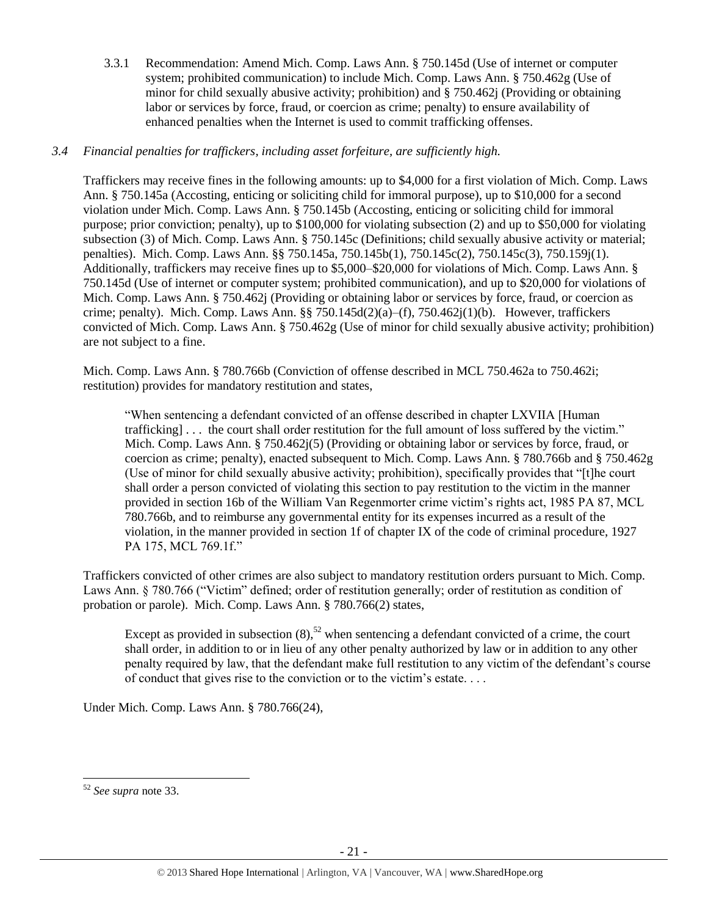3.3.1 Recommendation: Amend Mich. Comp. Laws Ann. § 750.145d (Use of internet or computer system; prohibited communication) to include Mich. Comp. Laws Ann. § 750.462g (Use of minor for child sexually abusive activity; prohibition) and § 750.462j (Providing or obtaining labor or services by force, fraud, or coercion as crime; penalty) to ensure availability of enhanced penalties when the Internet is used to commit trafficking offenses.

*3.4 Financial penalties for traffickers, including asset forfeiture, are sufficiently high.*

Traffickers may receive fines in the following amounts: up to $4,000 for a first violation of Mich. Comp. Laws Ann. § 750.145a (Accosting, enticing or soliciting child for immoral purpose), up to $10,000 for a second violation under Mich. Comp. Laws Ann. § 750.145b (Accosting, enticing or soliciting child for immoral purpose; prior conviction; penalty), up to $100,000 for violating subsection (2) and up to $50,000 for violating subsection (3) of Mich. Comp. Laws Ann. § 750.145c (Definitions; child sexually abusive activity or material; penalties). Mich. Comp. Laws Ann. §§ 750.145a, 750.145b(1), 750.145c(2), 750.145c(3), 750.159j(1). Additionally, traffickers may receive fines up to $5,000–$20,000 for violations of Mich. Comp. Laws Ann. § 750.145d (Use of internet or computer system; prohibited communication), and up to $20,000 for violations of Mich. Comp. Laws Ann. § 750.462j (Providing or obtaining labor or services by force, fraud, or coercion as crime; penalty). Mich. Comp. Laws Ann. §§ 750.145d(2)(a)–(f), 750.462j(1)(b). However, traffickers convicted of Mich. Comp. Laws Ann. § 750.462g (Use of minor for child sexually abusive activity; prohibition) are not subject to a fine.

Mich. Comp. Laws Ann. § 780.766b (Conviction of offense described in MCL 750.462a to 750.462i; restitution) provides for mandatory restitution and states,

> "When sentencing a defendant convicted of an offense described in chapter LXVIIA [Human trafficking] . . . the court shall order restitution for the full amount of loss suffered by the victim." Mich. Comp. Laws Ann. § 750.462j(5) (Providing or obtaining labor or services by force, fraud, or coercion as crime; penalty), enacted subsequent to Mich. Comp. Laws Ann. § 780.766b and § 750.462g (Use of minor for child sexually abusive activity; prohibition), specifically provides that "[t]he court shall order a person convicted of violating this section to pay restitution to the victim in the manner provided in section 16b of the William Van Regenmorter crime victim's rights act, 1985 PA 87, MCL 780.766b, and to reimburse any governmental entity for its expenses incurred as a result of the violation, in the manner provided in section 1f of chapter IX of the code of criminal procedure, 1927 PA 175, MCL 769.1f."

Traffickers convicted of other crimes are also subject to mandatory restitution orders pursuant to Mich. Comp. Laws Ann. § 780.766 ("Victim" defined; order of restitution generally; order of restitution as condition of probation or parole). Mich. Comp. Laws Ann. § 780.766(2) states,

> Except as provided in subsection (8),[52] when sentencing a defendant convicted of a crime, the court shall order, in addition to or in lieu of any other penalty authorized by law or in addition to any other penalty required by law, that the defendant make full restitution to any victim of the defendant's course of conduct that gives rise to the conviction or to the victim's estate. . . .

Under Mich. Comp. Laws Ann. § 780.766(24),

---

[52] *See supra* note 33.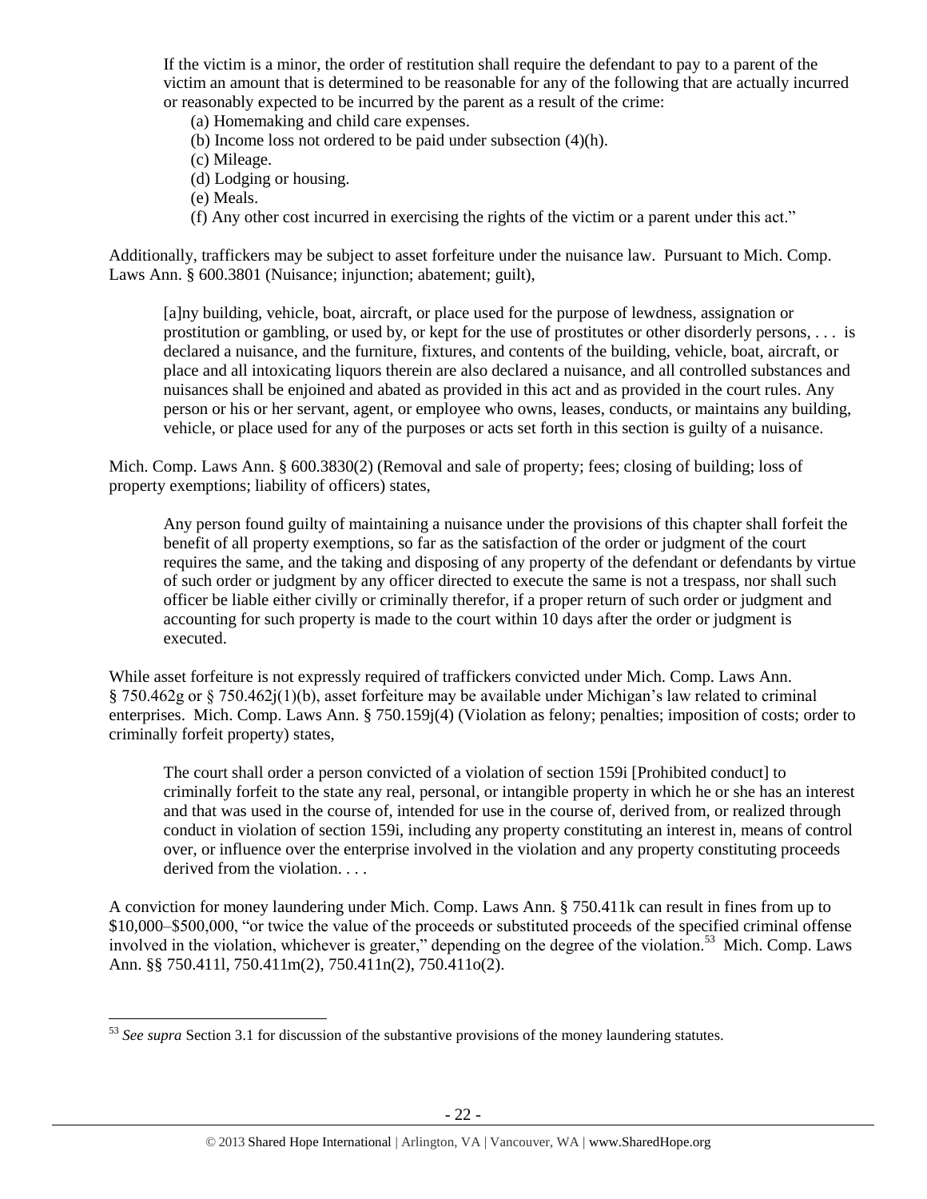> If the victim is a minor, the order of restitution shall require the defendant to pay to a parent of the victim an amount that is determined to be reasonable for any of the following that are actually incurred or reasonably expected to be incurred by the parent as a result of the crime:
>
> (a) Homemaking and child care expenses.
> (b) Income loss not ordered to be paid under subsection (4)(h).
> (c) Mileage.
> (d) Lodging or housing.
> (e) Meals.
> (f) Any other cost incurred in exercising the rights of the victim or a parent under this act."

Additionally, traffickers may be subject to asset forfeiture under the nuisance law. Pursuant to Mich. Comp. Laws Ann. § 600.3801 (Nuisance; injunction; abatement; guilt),

> [a]ny building, vehicle, boat, aircraft, or place used for the purpose of lewdness, assignation or prostitution or gambling, or used by, or kept for the use of prostitutes or other disorderly persons, . . . is declared a nuisance, and the furniture, fixtures, and contents of the building, vehicle, boat, aircraft, or place and all intoxicating liquors therein are also declared a nuisance, and all controlled substances and nuisances shall be enjoined and abated as provided in this act and as provided in the court rules. Any person or his or her servant, agent, or employee who owns, leases, conducts, or maintains any building, vehicle, or place used for any of the purposes or acts set forth in this section is guilty of a nuisance.

Mich. Comp. Laws Ann. § 600.3830(2) (Removal and sale of property; fees; closing of building; loss of property exemptions; liability of officers) states,

> Any person found guilty of maintaining a nuisance under the provisions of this chapter shall forfeit the benefit of all property exemptions, so far as the satisfaction of the order or judgment of the court requires the same, and the taking and disposing of any property of the defendant or defendants by virtue of such order or judgment by any officer directed to execute the same is not a trespass, nor shall such officer be liable either civilly or criminally therefor, if a proper return of such order or judgment and accounting for such property is made to the court within 10 days after the order or judgment is executed.

While asset forfeiture is not expressly required of traffickers convicted under Mich. Comp. Laws Ann. § 750.462g or § 750.462j(1)(b), asset forfeiture may be available under Michigan's law related to criminal enterprises. Mich. Comp. Laws Ann. § 750.159j(4) (Violation as felony; penalties; imposition of costs; order to criminally forfeit property) states,

> The court shall order a person convicted of a violation of section 159i [Prohibited conduct] to criminally forfeit to the state any real, personal, or intangible property in which he or she has an interest and that was used in the course of, intended for use in the course of, derived from, or realized through conduct in violation of section 159i, including any property constituting an interest in, means of control over, or influence over the enterprise involved in the violation and any property constituting proceeds derived from the violation. . . .

A conviction for money laundering under Mich. Comp. Laws Ann. § 750.411k can result in fines from up to \$10,000–\$500,000, "or twice the value of the proceeds or substituted proceeds of the specified criminal offense involved in the violation, whichever is greater," depending on the degree of the violation.[53] Mich. Comp. Laws Ann. §§ 750.411l, 750.411m(2), 750.411n(2), 750.411o(2).

[53] *See supra* Section 3.1 for discussion of the substantive provisions of the money laundering statutes.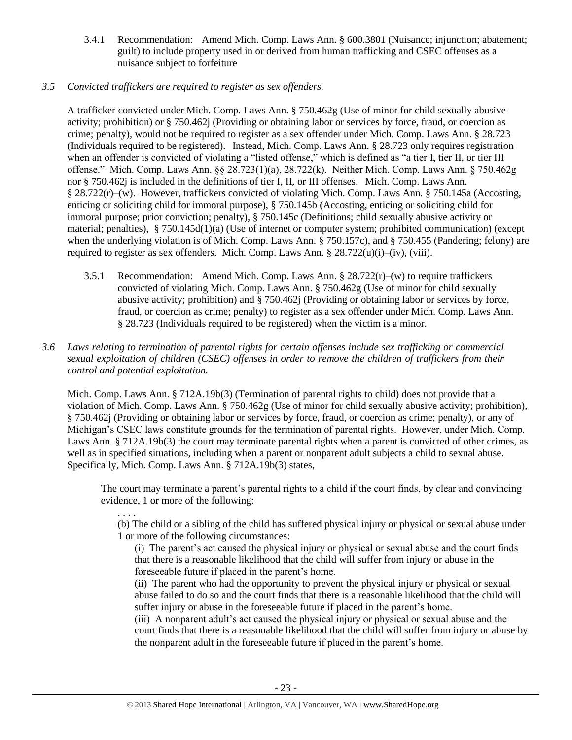3.4.1 Recommendation: Amend Mich. Comp. Laws Ann. § 600.3801 (Nuisance; injunction; abatement; guilt) to include property used in or derived from human trafficking and CSEC offenses as a nuisance subject to forfeiture

*3.5 Convicted traffickers are required to register as sex offenders.*

A trafficker convicted under Mich. Comp. Laws Ann. § 750.462g (Use of minor for child sexually abusive activity; prohibition) or § 750.462j (Providing or obtaining labor or services by force, fraud, or coercion as crime; penalty), would not be required to register as a sex offender under Mich. Comp. Laws Ann. § 28.723 (Individuals required to be registered). Instead, Mich. Comp. Laws Ann. § 28.723 only requires registration when an offender is convicted of violating a "listed offense," which is defined as "a tier I, tier II, or tier III offense." Mich. Comp. Laws Ann. §§ 28.723(1)(a), 28.722(k). Neither Mich. Comp. Laws Ann. § 750.462g nor § 750.462j is included in the definitions of tier I, II, or III offenses. Mich. Comp. Laws Ann. § 28.722(r)–(w). However, traffickers convicted of violating Mich. Comp. Laws Ann. § 750.145a (Accosting, enticing or soliciting child for immoral purpose), § 750.145b (Accosting, enticing or soliciting child for immoral purpose; prior conviction; penalty), § 750.145c (Definitions; child sexually abusive activity or material; penalties), § 750.145d(1)(a) (Use of internet or computer system; prohibited communication) (except when the underlying violation is of Mich. Comp. Laws Ann. § 750.157c), and § 750.455 (Pandering; felony) are required to register as sex offenders. Mich. Comp. Laws Ann. § 28.722(u)(i)–(iv), (viii).

3.5.1 Recommendation: Amend Mich. Comp. Laws Ann. § 28.722(r)–(w) to require traffickers convicted of violating Mich. Comp. Laws Ann. § 750.462g (Use of minor for child sexually abusive activity; prohibition) and § 750.462j (Providing or obtaining labor or services by force, fraud, or coercion as crime; penalty) to register as a sex offender under Mich. Comp. Laws Ann. § 28.723 (Individuals required to be registered) when the victim is a minor.

*3.6 Laws relating to termination of parental rights for certain offenses include sex trafficking or commercial sexual exploitation of children (CSEC) offenses in order to remove the children of traffickers from their control and potential exploitation.*

Mich. Comp. Laws Ann. § 712A.19b(3) (Termination of parental rights to child) does not provide that a violation of Mich. Comp. Laws Ann. § 750.462g (Use of minor for child sexually abusive activity; prohibition), § 750.462j (Providing or obtaining labor or services by force, fraud, or coercion as crime; penalty), or any of Michigan's CSEC laws constitute grounds for the termination of parental rights. However, under Mich. Comp. Laws Ann. § 712A.19b(3) the court may terminate parental rights when a parent is convicted of other crimes, as well as in specified situations, including when a parent or nonparent adult subjects a child to sexual abuse. Specifically, Mich. Comp. Laws Ann. § 712A.19b(3) states,

> The court may terminate a parent's parental rights to a child if the court finds, by clear and convincing evidence, 1 or more of the following:
>
> . . . .
>
> (b) The child or a sibling of the child has suffered physical injury or physical or sexual abuse under 1 or more of the following circumstances:
>
> (i) The parent's act caused the physical injury or physical or sexual abuse and the court finds that there is a reasonable likelihood that the child will suffer from injury or abuse in the foreseeable future if placed in the parent's home.
>
> (ii) The parent who had the opportunity to prevent the physical injury or physical or sexual abuse failed to do so and the court finds that there is a reasonable likelihood that the child will suffer injury or abuse in the foreseeable future if placed in the parent's home.
>
> (iii) A nonparent adult's act caused the physical injury or physical or sexual abuse and the court finds that there is a reasonable likelihood that the child will suffer from injury or abuse by the nonparent adult in the foreseeable future if placed in the parent's home.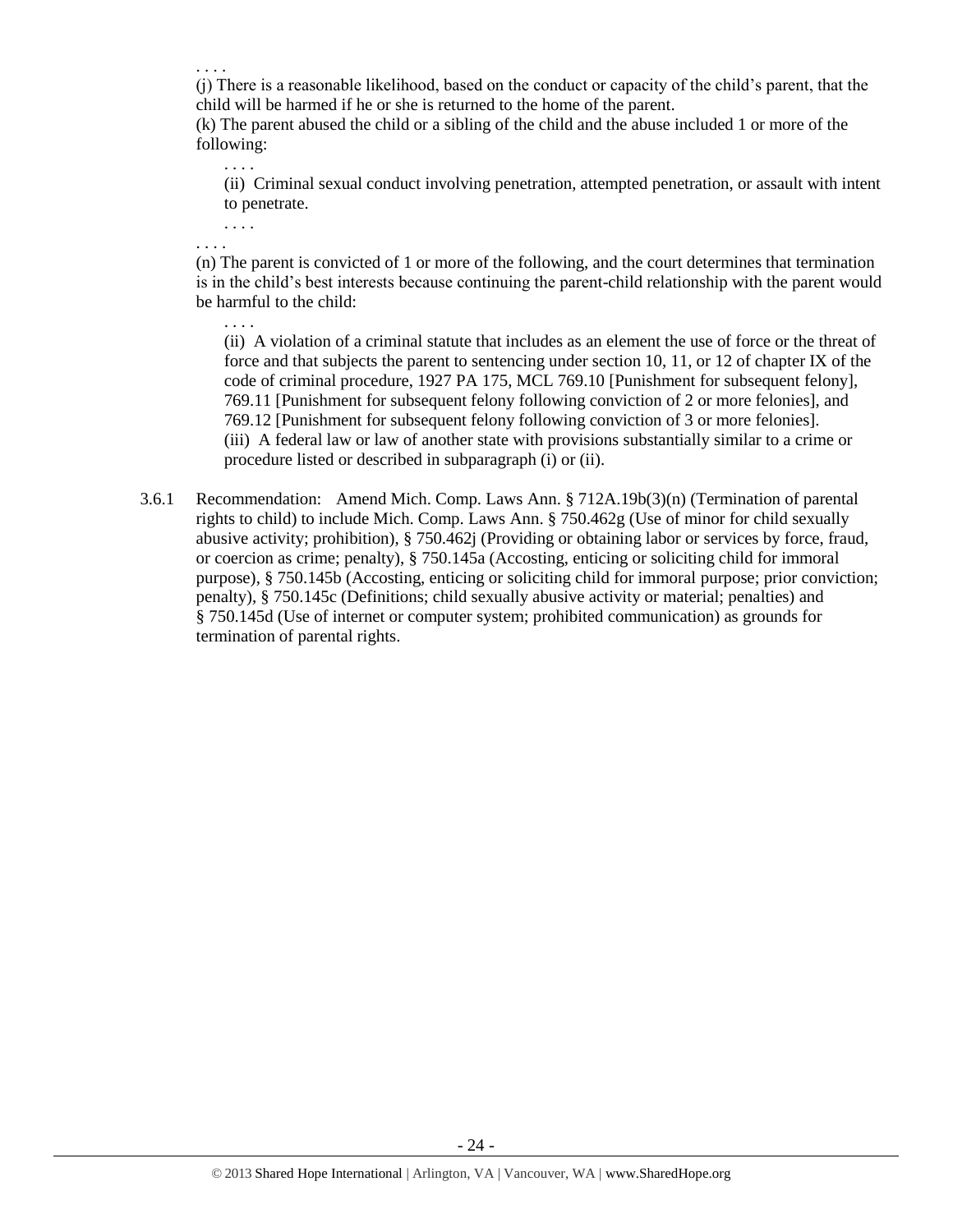. . . .

(j) There is a reasonable likelihood, based on the conduct or capacity of the child's parent, that the child will be harmed if he or she is returned to the home of the parent.

(k) The parent abused the child or a sibling of the child and the abuse included 1 or more of the following:

> . . . .
>
> (ii) Criminal sexual conduct involving penetration, attempted penetration, or assault with intent to penetrate.
>
> . . . .

. . . .

(n) The parent is convicted of 1 or more of the following, and the court determines that termination is in the child's best interests because continuing the parent-child relationship with the parent would be harmful to the child:

> . . . .
>
> (ii) A violation of a criminal statute that includes as an element the use of force or the threat of force and that subjects the parent to sentencing under section 10, 11, or 12 of chapter IX of the code of criminal procedure, 1927 PA 175, MCL 769.10 [Punishment for subsequent felony], 769.11 [Punishment for subsequent felony following conviction of 2 or more felonies], and 769.12 [Punishment for subsequent felony following conviction of 3 or more felonies].
>
> (iii) A federal law or law of another state with provisions substantially similar to a crime or procedure listed or described in subparagraph (i) or (ii).

3.6.1 Recommendation: Amend Mich. Comp. Laws Ann. § 712A.19b(3)(n) (Termination of parental rights to child) to include Mich. Comp. Laws Ann. § 750.462g (Use of minor for child sexually abusive activity; prohibition), § 750.462j (Providing or obtaining labor or services by force, fraud, or coercion as crime; penalty), § 750.145a (Accosting, enticing or soliciting child for immoral purpose), § 750.145b (Accosting, enticing or soliciting child for immoral purpose; prior conviction; penalty), § 750.145c (Definitions; child sexually abusive activity or material; penalties) and § 750.145d (Use of internet or computer system; prohibited communication) as grounds for termination of parental rights.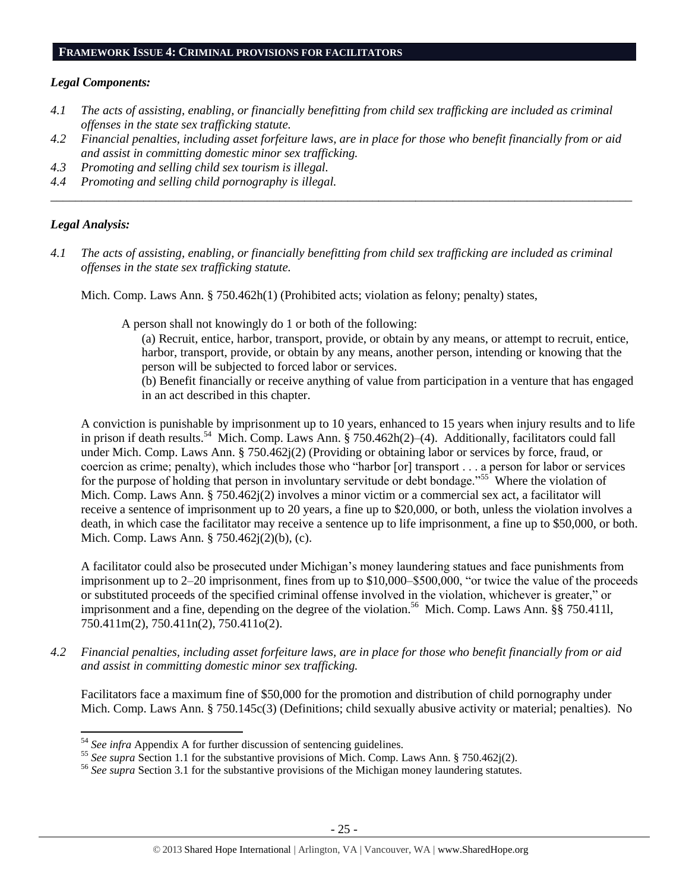## FRAMEWORK ISSUE 4: CRIMINAL PROVISIONS FOR FACILITATORS

### *Legal Components:*

*4.1 The acts of assisting, enabling, or financially benefitting from child sex trafficking are included as criminal offenses in the state sex trafficking statute.*

*4.2 Financial penalties, including asset forfeiture laws, are in place for those who benefit financially from or aid and assist in committing domestic minor sex trafficking.*

*4.3 Promoting and selling child sex tourism is illegal.*

*4.4 Promoting and selling child pornography is illegal.*

---

### *Legal Analysis:*

*4.1 The acts of assisting, enabling, or financially benefitting from child sex trafficking are included as criminal offenses in the state sex trafficking statute.*

Mich. Comp. Laws Ann. § 750.462h(1) (Prohibited acts; violation as felony; penalty) states,

> A person shall not knowingly do 1 or both of the following:
>
> (a) Recruit, entice, harbor, transport, provide, or obtain by any means, or attempt to recruit, entice, harbor, transport, provide, or obtain by any means, another person, intending or knowing that the person will be subjected to forced labor or services.
>
> (b) Benefit financially or receive anything of value from participation in a venture that has engaged in an act described in this chapter.

A conviction is punishable by imprisonment up to 10 years, enhanced to 15 years when injury results and to life in prison if death results.[54] Mich. Comp. Laws Ann. § 750.462h(2)–(4). Additionally, facilitators could fall under Mich. Comp. Laws Ann. § 750.462j(2) (Providing or obtaining labor or services by force, fraud, or coercion as crime; penalty), which includes those who "harbor [or] transport . . . a person for labor or services for the purpose of holding that person in involuntary servitude or debt bondage."[55] Where the violation of Mich. Comp. Laws Ann. § 750.462j(2) involves a minor victim or a commercial sex act, a facilitator will receive a sentence of imprisonment up to 20 years, a fine up to $20,000, or both, unless the violation involves a death, in which case the facilitator may receive a sentence up to life imprisonment, a fine up to $50,000, or both. Mich. Comp. Laws Ann. § 750.462j(2)(b), (c).

A facilitator could also be prosecuted under Michigan's money laundering statues and face punishments from imprisonment up to 2–20 imprisonment, fines from up to $10,000–$500,000, "or twice the value of the proceeds or substituted proceeds of the specified criminal offense involved in the violation, whichever is greater," or imprisonment and a fine, depending on the degree of the violation.[56] Mich. Comp. Laws Ann. §§ 750.411l, 750.411m(2), 750.411n(2), 750.411o(2).

*4.2 Financial penalties, including asset forfeiture laws, are in place for those who benefit financially from or aid and assist in committing domestic minor sex trafficking.*

Facilitators face a maximum fine of $50,000 for the promotion and distribution of child pornography under Mich. Comp. Laws Ann. § 750.145c(3) (Definitions; child sexually abusive activity or material; penalties). No

---

[54] *See infra* Appendix A for further discussion of sentencing guidelines.

[55] *See supra* Section 1.1 for the substantive provisions of Mich. Comp. Laws Ann. § 750.462j(2).

[56] *See supra* Section 3.1 for the substantive provisions of the Michigan money laundering statutes.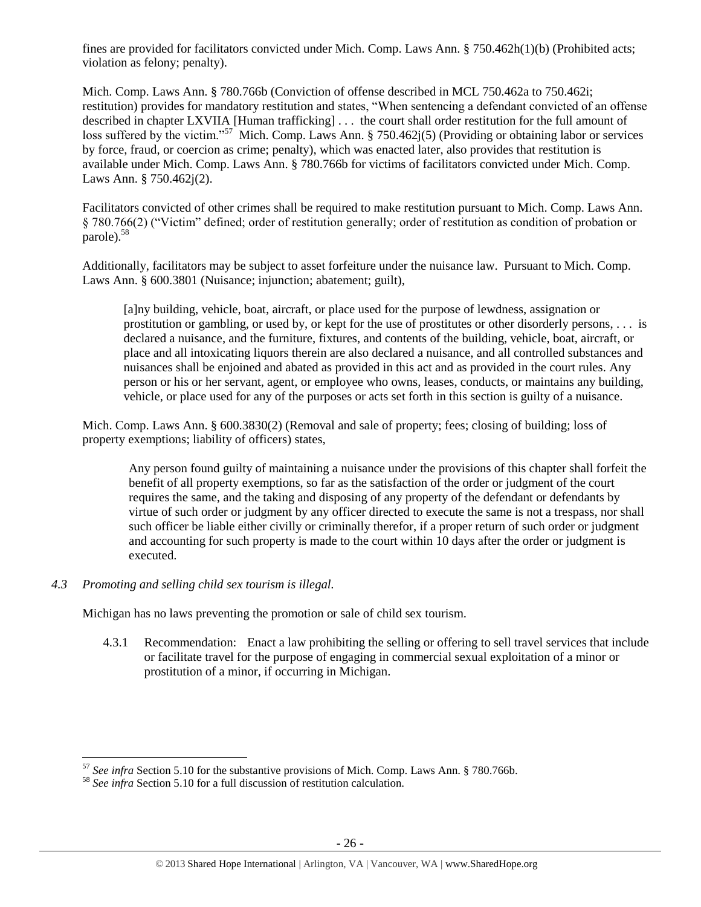fines are provided for facilitators convicted under Mich. Comp. Laws Ann. § 750.462h(1)(b) (Prohibited acts; violation as felony; penalty).

Mich. Comp. Laws Ann. § 780.766b (Conviction of offense described in MCL 750.462a to 750.462i; restitution) provides for mandatory restitution and states, "When sentencing a defendant convicted of an offense described in chapter LXVIIA [Human trafficking] . . . the court shall order restitution for the full amount of loss suffered by the victim."[57] Mich. Comp. Laws Ann. § 750.462j(5) (Providing or obtaining labor or services by force, fraud, or coercion as crime; penalty), which was enacted later, also provides that restitution is available under Mich. Comp. Laws Ann. § 780.766b for victims of facilitators convicted under Mich. Comp. Laws Ann. § 750.462j(2).

Facilitators convicted of other crimes shall be required to make restitution pursuant to Mich. Comp. Laws Ann. § 780.766(2) ("Victim" defined; order of restitution generally; order of restitution as condition of probation or parole).[58]

Additionally, facilitators may be subject to asset forfeiture under the nuisance law. Pursuant to Mich. Comp. Laws Ann. § 600.3801 (Nuisance; injunction; abatement; guilt),

> [a]ny building, vehicle, boat, aircraft, or place used for the purpose of lewdness, assignation or prostitution or gambling, or used by, or kept for the use of prostitutes or other disorderly persons, . . . is declared a nuisance, and the furniture, fixtures, and contents of the building, vehicle, boat, aircraft, or place and all intoxicating liquors therein are also declared a nuisance, and all controlled substances and nuisances shall be enjoined and abated as provided in this act and as provided in the court rules. Any person or his or her servant, agent, or employee who owns, leases, conducts, or maintains any building, vehicle, or place used for any of the purposes or acts set forth in this section is guilty of a nuisance.

Mich. Comp. Laws Ann. § 600.3830(2) (Removal and sale of property; fees; closing of building; loss of property exemptions; liability of officers) states,

> Any person found guilty of maintaining a nuisance under the provisions of this chapter shall forfeit the benefit of all property exemptions, so far as the satisfaction of the order or judgment of the court requires the same, and the taking and disposing of any property of the defendant or defendants by virtue of such order or judgment by any officer directed to execute the same is not a trespass, nor shall such officer be liable either civilly or criminally therefor, if a proper return of such order or judgment and accounting for such property is made to the court within 10 days after the order or judgment is executed.

*4.3 Promoting and selling child sex tourism is illegal.*

Michigan has no laws preventing the promotion or sale of child sex tourism.

4.3.1 Recommendation: Enact a law prohibiting the selling or offering to sell travel services that include or facilitate travel for the purpose of engaging in commercial sexual exploitation of a minor or prostitution of a minor, if occurring in Michigan.

---

[57] *See infra* Section 5.10 for the substantive provisions of Mich. Comp. Laws Ann. § 780.766b.

[58] *See infra* Section 5.10 for a full discussion of restitution calculation.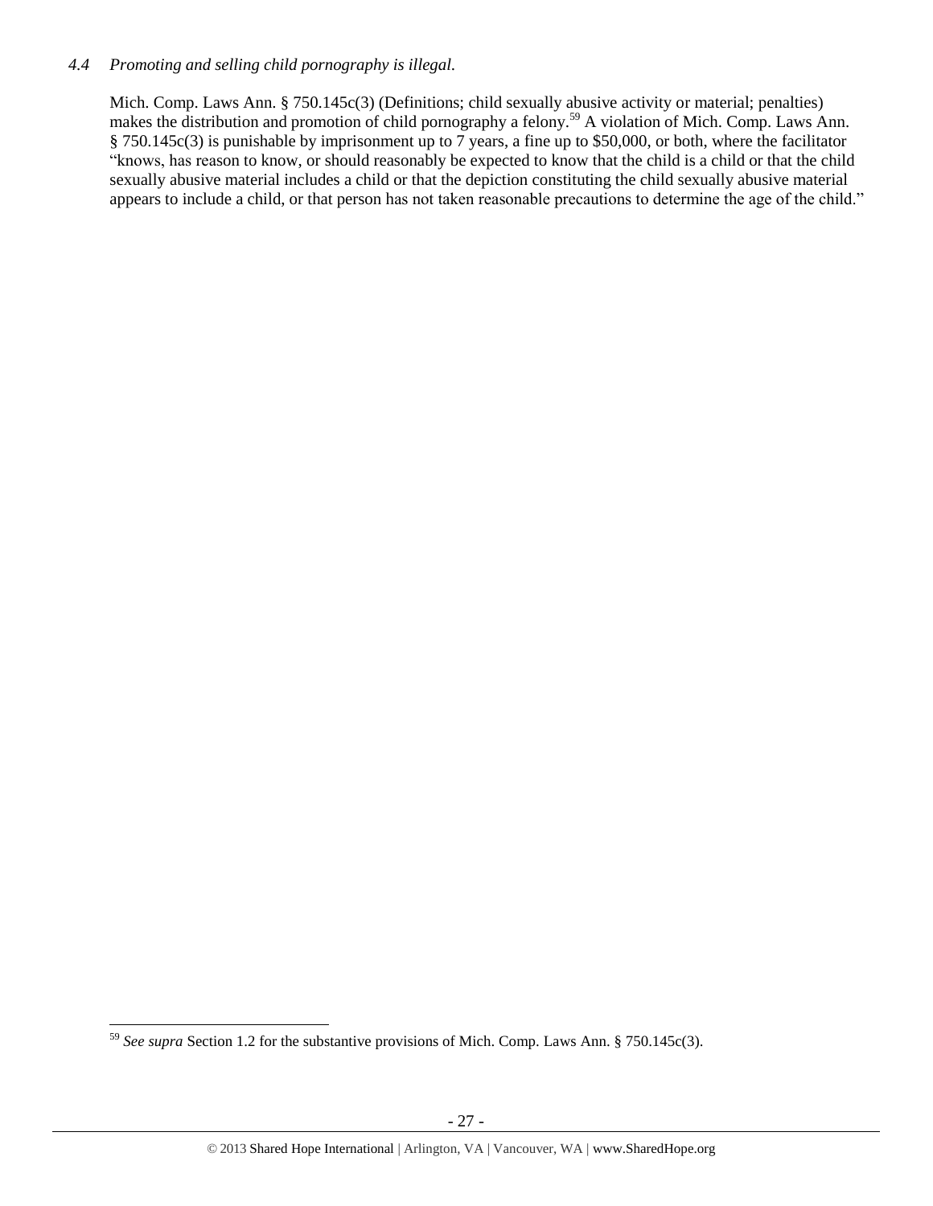*4.4 Promoting and selling child pornography is illegal.*

Mich. Comp. Laws Ann. § 750.145c(3) (Definitions; child sexually abusive activity or material; penalties) makes the distribution and promotion of child pornography a felony.[59] A violation of Mich. Comp. Laws Ann. § 750.145c(3) is punishable by imprisonment up to 7 years, a fine up to $50,000, or both, where the facilitator "knows, has reason to know, or should reasonably be expected to know that the child is a child or that the child sexually abusive material includes a child or that the depiction constituting the child sexually abusive material appears to include a child, or that person has not taken reasonable precautions to determine the age of the child."

[59] *See supra* Section 1.2 for the substantive provisions of Mich. Comp. Laws Ann. § 750.145c(3).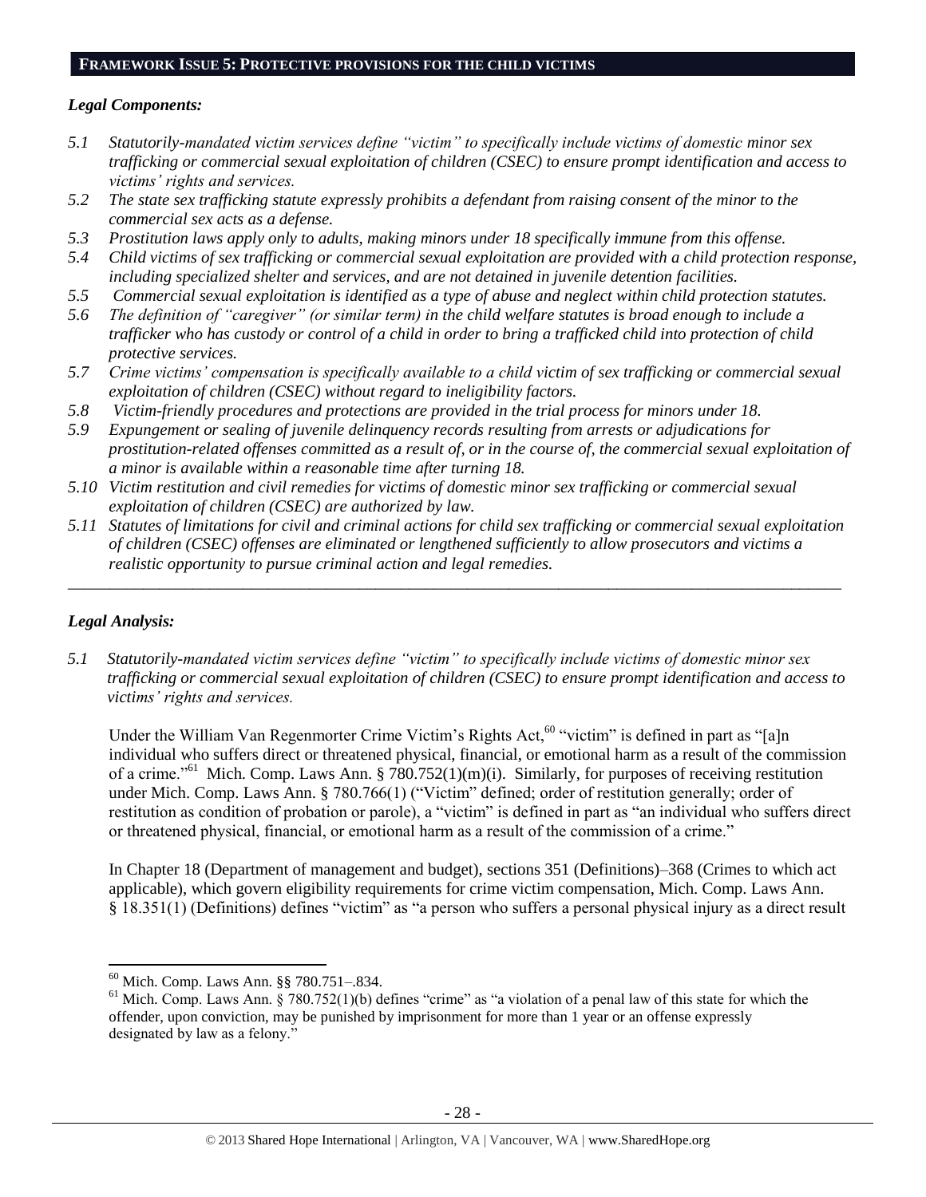## FRAMEWORK ISSUE 5: PROTECTIVE PROVISIONS FOR THE CHILD VICTIMS

### *Legal Components:*

*5.1 Statutorily-mandated victim services define "victim" to specifically include victims of domestic minor sex trafficking or commercial sexual exploitation of children (CSEC) to ensure prompt identification and access to victims' rights and services.*

*5.2 The state sex trafficking statute expressly prohibits a defendant from raising consent of the minor to the commercial sex acts as a defense.*

*5.3 Prostitution laws apply only to adults, making minors under 18 specifically immune from this offense.*

*5.4 Child victims of sex trafficking or commercial sexual exploitation are provided with a child protection response, including specialized shelter and services, and are not detained in juvenile detention facilities.*

*5.5 Commercial sexual exploitation is identified as a type of abuse and neglect within child protection statutes.*

*5.6 The definition of "caregiver" (or similar term) in the child welfare statutes is broad enough to include a trafficker who has custody or control of a child in order to bring a trafficked child into protection of child protective services.*

*5.7 Crime victims' compensation is specifically available to a child victim of sex trafficking or commercial sexual exploitation of children (CSEC) without regard to ineligibility factors.*

*5.8 Victim-friendly procedures and protections are provided in the trial process for minors under 18.*

*5.9 Expungement or sealing of juvenile delinquency records resulting from arrests or adjudications for prostitution-related offenses committed as a result of, or in the course of, the commercial sexual exploitation of a minor is available within a reasonable time after turning 18.*

*5.10 Victim restitution and civil remedies for victims of domestic minor sex trafficking or commercial sexual exploitation of children (CSEC) are authorized by law.*

*5.11 Statutes of limitations for civil and criminal actions for child sex trafficking or commercial sexual exploitation of children (CSEC) offenses are eliminated or lengthened sufficiently to allow prosecutors and victims a realistic opportunity to pursue criminal action and legal remedies.*

---

### *Legal Analysis:*

*5.1 Statutorily-mandated victim services define "victim" to specifically include victims of domestic minor sex trafficking or commercial sexual exploitation of children (CSEC) to ensure prompt identification and access to victims' rights and services.*

Under the William Van Regenmorter Crime Victim's Rights Act,[60] "victim" is defined in part as "[a]n individual who suffers direct or threatened physical, financial, or emotional harm as a result of the commission of a crime."[61] Mich. Comp. Laws Ann. § 780.752(1)(m)(i). Similarly, for purposes of receiving restitution under Mich. Comp. Laws Ann. § 780.766(1) ("Victim" defined; order of restitution generally; order of restitution as condition of probation or parole), a "victim" is defined in part as "an individual who suffers direct or threatened physical, financial, or emotional harm as a result of the commission of a crime."

In Chapter 18 (Department of management and budget), sections 351 (Definitions)–368 (Crimes to which act applicable), which govern eligibility requirements for crime victim compensation, Mich. Comp. Laws Ann. § 18.351(1) (Definitions) defines "victim" as "a person who suffers a personal physical injury as a direct result

---

[60] Mich. Comp. Laws Ann. §§ 780.751–.834.

[61] Mich. Comp. Laws Ann. § 780.752(1)(b) defines "crime" as "a violation of a penal law of this state for which the offender, upon conviction, may be punished by imprisonment for more than 1 year or an offense expressly designated by law as a felony."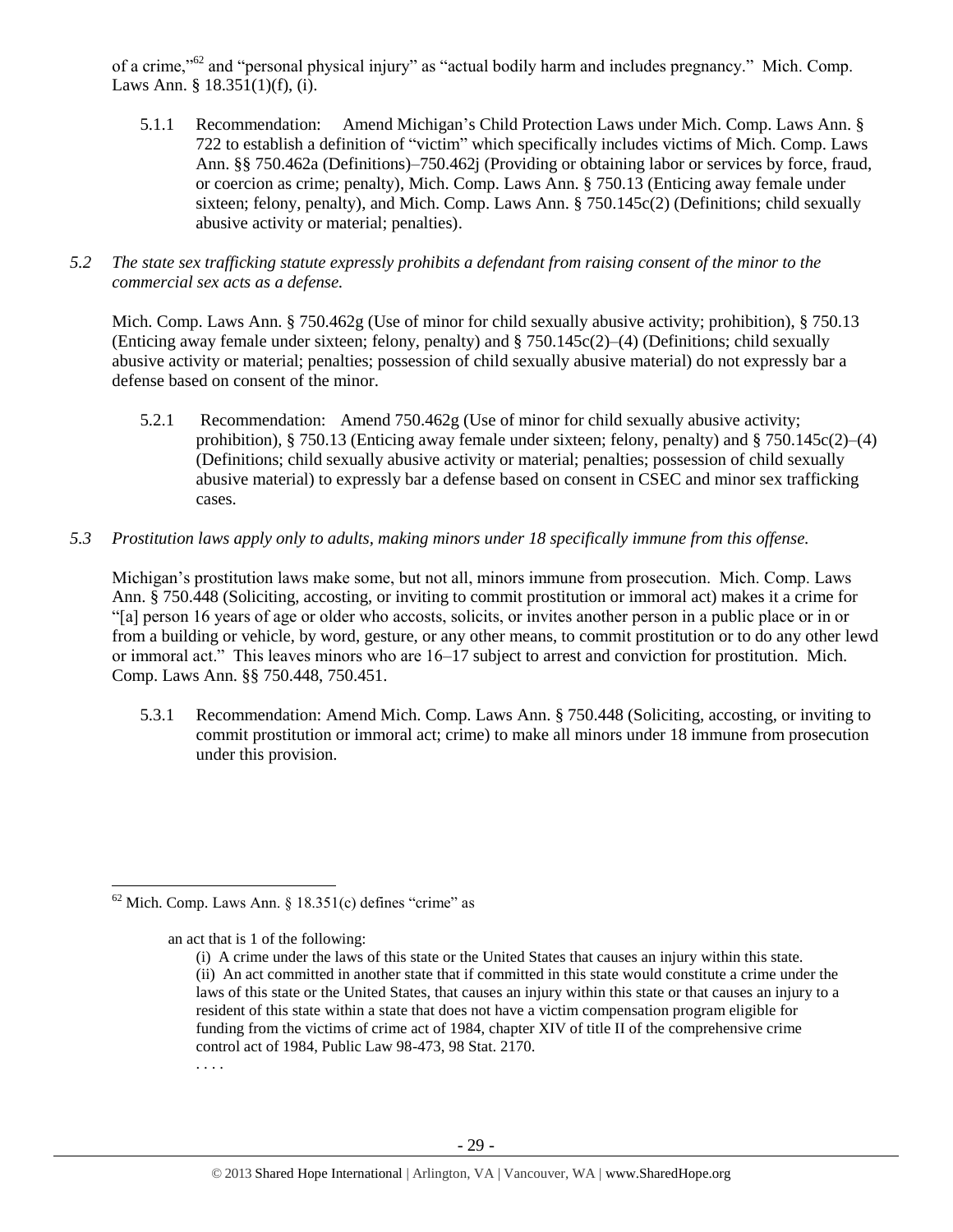of a crime,"[62] and "personal physical injury" as "actual bodily harm and includes pregnancy." Mich. Comp. Laws Ann. § 18.351(1)(f), (i).

5.1.1 Recommendation: Amend Michigan's Child Protection Laws under Mich. Comp. Laws Ann. § 722 to establish a definition of "victim" which specifically includes victims of Mich. Comp. Laws Ann. §§ 750.462a (Definitions)–750.462j (Providing or obtaining labor or services by force, fraud, or coercion as crime; penalty), Mich. Comp. Laws Ann. § 750.13 (Enticing away female under sixteen; felony, penalty), and Mich. Comp. Laws Ann. § 750.145c(2) (Definitions; child sexually abusive activity or material; penalties).

*5.2 The state sex trafficking statute expressly prohibits a defendant from raising consent of the minor to the commercial sex acts as a defense.*

Mich. Comp. Laws Ann. § 750.462g (Use of minor for child sexually abusive activity; prohibition), § 750.13 (Enticing away female under sixteen; felony, penalty) and § 750.145c(2)–(4) (Definitions; child sexually abusive activity or material; penalties; possession of child sexually abusive material) do not expressly bar a defense based on consent of the minor.

5.2.1 Recommendation: Amend 750.462g (Use of minor for child sexually abusive activity; prohibition), § 750.13 (Enticing away female under sixteen; felony, penalty) and § 750.145c(2)–(4) (Definitions; child sexually abusive activity or material; penalties; possession of child sexually abusive material) to expressly bar a defense based on consent in CSEC and minor sex trafficking cases.

*5.3 Prostitution laws apply only to adults, making minors under 18 specifically immune from this offense.*

Michigan's prostitution laws make some, but not all, minors immune from prosecution. Mich. Comp. Laws Ann. § 750.448 (Soliciting, accosting, or inviting to commit prostitution or immoral act) makes it a crime for "[a] person 16 years of age or older who accosts, solicits, or invites another person in a public place or in or from a building or vehicle, by word, gesture, or any other means, to commit prostitution or to do any other lewd or immoral act." This leaves minors who are 16–17 subject to arrest and conviction for prostitution. Mich. Comp. Laws Ann. §§ 750.448, 750.451.

5.3.1 Recommendation: Amend Mich. Comp. Laws Ann. § 750.448 (Soliciting, accosting, or inviting to commit prostitution or immoral act; crime) to make all minors under 18 immune from prosecution under this provision.

---

[62] Mich. Comp. Laws Ann. § 18.351(c) defines "crime" as

> an act that is 1 of the following:
>
> (i) A crime under the laws of this state or the United States that causes an injury within this state.
>
> (ii) An act committed in another state that if committed in this state would constitute a crime under the laws of this state or the United States, that causes an injury within this state or that causes an injury to a resident of this state within a state that does not have a victim compensation program eligible for funding from the victims of crime act of 1984, chapter XIV of title II of the comprehensive crime control act of 1984, Public Law 98-473, 98 Stat. 2170.
>
> . . . .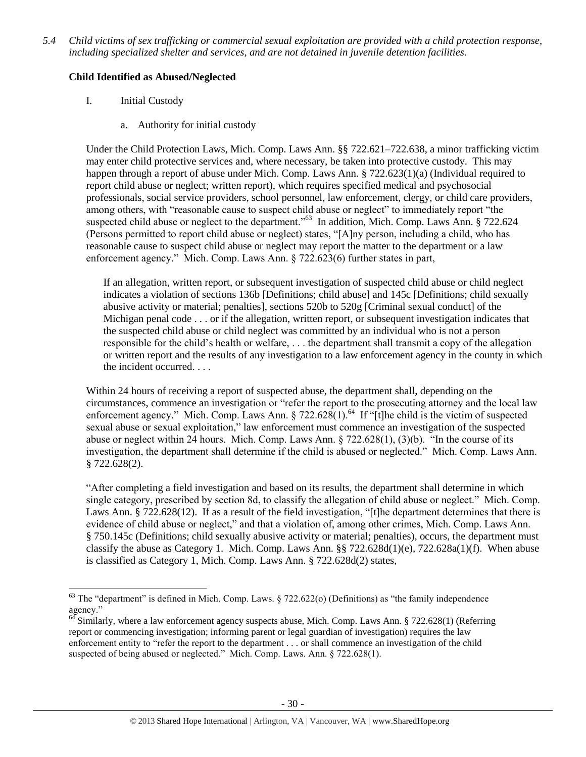*5.4 Child victims of sex trafficking or commercial sexual exploitation are provided with a child protection response, including specialized shelter and services, and are not detained in juvenile detention facilities.*

**Child Identified as Abused/Neglected**

I. Initial Custody

a. Authority for initial custody

Under the Child Protection Laws, Mich. Comp. Laws Ann. §§ 722.621–722.638, a minor trafficking victim may enter child protective services and, where necessary, be taken into protective custody. This may happen through a report of abuse under Mich. Comp. Laws Ann. § 722.623(1)(a) (Individual required to report child abuse or neglect; written report), which requires specified medical and psychosocial professionals, social service providers, school personnel, law enforcement, clergy, or child care providers, among others, with "reasonable cause to suspect child abuse or neglect" to immediately report "the suspected child abuse or neglect to the department."[63] In addition, Mich. Comp. Laws Ann. § 722.624 (Persons permitted to report child abuse or neglect) states, "[A]ny person, including a child, who has reasonable cause to suspect child abuse or neglect may report the matter to the department or a law enforcement agency." Mich. Comp. Laws Ann. § 722.623(6) further states in part,

> If an allegation, written report, or subsequent investigation of suspected child abuse or child neglect indicates a violation of sections 136b [Definitions; child abuse] and 145c [Definitions; child sexually abusive activity or material; penalties], sections 520b to 520g [Criminal sexual conduct] of the Michigan penal code . . . or if the allegation, written report, or subsequent investigation indicates that the suspected child abuse or child neglect was committed by an individual who is not a person responsible for the child's health or welfare, . . . the department shall transmit a copy of the allegation or written report and the results of any investigation to a law enforcement agency in the county in which the incident occurred. . . .

Within 24 hours of receiving a report of suspected abuse, the department shall, depending on the circumstances, commence an investigation or "refer the report to the prosecuting attorney and the local law enforcement agency." Mich. Comp. Laws Ann. § 722.628(1).[64] If "[t]he child is the victim of suspected sexual abuse or sexual exploitation," law enforcement must commence an investigation of the suspected abuse or neglect within 24 hours. Mich. Comp. Laws Ann. § 722.628(1), (3)(b). "In the course of its investigation, the department shall determine if the child is abused or neglected." Mich. Comp. Laws Ann. § 722.628(2).

"After completing a field investigation and based on its results, the department shall determine in which single category, prescribed by section 8d, to classify the allegation of child abuse or neglect." Mich. Comp. Laws Ann. § 722.628(12). If as a result of the field investigation, "[t]he department determines that there is evidence of child abuse or neglect," and that a violation of, among other crimes, Mich. Comp. Laws Ann. § 750.145c (Definitions; child sexually abusive activity or material; penalties), occurs, the department must classify the abuse as Category 1. Mich. Comp. Laws Ann. §§ 722.628d(1)(e), 722.628a(1)(f). When abuse is classified as Category 1, Mich. Comp. Laws Ann. § 722.628d(2) states,

---

[63] The "department" is defined in Mich. Comp. Laws. § 722.622(o) (Definitions) as "the family independence agency."

[64] Similarly, where a law enforcement agency suspects abuse, Mich. Comp. Laws Ann. § 722.628(1) (Referring report or commencing investigation; informing parent or legal guardian of investigation) requires the law enforcement entity to "refer the report to the department . . . or shall commence an investigation of the child suspected of being abused or neglected." Mich. Comp. Laws. Ann. § 722.628(1).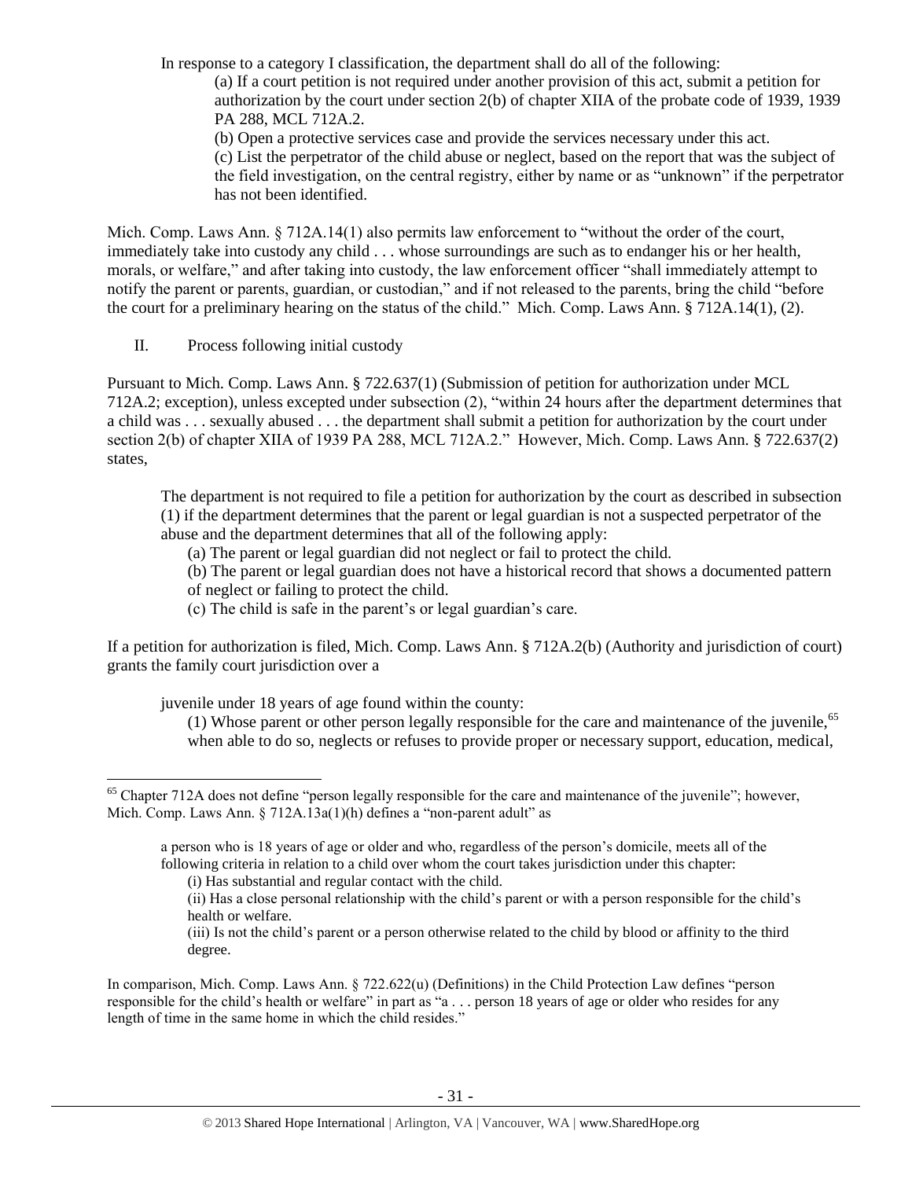In response to a category I classification, the department shall do all of the following:

> (a) If a court petition is not required under another provision of this act, submit a petition for authorization by the court under section 2(b) of chapter XIIA of the probate code of 1939, 1939 PA 288, MCL 712A.2.
>
> (b) Open a protective services case and provide the services necessary under this act.
>
> (c) List the perpetrator of the child abuse or neglect, based on the report that was the subject of the field investigation, on the central registry, either by name or as "unknown" if the perpetrator has not been identified.

Mich. Comp. Laws Ann. § 712A.14(1) also permits law enforcement to "without the order of the court, immediately take into custody any child . . . whose surroundings are such as to endanger his or her health, morals, or welfare," and after taking into custody, the law enforcement officer "shall immediately attempt to notify the parent or parents, guardian, or custodian," and if not released to the parents, bring the child "before the court for a preliminary hearing on the status of the child." Mich. Comp. Laws Ann. § 712A.14(1), (2).

II. Process following initial custody

Pursuant to Mich. Comp. Laws Ann. § 722.637(1) (Submission of petition for authorization under MCL 712A.2; exception), unless excepted under subsection (2), "within 24 hours after the department determines that a child was . . . sexually abused . . . the department shall submit a petition for authorization by the court under section 2(b) of chapter XIIA of 1939 PA 288, MCL 712A.2." However, Mich. Comp. Laws Ann. § 722.637(2) states,

> The department is not required to file a petition for authorization by the court as described in subsection (1) if the department determines that the parent or legal guardian is not a suspected perpetrator of the abuse and the department determines that all of the following apply:
>
> (a) The parent or legal guardian did not neglect or fail to protect the child.
>
> (b) The parent or legal guardian does not have a historical record that shows a documented pattern of neglect or failing to protect the child.
>
> (c) The child is safe in the parent's or legal guardian's care.

If a petition for authorization is filed, Mich. Comp. Laws Ann. § 712A.2(b) (Authority and jurisdiction of court) grants the family court jurisdiction over a

> juvenile under 18 years of age found within the county:
>
> (1) Whose parent or other person legally responsible for the care and maintenance of the juvenile,[65] when able to do so, neglects or refuses to provide proper or necessary support, education, medical,

---

[65] Chapter 712A does not define "person legally responsible for the care and maintenance of the juvenile"; however, Mich. Comp. Laws Ann. § 712A.13a(1)(h) defines a "non-parent adult" as

> a person who is 18 years of age or older and who, regardless of the person's domicile, meets all of the following criteria in relation to a child over whom the court takes jurisdiction under this chapter:
>
> (i) Has substantial and regular contact with the child.
>
> (ii) Has a close personal relationship with the child's parent or with a person responsible for the child's health or welfare.
>
> (iii) Is not the child's parent or a person otherwise related to the child by blood or affinity to the third degree.

In comparison, Mich. Comp. Laws Ann. § 722.622(u) (Definitions) in the Child Protection Law defines "person responsible for the child's health or welfare" in part as "a . . . person 18 years of age or older who resides for any length of time in the same home in which the child resides."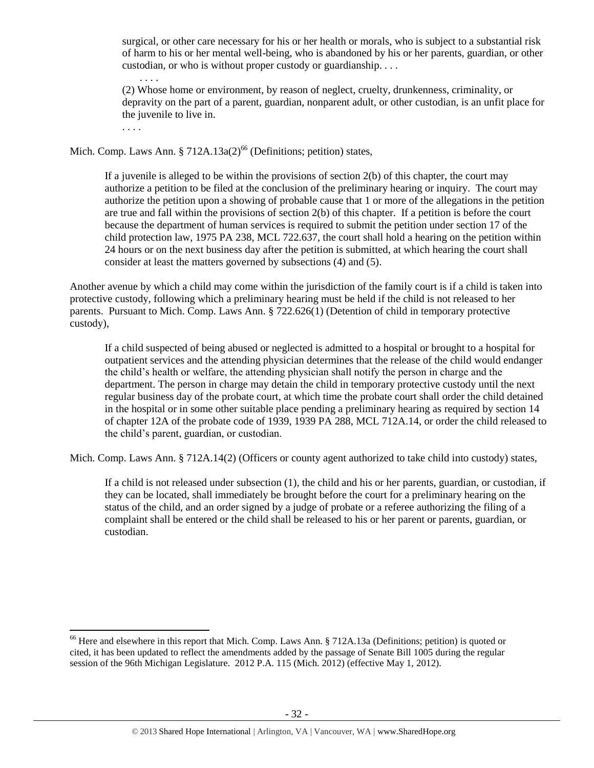> surgical, or other care necessary for his or her health or morals, who is subject to a substantial risk of harm to his or her mental well-being, who is abandoned by his or her parents, guardian, or other custodian, or who is without proper custody or guardianship. . . .
>
> . . . .
>
> (2) Whose home or environment, by reason of neglect, cruelty, drunkenness, criminality, or depravity on the part of a parent, guardian, nonparent adult, or other custodian, is an unfit place for the juvenile to live in.
>
> . . . .

Mich. Comp. Laws Ann. § 712A.13a(2)[66] (Definitions; petition) states,

> If a juvenile is alleged to be within the provisions of section 2(b) of this chapter, the court may authorize a petition to be filed at the conclusion of the preliminary hearing or inquiry. The court may authorize the petition upon a showing of probable cause that 1 or more of the allegations in the petition are true and fall within the provisions of section 2(b) of this chapter. If a petition is before the court because the department of human services is required to submit the petition under section 17 of the child protection law, 1975 PA 238, MCL 722.637, the court shall hold a hearing on the petition within 24 hours or on the next business day after the petition is submitted, at which hearing the court shall consider at least the matters governed by subsections (4) and (5).

Another avenue by which a child may come within the jurisdiction of the family court is if a child is taken into protective custody, following which a preliminary hearing must be held if the child is not released to her parents. Pursuant to Mich. Comp. Laws Ann. § 722.626(1) (Detention of child in temporary protective custody),

> If a child suspected of being abused or neglected is admitted to a hospital or brought to a hospital for outpatient services and the attending physician determines that the release of the child would endanger the child's health or welfare, the attending physician shall notify the person in charge and the department. The person in charge may detain the child in temporary protective custody until the next regular business day of the probate court, at which time the probate court shall order the child detained in the hospital or in some other suitable place pending a preliminary hearing as required by section 14 of chapter 12A of the probate code of 1939, 1939 PA 288, MCL 712A.14, or order the child released to the child's parent, guardian, or custodian.

Mich. Comp. Laws Ann. § 712A.14(2) (Officers or county agent authorized to take child into custody) states,

> If a child is not released under subsection (1), the child and his or her parents, guardian, or custodian, if they can be located, shall immediately be brought before the court for a preliminary hearing on the status of the child, and an order signed by a judge of probate or a referee authorizing the filing of a complaint shall be entered or the child shall be released to his or her parent or parents, guardian, or custodian.

---

[66] Here and elsewhere in this report that Mich. Comp. Laws Ann. § 712A.13a (Definitions; petition) is quoted or cited, it has been updated to reflect the amendments added by the passage of Senate Bill 1005 during the regular session of the 96th Michigan Legislature. 2012 P.A. 115 (Mich. 2012) (effective May 1, 2012).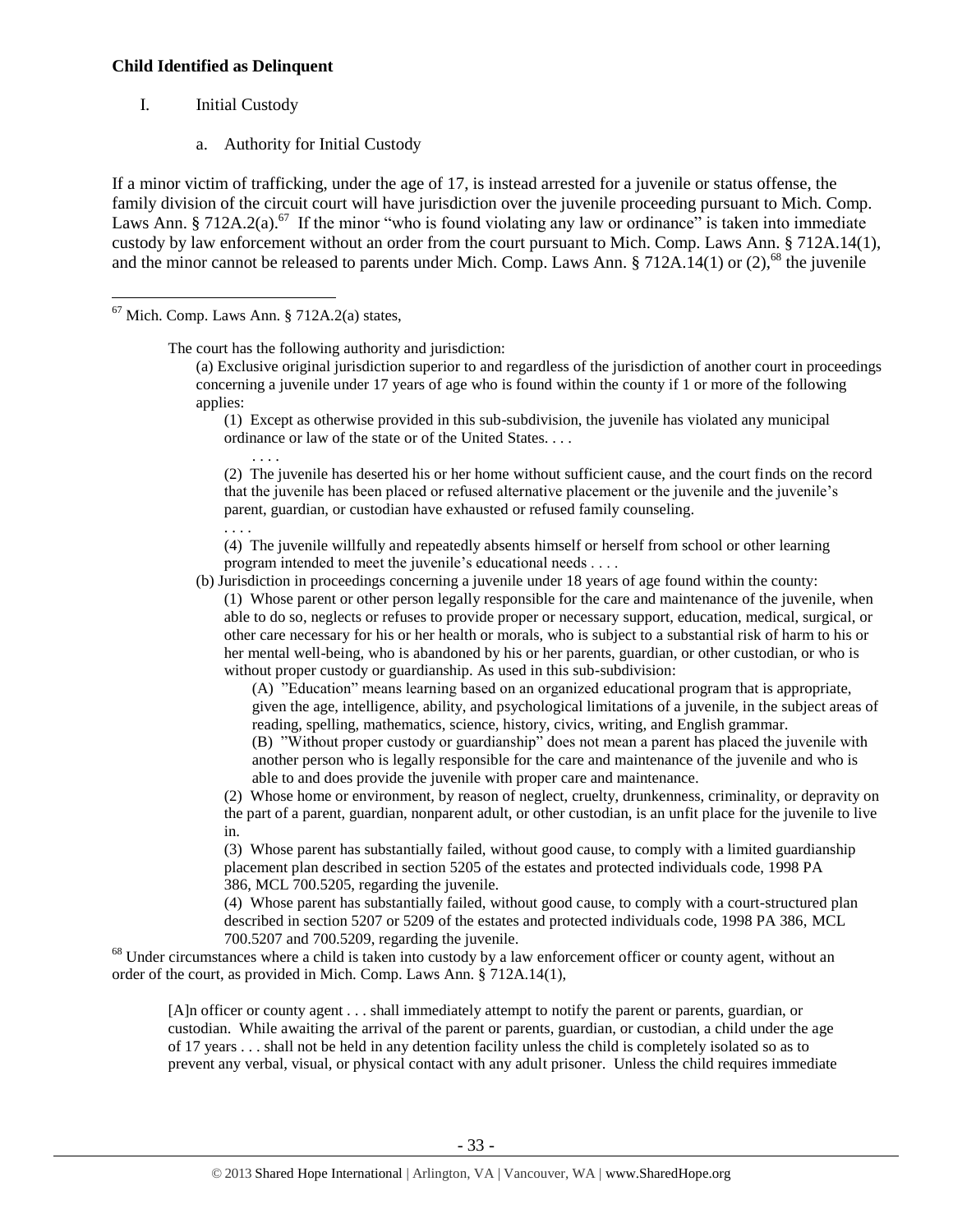**Child Identified as Delinquent**

I. Initial Custody

a. Authority for Initial Custody

If a minor victim of trafficking, under the age of 17, is instead arrested for a juvenile or status offense, the family division of the circuit court will have jurisdiction over the juvenile proceeding pursuant to Mich. Comp. Laws Ann. § 712A.2(a).[67] If the minor "who is found violating any law or ordinance" is taken into immediate custody by law enforcement without an order from the court pursuant to Mich. Comp. Laws Ann. § 712A.14(1), and the minor cannot be released to parents under Mich. Comp. Laws Ann. § 712A.14(1) or (2),[68] the juvenile

---

[67] Mich. Comp. Laws Ann. § 712A.2(a) states,

> The court has the following authority and jurisdiction:
>
> (a) Exclusive original jurisdiction superior to and regardless of the jurisdiction of another court in proceedings concerning a juvenile under 17 years of age who is found within the county if 1 or more of the following applies:
>
> (1) Except as otherwise provided in this sub-subdivision, the juvenile has violated any municipal ordinance or law of the state or of the United States. . . .
>
> . . . .
>
> (2) The juvenile has deserted his or her home without sufficient cause, and the court finds on the record that the juvenile has been placed or refused alternative placement or the juvenile and the juvenile's parent, guardian, or custodian have exhausted or refused family counseling.
>
> . . . .
>
> (4) The juvenile willfully and repeatedly absents himself or herself from school or other learning program intended to meet the juvenile's educational needs . . . .
>
> (b) Jurisdiction in proceedings concerning a juvenile under 18 years of age found within the county:
>
> (1) Whose parent or other person legally responsible for the care and maintenance of the juvenile, when able to do so, neglects or refuses to provide proper or necessary support, education, medical, surgical, or other care necessary for his or her health or morals, who is subject to a substantial risk of harm to his or her mental well-being, who is abandoned by his or her parents, guardian, or other custodian, or who is without proper custody or guardianship. As used in this sub-subdivision:
>
> (A) "Education" means learning based on an organized educational program that is appropriate, given the age, intelligence, ability, and psychological limitations of a juvenile, in the subject areas of reading, spelling, mathematics, science, history, civics, writing, and English grammar.
>
> (B) "Without proper custody or guardianship" does not mean a parent has placed the juvenile with another person who is legally responsible for the care and maintenance of the juvenile and who is able to and does provide the juvenile with proper care and maintenance.
>
> (2) Whose home or environment, by reason of neglect, cruelty, drunkenness, criminality, or depravity on the part of a parent, guardian, nonparent adult, or other custodian, is an unfit place for the juvenile to live in.
>
> (3) Whose parent has substantially failed, without good cause, to comply with a limited guardianship placement plan described in section 5205 of the estates and protected individuals code, 1998 PA 386, MCL 700.5205, regarding the juvenile.
>
> (4) Whose parent has substantially failed, without good cause, to comply with a court-structured plan described in section 5207 or 5209 of the estates and protected individuals code, 1998 PA 386, MCL 700.5207 and 700.5209, regarding the juvenile.

[68] Under circumstances where a child is taken into custody by a law enforcement officer or county agent, without an order of the court, as provided in Mich. Comp. Laws Ann. § 712A.14(1),

> [A]n officer or county agent . . . shall immediately attempt to notify the parent or parents, guardian, or custodian. While awaiting the arrival of the parent or parents, guardian, or custodian, a child under the age of 17 years . . . shall not be held in any detention facility unless the child is completely isolated so as to prevent any verbal, visual, or physical contact with any adult prisoner. Unless the child requires immediate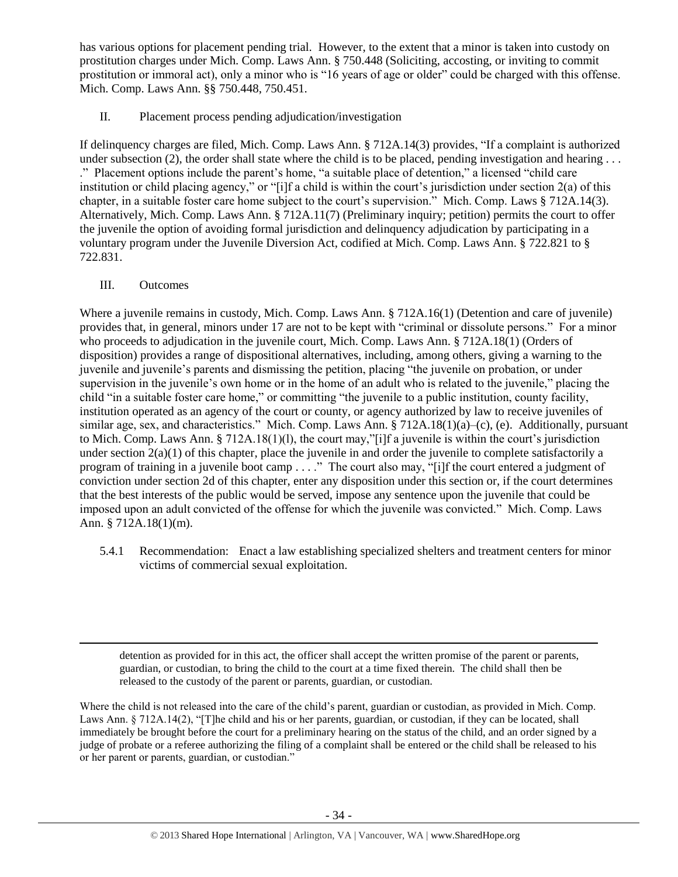has various options for placement pending trial. However, to the extent that a minor is taken into custody on prostitution charges under Mich. Comp. Laws Ann. § 750.448 (Soliciting, accosting, or inviting to commit prostitution or immoral act), only a minor who is "16 years of age or older" could be charged with this offense. Mich. Comp. Laws Ann. §§ 750.448, 750.451.

II. Placement process pending adjudication/investigation

If delinquency charges are filed, Mich. Comp. Laws Ann. § 712A.14(3) provides, "If a complaint is authorized under subsection (2), the order shall state where the child is to be placed, pending investigation and hearing . . . ." Placement options include the parent's home, "a suitable place of detention," a licensed "child care institution or child placing agency," or "[i]f a child is within the court's jurisdiction under section 2(a) of this chapter, in a suitable foster care home subject to the court's supervision." Mich. Comp. Laws § 712A.14(3). Alternatively, Mich. Comp. Laws Ann. § 712A.11(7) (Preliminary inquiry; petition) permits the court to offer the juvenile the option of avoiding formal jurisdiction and delinquency adjudication by participating in a voluntary program under the Juvenile Diversion Act, codified at Mich. Comp. Laws Ann. § 722.821 to § 722.831.

III. Outcomes

Where a juvenile remains in custody, Mich. Comp. Laws Ann. § 712A.16(1) (Detention and care of juvenile) provides that, in general, minors under 17 are not to be kept with "criminal or dissolute persons." For a minor who proceeds to adjudication in the juvenile court, Mich. Comp. Laws Ann. § 712A.18(1) (Orders of disposition) provides a range of dispositional alternatives, including, among others, giving a warning to the juvenile and juvenile's parents and dismissing the petition, placing "the juvenile on probation, or under supervision in the juvenile's own home or in the home of an adult who is related to the juvenile," placing the child "in a suitable foster care home," or committing "the juvenile to a public institution, county facility, institution operated as an agency of the court or county, or agency authorized by law to receive juveniles of similar age, sex, and characteristics." Mich. Comp. Laws Ann. § 712A.18(1)(a)–(c), (e). Additionally, pursuant to Mich. Comp. Laws Ann. § 712A.18(1)(l), the court may,"[i]f a juvenile is within the court's jurisdiction under section 2(a)(1) of this chapter, place the juvenile in and order the juvenile to complete satisfactorily a program of training in a juvenile boot camp . . . ." The court also may, "[i]f the court entered a judgment of conviction under section 2d of this chapter, enter any disposition under this section or, if the court determines that the best interests of the public would be served, impose any sentence upon the juvenile that could be imposed upon an adult convicted of the offense for which the juvenile was convicted." Mich. Comp. Laws Ann. § 712A.18(1)(m).

5.4.1 Recommendation: Enact a law establishing specialized shelters and treatment centers for minor victims of commercial sexual exploitation.

---

detention as provided for in this act, the officer shall accept the written promise of the parent or parents, guardian, or custodian, to bring the child to the court at a time fixed therein. The child shall then be released to the custody of the parent or parents, guardian, or custodian.

Where the child is not released into the care of the child's parent, guardian or custodian, as provided in Mich. Comp. Laws Ann. § 712A.14(2), "[T]he child and his or her parents, guardian, or custodian, if they can be located, shall immediately be brought before the court for a preliminary hearing on the status of the child, and an order signed by a judge of probate or a referee authorizing the filing of a complaint shall be entered or the child shall be released to his or her parent or parents, guardian, or custodian."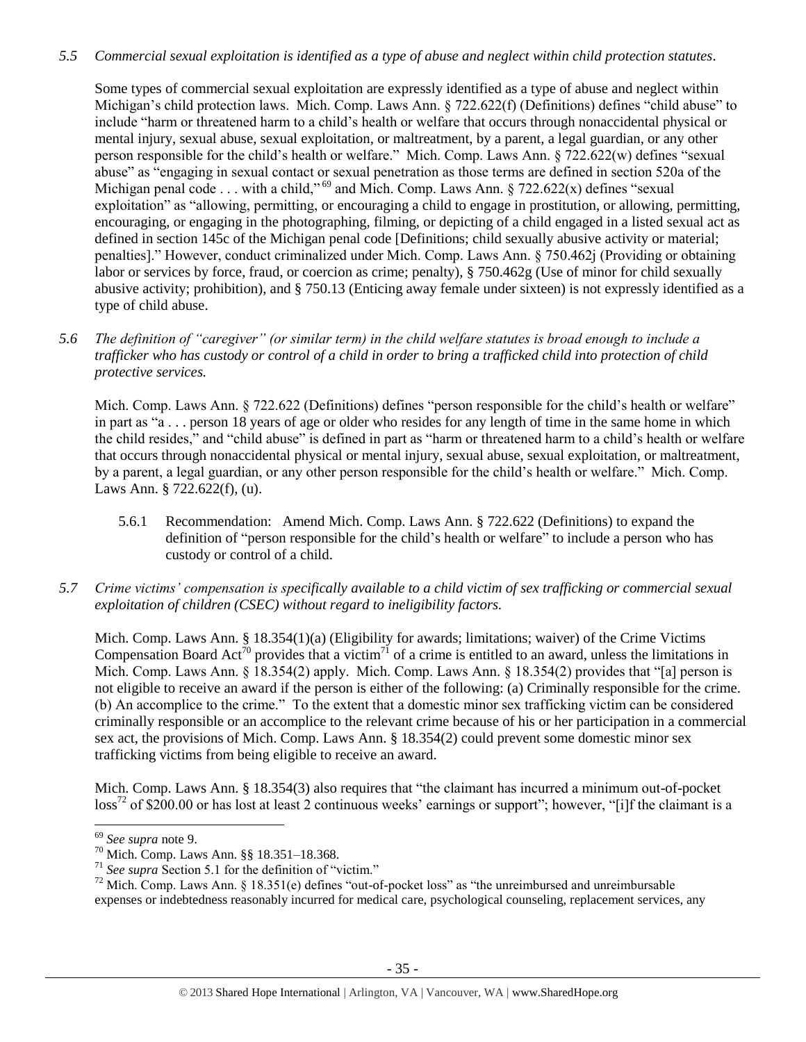*5.5 Commercial sexual exploitation is identified as a type of abuse and neglect within child protection statutes.*

Some types of commercial sexual exploitation are expressly identified as a type of abuse and neglect within Michigan's child protection laws. Mich. Comp. Laws Ann. § 722.622(f) (Definitions) defines "child abuse" to include "harm or threatened harm to a child's health or welfare that occurs through nonaccidental physical or mental injury, sexual abuse, sexual exploitation, or maltreatment, by a parent, a legal guardian, or any other person responsible for the child's health or welfare." Mich. Comp. Laws Ann. § 722.622(w) defines "sexual abuse" as "engaging in sexual contact or sexual penetration as those terms are defined in section 520a of the Michigan penal code . . . with a child,"[69] and Mich. Comp. Laws Ann. § 722.622(x) defines "sexual exploitation" as "allowing, permitting, or encouraging a child to engage in prostitution, or allowing, permitting, encouraging, or engaging in the photographing, filming, or depicting of a child engaged in a listed sexual act as defined in section 145c of the Michigan penal code [Definitions; child sexually abusive activity or material; penalties]." However, conduct criminalized under Mich. Comp. Laws Ann. § 750.462j (Providing or obtaining labor or services by force, fraud, or coercion as crime; penalty), § 750.462g (Use of minor for child sexually abusive activity; prohibition), and § 750.13 (Enticing away female under sixteen) is not expressly identified as a type of child abuse.

*5.6 The definition of "caregiver" (or similar term) in the child welfare statutes is broad enough to include a trafficker who has custody or control of a child in order to bring a trafficked child into protection of child protective services.*

Mich. Comp. Laws Ann. § 722.622 (Definitions) defines "person responsible for the child's health or welfare" in part as "a . . . person 18 years of age or older who resides for any length of time in the same home in which the child resides," and "child abuse" is defined in part as "harm or threatened harm to a child's health or welfare that occurs through nonaccidental physical or mental injury, sexual abuse, sexual exploitation, or maltreatment, by a parent, a legal guardian, or any other person responsible for the child's health or welfare." Mich. Comp. Laws Ann. § 722.622(f), (u).

5.6.1 Recommendation: Amend Mich. Comp. Laws Ann. § 722.622 (Definitions) to expand the definition of "person responsible for the child's health or welfare" to include a person who has custody or control of a child.

*5.7 Crime victims' compensation is specifically available to a child victim of sex trafficking or commercial sexual exploitation of children (CSEC) without regard to ineligibility factors.*

Mich. Comp. Laws Ann. § 18.354(1)(a) (Eligibility for awards; limitations; waiver) of the Crime Victims Compensation Board Act[70] provides that a victim[71] of a crime is entitled to an award, unless the limitations in Mich. Comp. Laws Ann. § 18.354(2) apply. Mich. Comp. Laws Ann. § 18.354(2) provides that "[a] person is not eligible to receive an award if the person is either of the following: (a) Criminally responsible for the crime. (b) An accomplice to the crime." To the extent that a domestic minor sex trafficking victim can be considered criminally responsible or an accomplice to the relevant crime because of his or her participation in a commercial sex act, the provisions of Mich. Comp. Laws Ann. § 18.354(2) could prevent some domestic minor sex trafficking victims from being eligible to receive an award.

Mich. Comp. Laws Ann. § 18.354(3) also requires that "the claimant has incurred a minimum out-of-pocket loss[72] of $200.00 or has lost at least 2 continuous weeks' earnings or support"; however, "[i]f the claimant is a

---

[69] *See supra* note 9.

[70] Mich. Comp. Laws Ann. §§ 18.351–18.368.

[71] *See supra* Section 5.1 for the definition of "victim."

[72] Mich. Comp. Laws Ann. § 18.351(e) defines "out-of-pocket loss" as "the unreimbursed and unreimbursable expenses or indebtedness reasonably incurred for medical care, psychological counseling, replacement services, any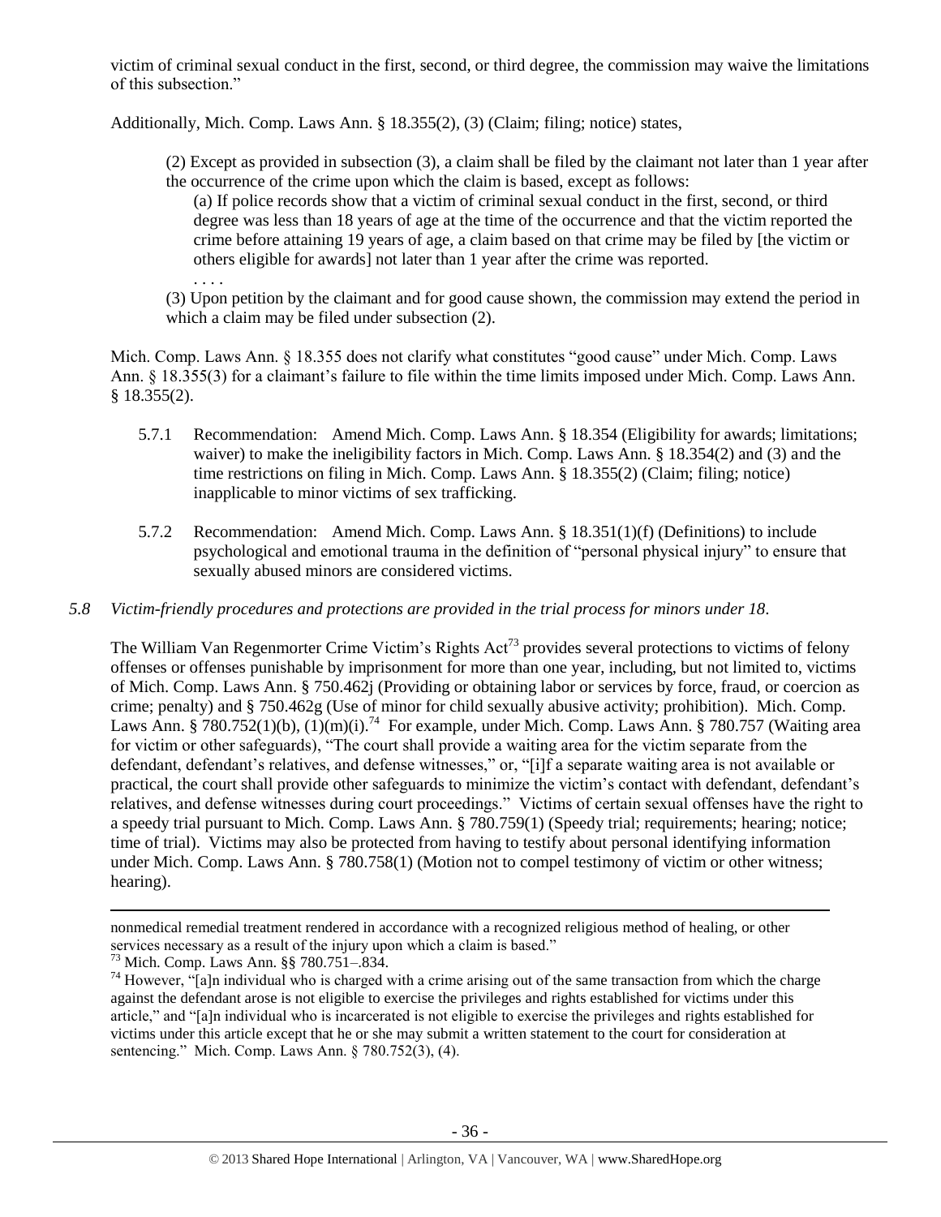victim of criminal sexual conduct in the first, second, or third degree, the commission may waive the limitations of this subsection."

Additionally, Mich. Comp. Laws Ann. § 18.355(2), (3) (Claim; filing; notice) states,

> (2) Except as provided in subsection (3), a claim shall be filed by the claimant not later than 1 year after the occurrence of the crime upon which the claim is based, except as follows:
>
> > (a) If police records show that a victim of criminal sexual conduct in the first, second, or third degree was less than 18 years of age at the time of the occurrence and that the victim reported the crime before attaining 19 years of age, a claim based on that crime may be filed by [the victim or others eligible for awards] not later than 1 year after the crime was reported.
> >
> > . . . .
>
> (3) Upon petition by the claimant and for good cause shown, the commission may extend the period in which a claim may be filed under subsection (2).

Mich. Comp. Laws Ann. § 18.355 does not clarify what constitutes "good cause" under Mich. Comp. Laws Ann. § 18.355(3) for a claimant's failure to file within the time limits imposed under Mich. Comp. Laws Ann. § 18.355(2).

5.7.1 Recommendation: Amend Mich. Comp. Laws Ann. § 18.354 (Eligibility for awards; limitations; waiver) to make the ineligibility factors in Mich. Comp. Laws Ann. § 18.354(2) and (3) and the time restrictions on filing in Mich. Comp. Laws Ann. § 18.355(2) (Claim; filing; notice) inapplicable to minor victims of sex trafficking.

5.7.2 Recommendation: Amend Mich. Comp. Laws Ann. § 18.351(1)(f) (Definitions) to include psychological and emotional trauma in the definition of "personal physical injury" to ensure that sexually abused minors are considered victims.

*5.8 Victim-friendly procedures and protections are provided in the trial process for minors under 18.*

The William Van Regenmorter Crime Victim's Rights Act[73] provides several protections to victims of felony offenses or offenses punishable by imprisonment for more than one year, including, but not limited to, victims of Mich. Comp. Laws Ann. § 750.462j (Providing or obtaining labor or services by force, fraud, or coercion as crime; penalty) and § 750.462g (Use of minor for child sexually abusive activity; prohibition). Mich. Comp. Laws Ann. § 780.752(1)(b), (1)(m)(i).[74] For example, under Mich. Comp. Laws Ann. § 780.757 (Waiting area for victim or other safeguards), "The court shall provide a waiting area for the victim separate from the defendant, defendant's relatives, and defense witnesses," or, "[i]f a separate waiting area is not available or practical, the court shall provide other safeguards to minimize the victim's contact with defendant, defendant's relatives, and defense witnesses during court proceedings." Victims of certain sexual offenses have the right to a speedy trial pursuant to Mich. Comp. Laws Ann. § 780.759(1) (Speedy trial; requirements; hearing; notice; time of trial). Victims may also be protected from having to testify about personal identifying information under Mich. Comp. Laws Ann. § 780.758(1) (Motion not to compel testimony of victim or other witness; hearing).

---

nonmedical remedial treatment rendered in accordance with a recognized religious method of healing, or other services necessary as a result of the injury upon which a claim is based."

[73] Mich. Comp. Laws Ann. §§ 780.751–.834.

[74] However, "[a]n individual who is charged with a crime arising out of the same transaction from which the charge against the defendant arose is not eligible to exercise the privileges and rights established for victims under this article," and "[a]n individual who is incarcerated is not eligible to exercise the privileges and rights established for victims under this article except that he or she may submit a written statement to the court for consideration at sentencing." Mich. Comp. Laws Ann. § 780.752(3), (4).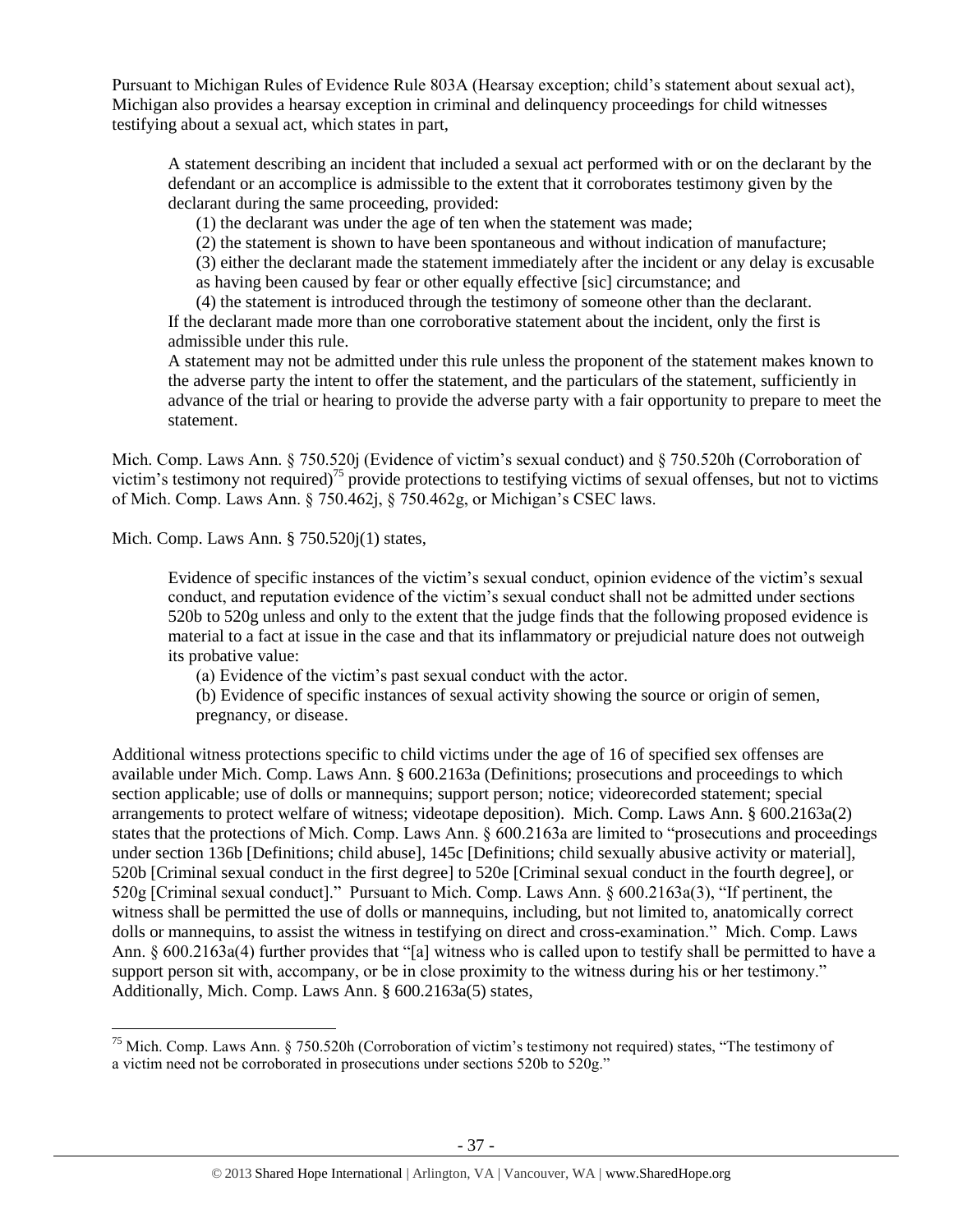Pursuant to Michigan Rules of Evidence Rule 803A (Hearsay exception; child's statement about sexual act), Michigan also provides a hearsay exception in criminal and delinquency proceedings for child witnesses testifying about a sexual act, which states in part,

> A statement describing an incident that included a sexual act performed with or on the declarant by the defendant or an accomplice is admissible to the extent that it corroborates testimony given by the declarant during the same proceeding, provided:
>
> (1) the declarant was under the age of ten when the statement was made;
>
> (2) the statement is shown to have been spontaneous and without indication of manufacture;
>
> (3) either the declarant made the statement immediately after the incident or any delay is excusable as having been caused by fear or other equally effective [sic] circumstance; and
>
> (4) the statement is introduced through the testimony of someone other than the declarant.
>
> If the declarant made more than one corroborative statement about the incident, only the first is admissible under this rule.
>
> A statement may not be admitted under this rule unless the proponent of the statement makes known to the adverse party the intent to offer the statement, and the particulars of the statement, sufficiently in advance of the trial or hearing to provide the adverse party with a fair opportunity to prepare to meet the statement.

Mich. Comp. Laws Ann. § 750.520j (Evidence of victim's sexual conduct) and § 750.520h (Corroboration of victim's testimony not required)[75] provide protections to testifying victims of sexual offenses, but not to victims of Mich. Comp. Laws Ann. § 750.462j, § 750.462g, or Michigan's CSEC laws.

Mich. Comp. Laws Ann. § 750.520j(1) states,

> Evidence of specific instances of the victim's sexual conduct, opinion evidence of the victim's sexual conduct, and reputation evidence of the victim's sexual conduct shall not be admitted under sections 520b to 520g unless and only to the extent that the judge finds that the following proposed evidence is material to a fact at issue in the case and that its inflammatory or prejudicial nature does not outweigh its probative value:
>
> (a) Evidence of the victim's past sexual conduct with the actor.
>
> (b) Evidence of specific instances of sexual activity showing the source or origin of semen, pregnancy, or disease.

Additional witness protections specific to child victims under the age of 16 of specified sex offenses are available under Mich. Comp. Laws Ann. § 600.2163a (Definitions; prosecutions and proceedings to which section applicable; use of dolls or mannequins; support person; notice; videorecorded statement; special arrangements to protect welfare of witness; videotape deposition). Mich. Comp. Laws Ann. § 600.2163a(2) states that the protections of Mich. Comp. Laws Ann. § 600.2163a are limited to "prosecutions and proceedings under section 136b [Definitions; child abuse], 145c [Definitions; child sexually abusive activity or material], 520b [Criminal sexual conduct in the first degree] to 520e [Criminal sexual conduct in the fourth degree], or 520g [Criminal sexual conduct]." Pursuant to Mich. Comp. Laws Ann. § 600.2163a(3), "If pertinent, the witness shall be permitted the use of dolls or mannequins, including, but not limited to, anatomically correct dolls or mannequins, to assist the witness in testifying on direct and cross-examination." Mich. Comp. Laws Ann. § 600.2163a(4) further provides that "[a] witness who is called upon to testify shall be permitted to have a support person sit with, accompany, or be in close proximity to the witness during his or her testimony." Additionally, Mich. Comp. Laws Ann. § 600.2163a(5) states,

---

[75] Mich. Comp. Laws Ann. § 750.520h (Corroboration of victim's testimony not required) states, "The testimony of a victim need not be corroborated in prosecutions under sections 520b to 520g."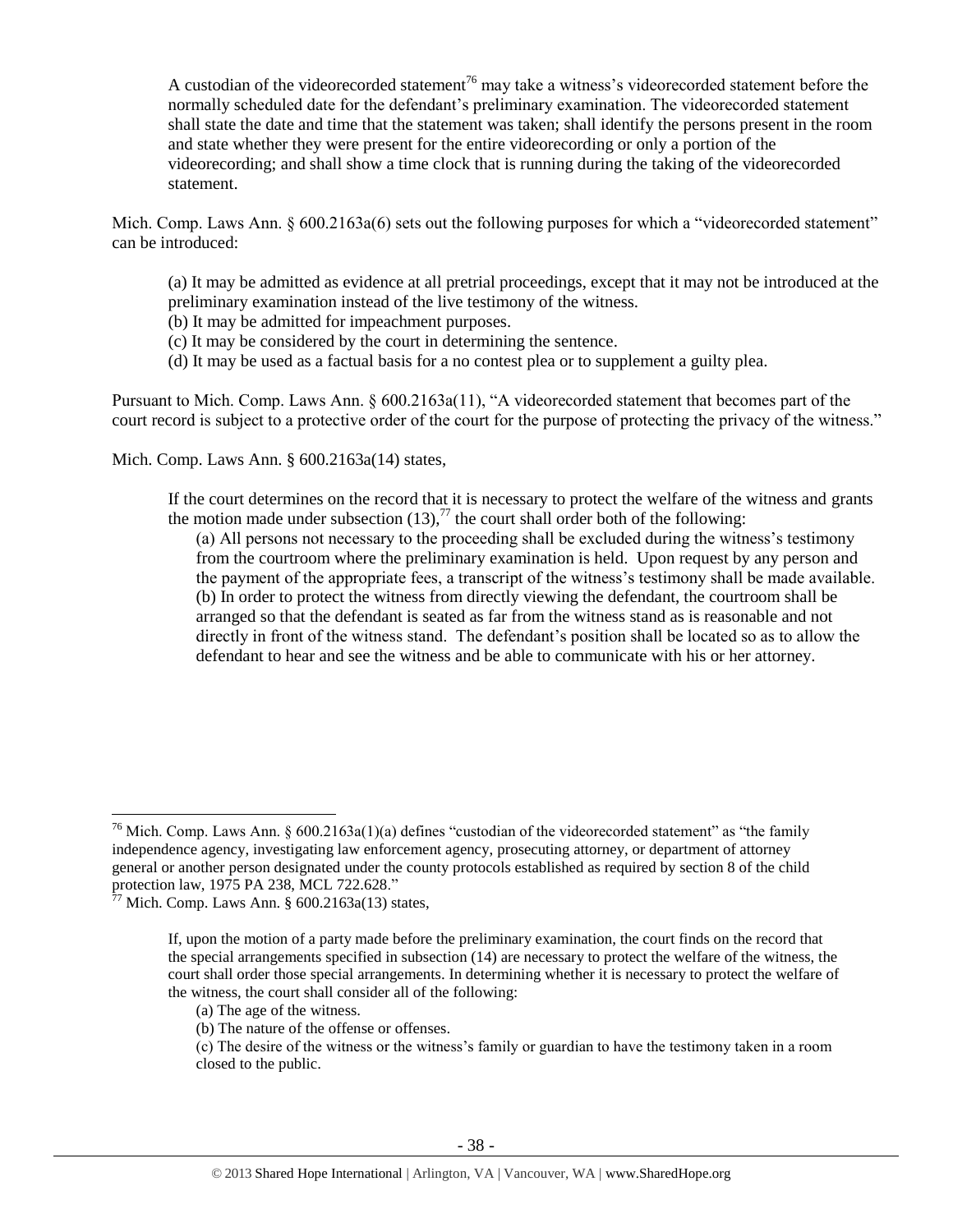> A custodian of the videorecorded statement[76] may take a witness's videorecorded statement before the normally scheduled date for the defendant's preliminary examination. The videorecorded statement shall state the date and time that the statement was taken; shall identify the persons present in the room and state whether they were present for the entire videorecording or only a portion of the videorecording; and shall show a time clock that is running during the taking of the videorecorded statement.

Mich. Comp. Laws Ann. § 600.2163a(6) sets out the following purposes for which a "videorecorded statement" can be introduced:

> (a) It may be admitted as evidence at all pretrial proceedings, except that it may not be introduced at the preliminary examination instead of the live testimony of the witness.
> (b) It may be admitted for impeachment purposes.
> (c) It may be considered by the court in determining the sentence.
> (d) It may be used as a factual basis for a no contest plea or to supplement a guilty plea.

Pursuant to Mich. Comp. Laws Ann. § 600.2163a(11), "A videorecorded statement that becomes part of the court record is subject to a protective order of the court for the purpose of protecting the privacy of the witness."

Mich. Comp. Laws Ann. § 600.2163a(14) states,

> If the court determines on the record that it is necessary to protect the welfare of the witness and grants the motion made under subsection (13),[77] the court shall order both of the following:
>
> > (a) All persons not necessary to the proceeding shall be excluded during the witness's testimony from the courtroom where the preliminary examination is held. Upon request by any person and the payment of the appropriate fees, a transcript of the witness's testimony shall be made available.
> > (b) In order to protect the witness from directly viewing the defendant, the courtroom shall be arranged so that the defendant is seated as far from the witness stand as is reasonable and not directly in front of the witness stand. The defendant's position shall be located so as to allow the defendant to hear and see the witness and be able to communicate with his or her attorney.

---

[76] Mich. Comp. Laws Ann. § 600.2163a(1)(a) defines "custodian of the videorecorded statement" as "the family independence agency, investigating law enforcement agency, prosecuting attorney, or department of attorney general or another person designated under the county protocols established as required by section 8 of the child protection law, 1975 PA 238, MCL 722.628."

[77] Mich. Comp. Laws Ann. § 600.2163a(13) states,

> If, upon the motion of a party made before the preliminary examination, the court finds on the record that the special arrangements specified in subsection (14) are necessary to protect the welfare of the witness, the court shall order those special arrangements. In determining whether it is necessary to protect the welfare of the witness, the court shall consider all of the following:
>
> > (a) The age of the witness.
> > (b) The nature of the offense or offenses.
> > (c) The desire of the witness or the witness's family or guardian to have the testimony taken in a room closed to the public.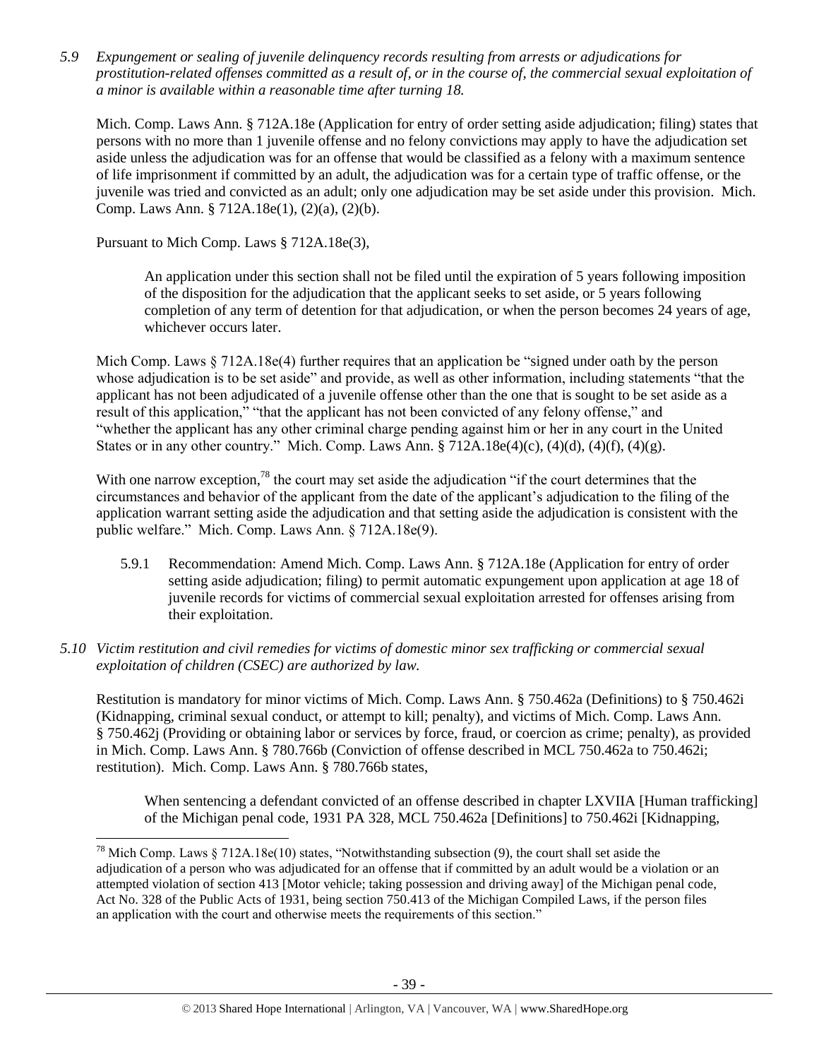*5.9 Expungement or sealing of juvenile delinquency records resulting from arrests or adjudications for prostitution-related offenses committed as a result of, or in the course of, the commercial sexual exploitation of a minor is available within a reasonable time after turning 18.*

Mich. Comp. Laws Ann. § 712A.18e (Application for entry of order setting aside adjudication; filing) states that persons with no more than 1 juvenile offense and no felony convictions may apply to have the adjudication set aside unless the adjudication was for an offense that would be classified as a felony with a maximum sentence of life imprisonment if committed by an adult, the adjudication was for a certain type of traffic offense, or the juvenile was tried and convicted as an adult; only one adjudication may be set aside under this provision. Mich. Comp. Laws Ann. § 712A.18e(1), (2)(a), (2)(b).

Pursuant to Mich Comp. Laws § 712A.18e(3),

> An application under this section shall not be filed until the expiration of 5 years following imposition of the disposition for the adjudication that the applicant seeks to set aside, or 5 years following completion of any term of detention for that adjudication, or when the person becomes 24 years of age, whichever occurs later.

Mich Comp. Laws § 712A.18e(4) further requires that an application be "signed under oath by the person whose adjudication is to be set aside" and provide, as well as other information, including statements "that the applicant has not been adjudicated of a juvenile offense other than the one that is sought to be set aside as a result of this application," "that the applicant has not been convicted of any felony offense," and "whether the applicant has any other criminal charge pending against him or her in any court in the United States or in any other country." Mich. Comp. Laws Ann. § 712A.18e(4)(c), (4)(d), (4)(f), (4)(g).

With one narrow exception,[78] the court may set aside the adjudication "if the court determines that the circumstances and behavior of the applicant from the date of the applicant's adjudication to the filing of the application warrant setting aside the adjudication and that setting aside the adjudication is consistent with the public welfare." Mich. Comp. Laws Ann. § 712A.18e(9).

5.9.1 Recommendation: Amend Mich. Comp. Laws Ann. § 712A.18e (Application for entry of order setting aside adjudication; filing) to permit automatic expungement upon application at age 18 of juvenile records for victims of commercial sexual exploitation arrested for offenses arising from their exploitation.

*5.10 Victim restitution and civil remedies for victims of domestic minor sex trafficking or commercial sexual exploitation of children (CSEC) are authorized by law.*

Restitution is mandatory for minor victims of Mich. Comp. Laws Ann. § 750.462a (Definitions) to § 750.462i (Kidnapping, criminal sexual conduct, or attempt to kill; penalty), and victims of Mich. Comp. Laws Ann. § 750.462j (Providing or obtaining labor or services by force, fraud, or coercion as crime; penalty), as provided in Mich. Comp. Laws Ann. § 780.766b (Conviction of offense described in MCL 750.462a to 750.462i; restitution). Mich. Comp. Laws Ann. § 780.766b states,

> When sentencing a defendant convicted of an offense described in chapter LXVIIA [Human trafficking] of the Michigan penal code, 1931 PA 328, MCL 750.462a [Definitions] to 750.462i [Kidnapping,

---

[78] Mich Comp. Laws § 712A.18e(10) states, "Notwithstanding subsection (9), the court shall set aside the adjudication of a person who was adjudicated for an offense that if committed by an adult would be a violation or an attempted violation of section 413 [Motor vehicle; taking possession and driving away] of the Michigan penal code, Act No. 328 of the Public Acts of 1931, being section 750.413 of the Michigan Compiled Laws, if the person files an application with the court and otherwise meets the requirements of this section."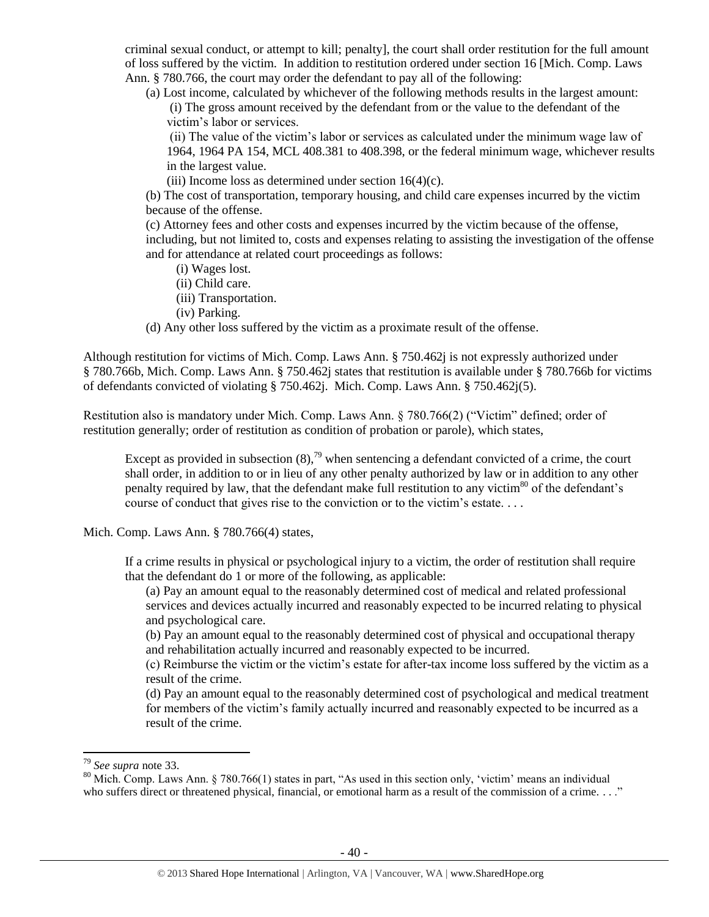criminal sexual conduct, or attempt to kill; penalty], the court shall order restitution for the full amount of loss suffered by the victim. In addition to restitution ordered under section 16 [Mich. Comp. Laws Ann. § 780.766, the court may order the defendant to pay all of the following:

> (a) Lost income, calculated by whichever of the following methods results in the largest amount:
>
> > (i) The gross amount received by the defendant from or the value to the defendant of the victim's labor or services.
> >
> > (ii) The value of the victim's labor or services as calculated under the minimum wage law of 1964, 1964 PA 154, MCL 408.381 to 408.398, or the federal minimum wage, whichever results in the largest value.
> >
> > (iii) Income loss as determined under section 16(4)(c).
>
> (b) The cost of transportation, temporary housing, and child care expenses incurred by the victim because of the offense.
>
> (c) Attorney fees and other costs and expenses incurred by the victim because of the offense, including, but not limited to, costs and expenses relating to assisting the investigation of the offense and for attendance at related court proceedings as follows:
>
> > (i) Wages lost.
> >
> > (ii) Child care.
> >
> > (iii) Transportation.
> >
> > (iv) Parking.
>
> (d) Any other loss suffered by the victim as a proximate result of the offense.

Although restitution for victims of Mich. Comp. Laws Ann. § 750.462j is not expressly authorized under § 780.766b, Mich. Comp. Laws Ann. § 750.462j states that restitution is available under § 780.766b for victims of defendants convicted of violating § 750.462j. Mich. Comp. Laws Ann. § 750.462j(5).

Restitution also is mandatory under Mich. Comp. Laws Ann. § 780.766(2) ("Victim" defined; order of restitution generally; order of restitution as condition of probation or parole), which states,

> Except as provided in subsection (8),[79] when sentencing a defendant convicted of a crime, the court shall order, in addition to or in lieu of any other penalty authorized by law or in addition to any other penalty required by law, that the defendant make full restitution to any victim[80] of the defendant's course of conduct that gives rise to the conviction or to the victim's estate. . . .

Mich. Comp. Laws Ann. § 780.766(4) states,

> If a crime results in physical or psychological injury to a victim, the order of restitution shall require that the defendant do 1 or more of the following, as applicable:
>
> (a) Pay an amount equal to the reasonably determined cost of medical and related professional services and devices actually incurred and reasonably expected to be incurred relating to physical and psychological care.
>
> (b) Pay an amount equal to the reasonably determined cost of physical and occupational therapy and rehabilitation actually incurred and reasonably expected to be incurred.
>
> (c) Reimburse the victim or the victim's estate for after-tax income loss suffered by the victim as a result of the crime.
>
> (d) Pay an amount equal to the reasonably determined cost of psychological and medical treatment for members of the victim's family actually incurred and reasonably expected to be incurred as a result of the crime.

---

[79] *See supra* note 33.

[80] Mich. Comp. Laws Ann. § 780.766(1) states in part, "As used in this section only, 'victim' means an individual who suffers direct or threatened physical, financial, or emotional harm as a result of the commission of a crime. . . ."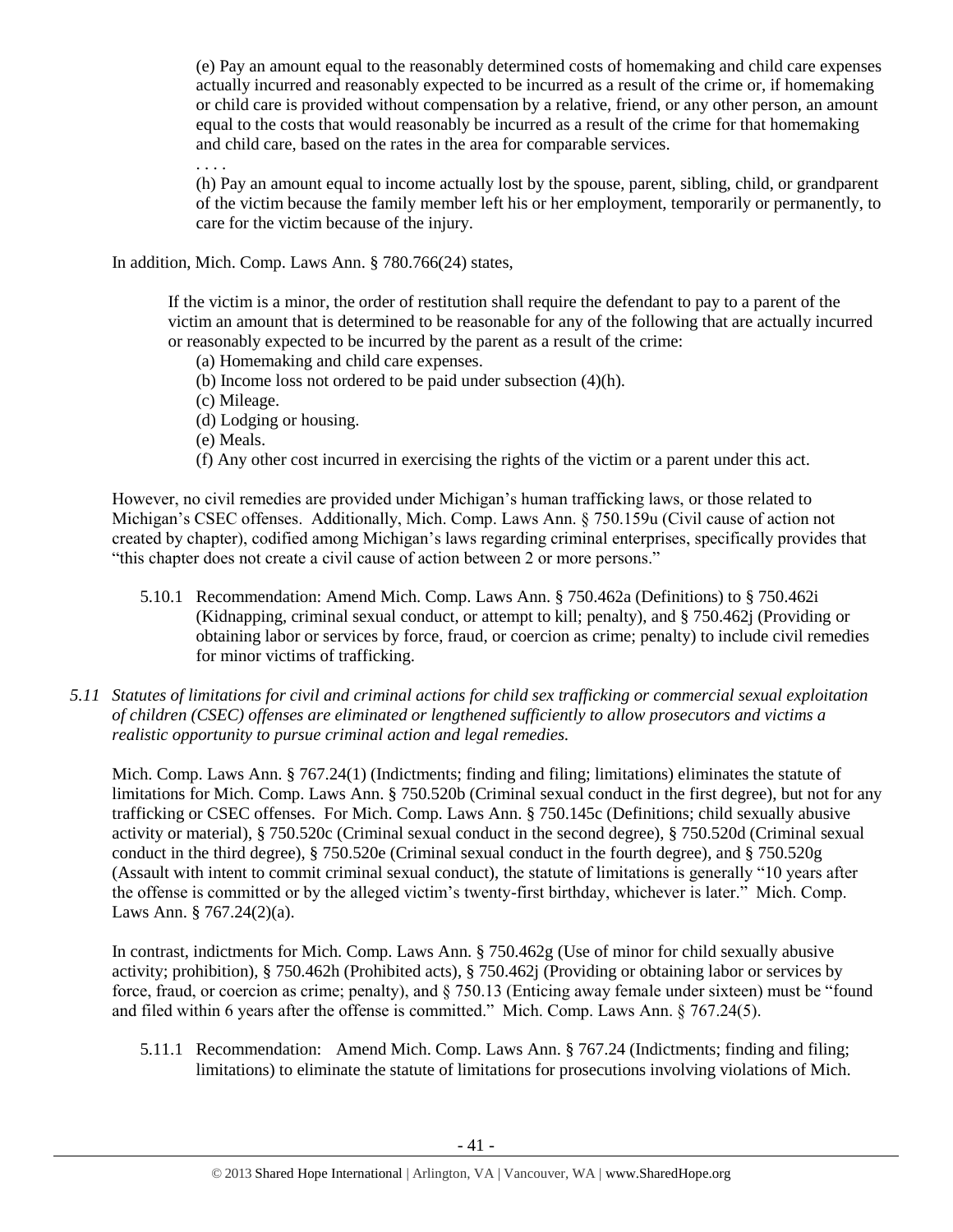> (e) Pay an amount equal to the reasonably determined costs of homemaking and child care expenses actually incurred and reasonably expected to be incurred as a result of the crime or, if homemaking or child care is provided without compensation by a relative, friend, or any other person, an amount equal to the costs that would reasonably be incurred as a result of the crime for that homemaking and child care, based on the rates in the area for comparable services.
>
> . . . .
>
> (h) Pay an amount equal to income actually lost by the spouse, parent, sibling, child, or grandparent of the victim because the family member left his or her employment, temporarily or permanently, to care for the victim because of the injury.

In addition, Mich. Comp. Laws Ann. § 780.766(24) states,

> If the victim is a minor, the order of restitution shall require the defendant to pay to a parent of the victim an amount that is determined to be reasonable for any of the following that are actually incurred or reasonably expected to be incurred by the parent as a result of the crime:
>
> (a) Homemaking and child care expenses.
> (b) Income loss not ordered to be paid under subsection (4)(h).
> (c) Mileage.
> (d) Lodging or housing.
> (e) Meals.
> (f) Any other cost incurred in exercising the rights of the victim or a parent under this act.

However, no civil remedies are provided under Michigan's human trafficking laws, or those related to Michigan's CSEC offenses. Additionally, Mich. Comp. Laws Ann. § 750.159u (Civil cause of action not created by chapter), codified among Michigan's laws regarding criminal enterprises, specifically provides that "this chapter does not create a civil cause of action between 2 or more persons."

5.10.1 Recommendation: Amend Mich. Comp. Laws Ann. § 750.462a (Definitions) to § 750.462i (Kidnapping, criminal sexual conduct, or attempt to kill; penalty), and § 750.462j (Providing or obtaining labor or services by force, fraud, or coercion as crime; penalty) to include civil remedies for minor victims of trafficking.

*5.11 Statutes of limitations for civil and criminal actions for child sex trafficking or commercial sexual exploitation of children (CSEC) offenses are eliminated or lengthened sufficiently to allow prosecutors and victims a realistic opportunity to pursue criminal action and legal remedies.*

Mich. Comp. Laws Ann. § 767.24(1) (Indictments; finding and filing; limitations) eliminates the statute of limitations for Mich. Comp. Laws Ann. § 750.520b (Criminal sexual conduct in the first degree), but not for any trafficking or CSEC offenses. For Mich. Comp. Laws Ann. § 750.145c (Definitions; child sexually abusive activity or material), § 750.520c (Criminal sexual conduct in the second degree), § 750.520d (Criminal sexual conduct in the third degree), § 750.520e (Criminal sexual conduct in the fourth degree), and § 750.520g (Assault with intent to commit criminal sexual conduct), the statute of limitations is generally "10 years after the offense is committed or by the alleged victim's twenty-first birthday, whichever is later." Mich. Comp. Laws Ann. § 767.24(2)(a).

In contrast, indictments for Mich. Comp. Laws Ann. § 750.462g (Use of minor for child sexually abusive activity; prohibition), § 750.462h (Prohibited acts), § 750.462j (Providing or obtaining labor or services by force, fraud, or coercion as crime; penalty), and § 750.13 (Enticing away female under sixteen) must be "found and filed within 6 years after the offense is committed." Mich. Comp. Laws Ann. § 767.24(5).

5.11.1 Recommendation: Amend Mich. Comp. Laws Ann. § 767.24 (Indictments; finding and filing; limitations) to eliminate the statute of limitations for prosecutions involving violations of Mich.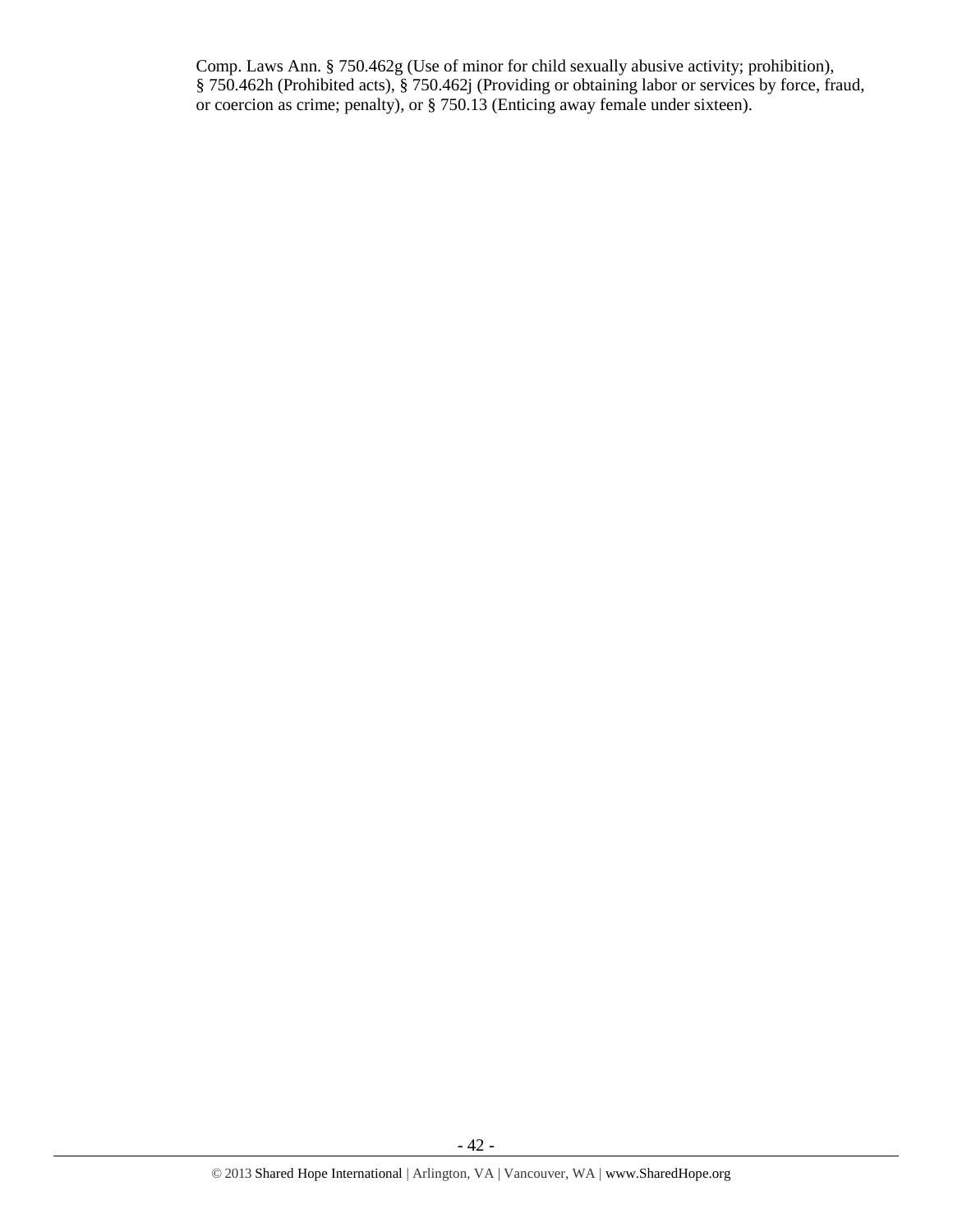Comp. Laws Ann. § 750.462g (Use of minor for child sexually abusive activity; prohibition), § 750.462h (Prohibited acts), § 750.462j (Providing or obtaining labor or services by force, fraud, or coercion as crime; penalty), or § 750.13 (Enticing away female under sixteen).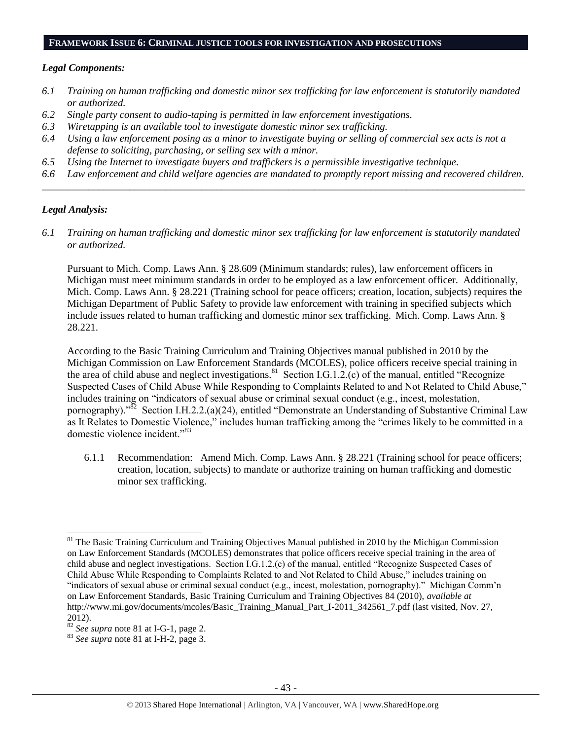## FRAMEWORK ISSUE 6: CRIMINAL JUSTICE TOOLS FOR INVESTIGATION AND PROSECUTIONS

### *Legal Components:*

*6.1 Training on human trafficking and domestic minor sex trafficking for law enforcement is statutorily mandated or authorized.*

*6.2 Single party consent to audio-taping is permitted in law enforcement investigations.*

*6.3 Wiretapping is an available tool to investigate domestic minor sex trafficking.*

*6.4 Using a law enforcement posing as a minor to investigate buying or selling of commercial sex acts is not a defense to soliciting, purchasing, or selling sex with a minor.*

*6.5 Using the Internet to investigate buyers and traffickers is a permissible investigative technique.*

*6.6 Law enforcement and child welfare agencies are mandated to promptly report missing and recovered children.*

---

### *Legal Analysis:*

*6.1 Training on human trafficking and domestic minor sex trafficking for law enforcement is statutorily mandated or authorized.*

Pursuant to Mich. Comp. Laws Ann. § 28.609 (Minimum standards; rules), law enforcement officers in Michigan must meet minimum standards in order to be employed as a law enforcement officer. Additionally, Mich. Comp. Laws Ann. § 28.221 (Training school for peace officers; creation, location, subjects) requires the Michigan Department of Public Safety to provide law enforcement with training in specified subjects which include issues related to human trafficking and domestic minor sex trafficking. Mich. Comp. Laws Ann. § 28.221.

According to the Basic Training Curriculum and Training Objectives manual published in 2010 by the Michigan Commission on Law Enforcement Standards (MCOLES), police officers receive special training in the area of child abuse and neglect investigations.[81] Section I.G.1.2.(c) of the manual, entitled "Recognize Suspected Cases of Child Abuse While Responding to Complaints Related to and Not Related to Child Abuse," includes training on "indicators of sexual abuse or criminal sexual conduct (e.g., incest, molestation, pornography)."[82] Section I.H.2.2.(a)(24), entitled "Demonstrate an Understanding of Substantive Criminal Law as It Relates to Domestic Violence," includes human trafficking among the "crimes likely to be committed in a domestic violence incident."[83]

6.1.1 Recommendation: Amend Mich. Comp. Laws Ann. § 28.221 (Training school for peace officers; creation, location, subjects) to mandate or authorize training on human trafficking and domestic minor sex trafficking.

---

[81] The Basic Training Curriculum and Training Objectives Manual published in 2010 by the Michigan Commission on Law Enforcement Standards (MCOLES) demonstrates that police officers receive special training in the area of child abuse and neglect investigations. Section I.G.1.2.(c) of the manual, entitled "Recognize Suspected Cases of Child Abuse While Responding to Complaints Related to and Not Related to Child Abuse," includes training on "indicators of sexual abuse or criminal sexual conduct (e.g., incest, molestation, pornography)." Michigan Comm'n on Law Enforcement Standards, Basic Training Curriculum and Training Objectives 84 (2010), *available at* http://www.mi.gov/documents/mcoles/Basic_Training_Manual_Part_I-2011_342561_7.pdf (last visited, Nov. 27, 2012).

[82] *See supra* note 81 at I-G-1, page 2.

[83] *See supra* note 81 at I-H-2, page 3.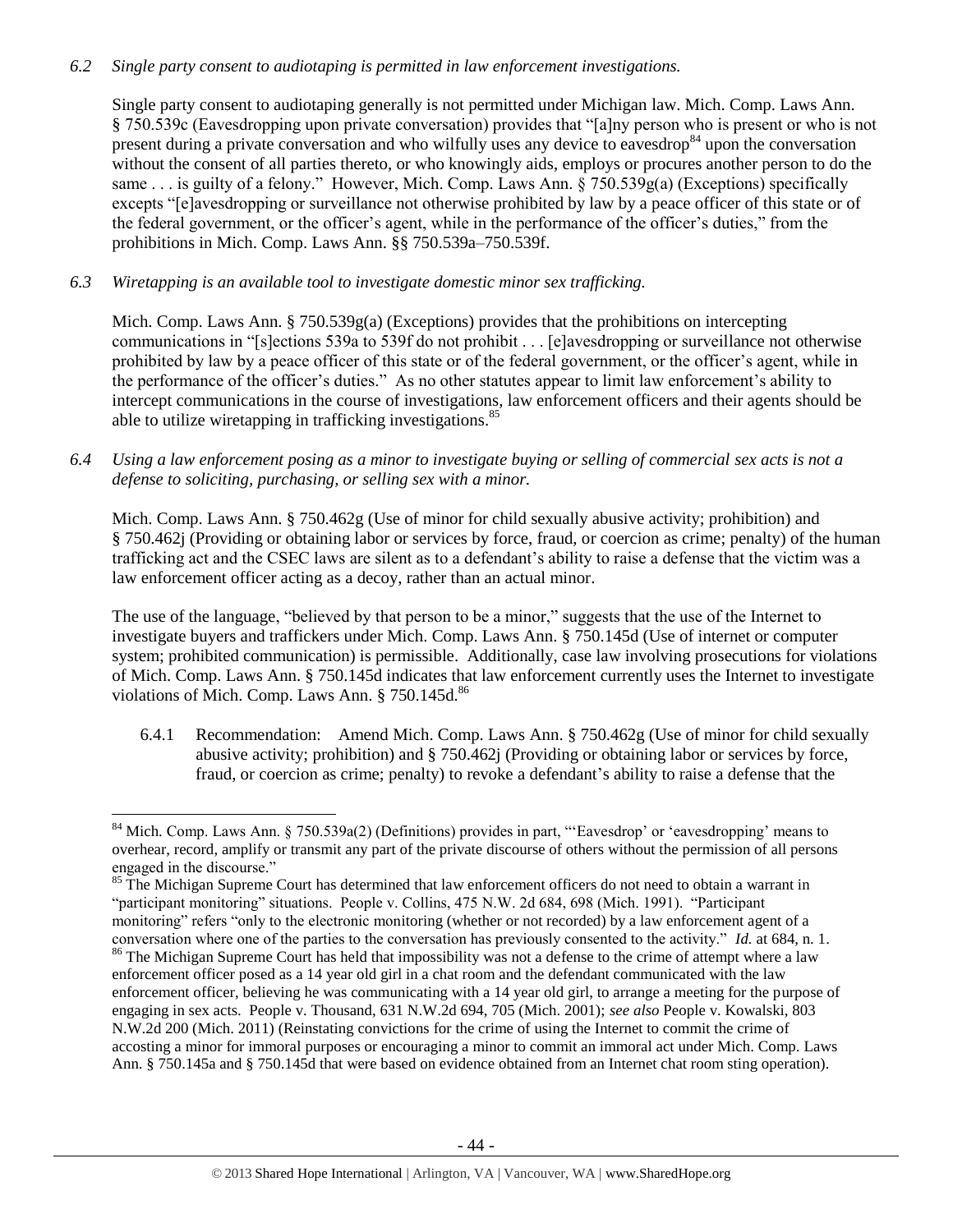*6.2 Single party consent to audiotaping is permitted in law enforcement investigations.*

Single party consent to audiotaping generally is not permitted under Michigan law. Mich. Comp. Laws Ann. § 750.539c (Eavesdropping upon private conversation) provides that "[a]ny person who is present or who is not present during a private conversation and who wilfully uses any device to eavesdrop[84] upon the conversation without the consent of all parties thereto, or who knowingly aids, employs or procures another person to do the same . . . is guilty of a felony." However, Mich. Comp. Laws Ann. § 750.539g(a) (Exceptions) specifically excepts "[e]avesdropping or surveillance not otherwise prohibited by law by a peace officer of this state or of the federal government, or the officer's agent, while in the performance of the officer's duties," from the prohibitions in Mich. Comp. Laws Ann. §§ 750.539a–750.539f.

*6.3 Wiretapping is an available tool to investigate domestic minor sex trafficking.*

Mich. Comp. Laws Ann. § 750.539g(a) (Exceptions) provides that the prohibitions on intercepting communications in "[s]ections 539a to 539f do not prohibit . . . [e]avesdropping or surveillance not otherwise prohibited by law by a peace officer of this state or of the federal government, or the officer's agent, while in the performance of the officer's duties." As no other statutes appear to limit law enforcement's ability to intercept communications in the course of investigations, law enforcement officers and their agents should be able to utilize wiretapping in trafficking investigations.[85]

*6.4 Using a law enforcement posing as a minor to investigate buying or selling of commercial sex acts is not a defense to soliciting, purchasing, or selling sex with a minor.*

Mich. Comp. Laws Ann. § 750.462g (Use of minor for child sexually abusive activity; prohibition) and § 750.462j (Providing or obtaining labor or services by force, fraud, or coercion as crime; penalty) of the human trafficking act and the CSEC laws are silent as to a defendant's ability to raise a defense that the victim was a law enforcement officer acting as a decoy, rather than an actual minor.

The use of the language, "believed by that person to be a minor," suggests that the use of the Internet to investigate buyers and traffickers under Mich. Comp. Laws Ann. § 750.145d (Use of internet or computer system; prohibited communication) is permissible. Additionally, case law involving prosecutions for violations of Mich. Comp. Laws Ann. § 750.145d indicates that law enforcement currently uses the Internet to investigate violations of Mich. Comp. Laws Ann. § 750.145d.[86]

6.4.1 Recommendation: Amend Mich. Comp. Laws Ann. § 750.462g (Use of minor for child sexually abusive activity; prohibition) and § 750.462j (Providing or obtaining labor or services by force, fraud, or coercion as crime; penalty) to revoke a defendant's ability to raise a defense that the

---

[84] Mich. Comp. Laws Ann. § 750.539a(2) (Definitions) provides in part, "'Eavesdrop' or 'eavesdropping' means to overhear, record, amplify or transmit any part of the private discourse of others without the permission of all persons engaged in the discourse."

[85] The Michigan Supreme Court has determined that law enforcement officers do not need to obtain a warrant in "participant monitoring" situations. People v. Collins, 475 N.W. 2d 684, 698 (Mich. 1991). "Participant monitoring" refers "only to the electronic monitoring (whether or not recorded) by a law enforcement agent of a conversation where one of the parties to the conversation has previously consented to the activity." *Id.* at 684, n. 1.

[86] The Michigan Supreme Court has held that impossibility was not a defense to the crime of attempt where a law enforcement officer posed as a 14 year old girl in a chat room and the defendant communicated with the law enforcement officer, believing he was communicating with a 14 year old girl, to arrange a meeting for the purpose of engaging in sex acts. People v. Thousand, 631 N.W.2d 694, 705 (Mich. 2001); *see also* People v. Kowalski, 803 N.W.2d 200 (Mich. 2011) (Reinstating convictions for the crime of using the Internet to commit the crime of accosting a minor for immoral purposes or encouraging a minor to commit an immoral act under Mich. Comp. Laws Ann. § 750.145a and § 750.145d that were based on evidence obtained from an Internet chat room sting operation).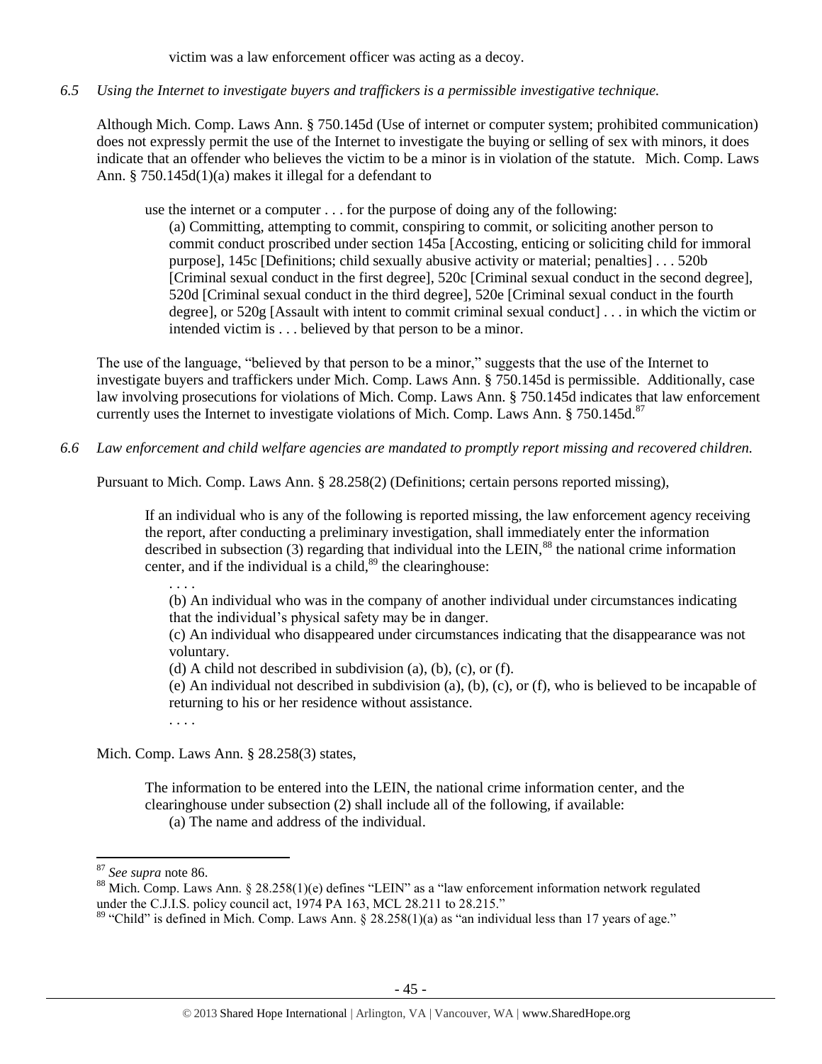victim was a law enforcement officer was acting as a decoy.

*6.5 Using the Internet to investigate buyers and traffickers is a permissible investigative technique.*

Although Mich. Comp. Laws Ann. § 750.145d (Use of internet or computer system; prohibited communication) does not expressly permit the use of the Internet to investigate the buying or selling of sex with minors, it does indicate that an offender who believes the victim to be a minor is in violation of the statute. Mich. Comp. Laws Ann. § 750.145d(1)(a) makes it illegal for a defendant to

> use the internet or a computer . . . for the purpose of doing any of the following:
>
> (a) Committing, attempting to commit, conspiring to commit, or soliciting another person to commit conduct proscribed under section 145a [Accosting, enticing or soliciting child for immoral purpose], 145c [Definitions; child sexually abusive activity or material; penalties] . . . 520b [Criminal sexual conduct in the first degree], 520c [Criminal sexual conduct in the second degree], 520d [Criminal sexual conduct in the third degree], 520e [Criminal sexual conduct in the fourth degree], or 520g [Assault with intent to commit criminal sexual conduct] . . . in which the victim or intended victim is . . . believed by that person to be a minor.

The use of the language, "believed by that person to be a minor," suggests that the use of the Internet to investigate buyers and traffickers under Mich. Comp. Laws Ann. § 750.145d is permissible. Additionally, case law involving prosecutions for violations of Mich. Comp. Laws Ann. § 750.145d indicates that law enforcement currently uses the Internet to investigate violations of Mich. Comp. Laws Ann. § 750.145d.[87]

*6.6 Law enforcement and child welfare agencies are mandated to promptly report missing and recovered children.*

Pursuant to Mich. Comp. Laws Ann. § 28.258(2) (Definitions; certain persons reported missing),

> If an individual who is any of the following is reported missing, the law enforcement agency receiving the report, after conducting a preliminary investigation, shall immediately enter the information described in subsection (3) regarding that individual into the LEIN,[88] the national crime information center, and if the individual is a child,[89] the clearinghouse:
>
> . . . .
>
> (b) An individual who was in the company of another individual under circumstances indicating that the individual's physical safety may be in danger.
>
> (c) An individual who disappeared under circumstances indicating that the disappearance was not voluntary.
>
> (d) A child not described in subdivision (a), (b), (c), or (f).
>
> (e) An individual not described in subdivision (a), (b), (c), or (f), who is believed to be incapable of returning to his or her residence without assistance.
>
> . . . .

Mich. Comp. Laws Ann. § 28.258(3) states,

> The information to be entered into the LEIN, the national crime information center, and the clearinghouse under subsection (2) shall include all of the following, if available:
>
> (a) The name and address of the individual.

---

[87] *See supra* note 86.

[88] Mich. Comp. Laws Ann. § 28.258(1)(e) defines "LEIN" as a "law enforcement information network regulated under the C.J.I.S. policy council act, 1974 PA 163, MCL 28.211 to 28.215."

[89] "Child" is defined in Mich. Comp. Laws Ann. § 28.258(1)(a) as "an individual less than 17 years of age."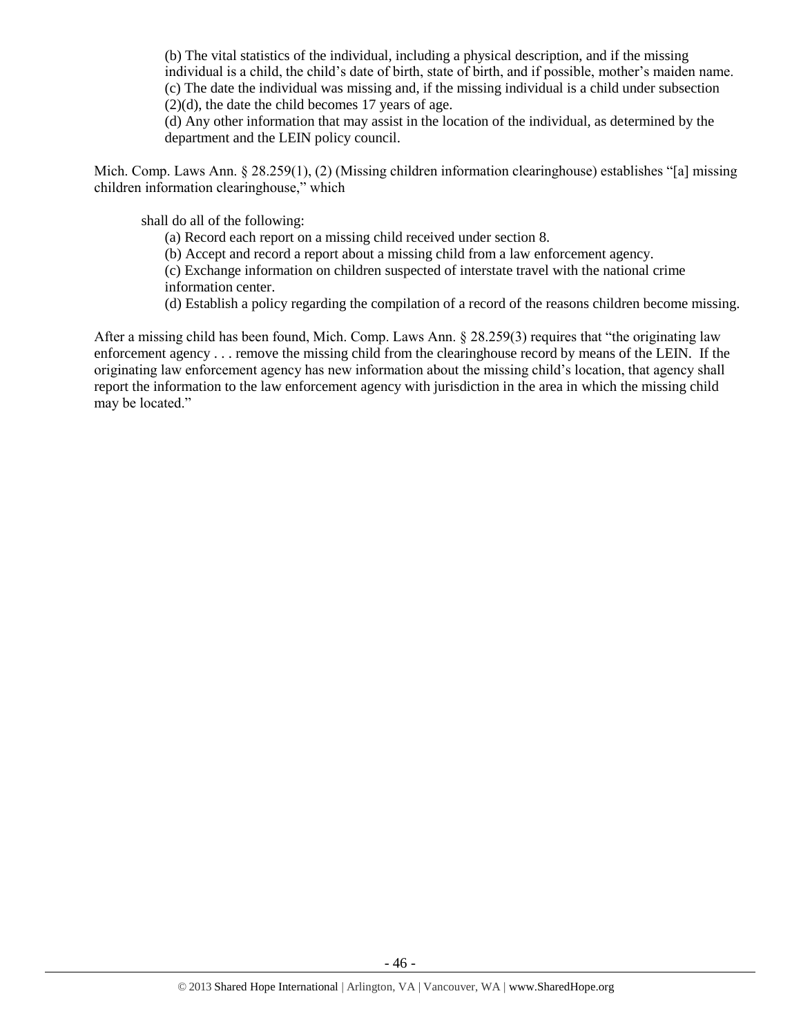> (b) The vital statistics of the individual, including a physical description, and if the missing individual is a child, the child's date of birth, state of birth, and if possible, mother's maiden name.
> (c) The date the individual was missing and, if the missing individual is a child under subsection (2)(d), the date the child becomes 17 years of age.
> (d) Any other information that may assist in the location of the individual, as determined by the department and the LEIN policy council.

Mich. Comp. Laws Ann. § 28.259(1), (2) (Missing children information clearinghouse) establishes "[a] missing children information clearinghouse," which

> shall do all of the following:
> (a) Record each report on a missing child received under section 8.
> (b) Accept and record a report about a missing child from a law enforcement agency.
> (c) Exchange information on children suspected of interstate travel with the national crime information center.
> (d) Establish a policy regarding the compilation of a record of the reasons children become missing.

After a missing child has been found, Mich. Comp. Laws Ann. § 28.259(3) requires that "the originating law enforcement agency . . . remove the missing child from the clearinghouse record by means of the LEIN. If the originating law enforcement agency has new information about the missing child's location, that agency shall report the information to the law enforcement agency with jurisdiction in the area in which the missing child may be located."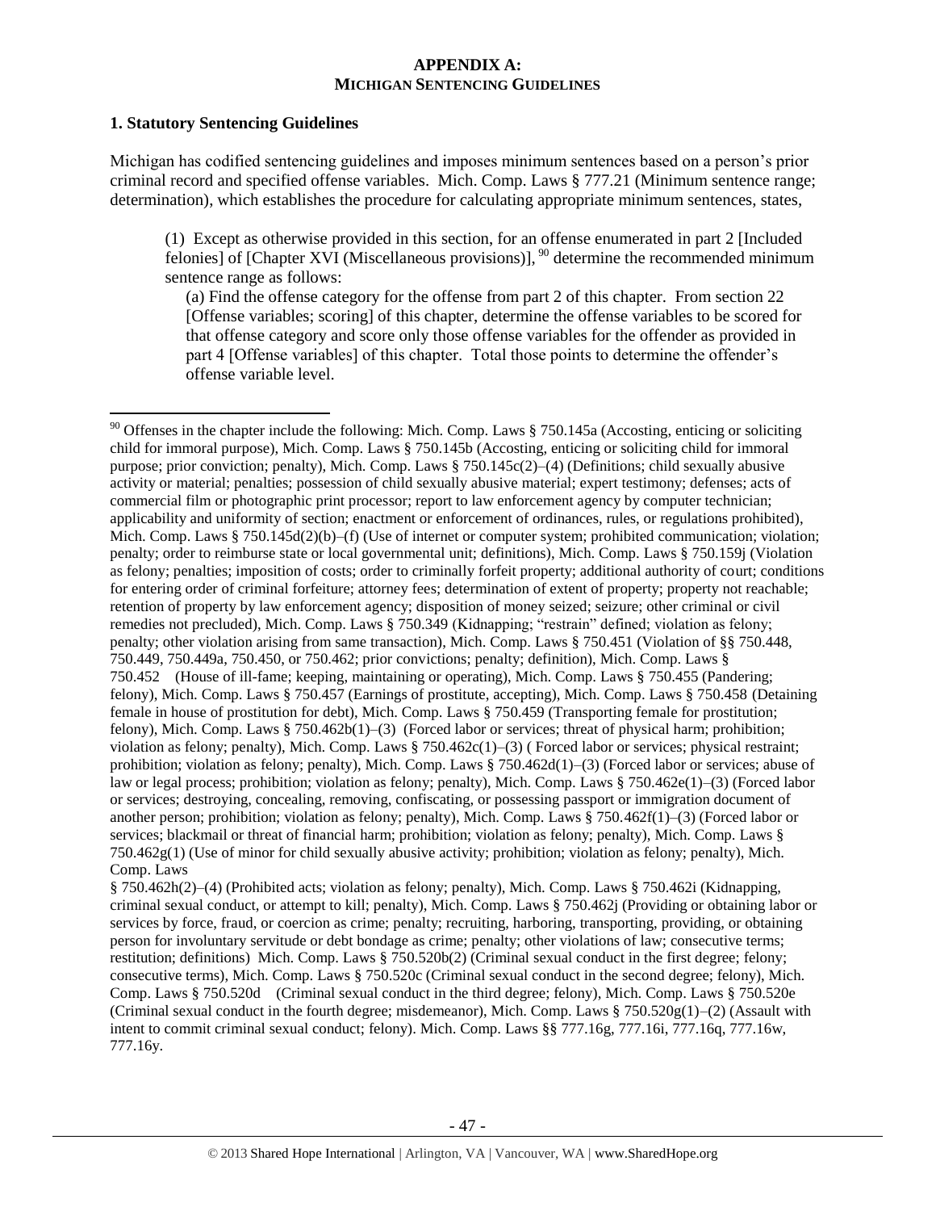## APPENDIX A:
## MICHIGAN SENTENCING GUIDELINES

### 1. Statutory Sentencing Guidelines

Michigan has codified sentencing guidelines and imposes minimum sentences based on a person's prior criminal record and specified offense variables. Mich. Comp. Laws § 777.21 (Minimum sentence range; determination), which establishes the procedure for calculating appropriate minimum sentences, states,

> (1) Except as otherwise provided in this section, for an offense enumerated in part 2 [Included felonies] of [Chapter XVI (Miscellaneous provisions)], [90] determine the recommended minimum sentence range as follows:
>
> (a) Find the offense category for the offense from part 2 of this chapter. From section 22 [Offense variables; scoring] of this chapter, determine the offense variables to be scored for that offense category and score only those offense variables for the offender as provided in part 4 [Offense variables] of this chapter. Total those points to determine the offender's offense variable level.

---

[90] Offenses in the chapter include the following: Mich. Comp. Laws § 750.145a (Accosting, enticing or soliciting child for immoral purpose), Mich. Comp. Laws § 750.145b (Accosting, enticing or soliciting child for immoral purpose; prior conviction; penalty), Mich. Comp. Laws § 750.145c(2)–(4) (Definitions; child sexually abusive activity or material; penalties; possession of child sexually abusive material; expert testimony; defenses; acts of commercial film or photographic print processor; report to law enforcement agency by computer technician; applicability and uniformity of section; enactment or enforcement of ordinances, rules, or regulations prohibited), Mich. Comp. Laws § 750.145d(2)(b)–(f) (Use of internet or computer system; prohibited communication; violation; penalty; order to reimburse state or local governmental unit; definitions), Mich. Comp. Laws § 750.159j (Violation as felony; penalties; imposition of costs; order to criminally forfeit property; additional authority of court; conditions for entering order of criminal forfeiture; attorney fees; determination of extent of property; property not reachable; retention of property by law enforcement agency; disposition of money seized; seizure; other criminal or civil remedies not precluded), Mich. Comp. Laws § 750.349 (Kidnapping; "restrain" defined; violation as felony; penalty; other violation arising from same transaction), Mich. Comp. Laws § 750.451 (Violation of §§ 750.448, 750.449, 750.449a, 750.450, or 750.462; prior convictions; penalty; definition), Mich. Comp. Laws § 750.452 (House of ill-fame; keeping, maintaining or operating), Mich. Comp. Laws § 750.455 (Pandering; felony), Mich. Comp. Laws § 750.457 (Earnings of prostitute, accepting), Mich. Comp. Laws § 750.458 (Detaining female in house of prostitution for debt), Mich. Comp. Laws § 750.459 (Transporting female for prostitution; felony), Mich. Comp. Laws § 750.462b(1)–(3) (Forced labor or services; threat of physical harm; prohibition; violation as felony; penalty), Mich. Comp. Laws § 750.462c(1)–(3) ( Forced labor or services; physical restraint; prohibition; violation as felony; penalty), Mich. Comp. Laws § 750.462d(1)–(3) (Forced labor or services; abuse of law or legal process; prohibition; violation as felony; penalty), Mich. Comp. Laws § 750.462e(1)–(3) (Forced labor or services; destroying, concealing, removing, confiscating, or possessing passport or immigration document of another person; prohibition; violation as felony; penalty), Mich. Comp. Laws § 750.462f(1)–(3) (Forced labor or services; blackmail or threat of financial harm; prohibition; violation as felony; penalty), Mich. Comp. Laws § 750.462g(1) (Use of minor for child sexually abusive activity; prohibition; violation as felony; penalty), Mich. Comp. Laws § 750.462h(2)–(4) (Prohibited acts; violation as felony; penalty), Mich. Comp. Laws § 750.462i (Kidnapping, criminal sexual conduct, or attempt to kill; penalty), Mich. Comp. Laws § 750.462j (Providing or obtaining labor or services by force, fraud, or coercion as crime; penalty; recruiting, harboring, transporting, providing, or obtaining person for involuntary servitude or debt bondage as crime; penalty; other violations of law; consecutive terms; restitution; definitions) Mich. Comp. Laws § 750.520b(2) (Criminal sexual conduct in the first degree; felony; consecutive terms), Mich. Comp. Laws § 750.520c (Criminal sexual conduct in the second degree; felony), Mich. Comp. Laws § 750.520d (Criminal sexual conduct in the third degree; felony), Mich. Comp. Laws § 750.520e (Criminal sexual conduct in the fourth degree; misdemeanor), Mich. Comp. Laws § 750.520g(1)–(2) (Assault with intent to commit criminal sexual conduct; felony). Mich. Comp. Laws §§ 777.16g, 777.16i, 777.16q, 777.16w, 777.16y.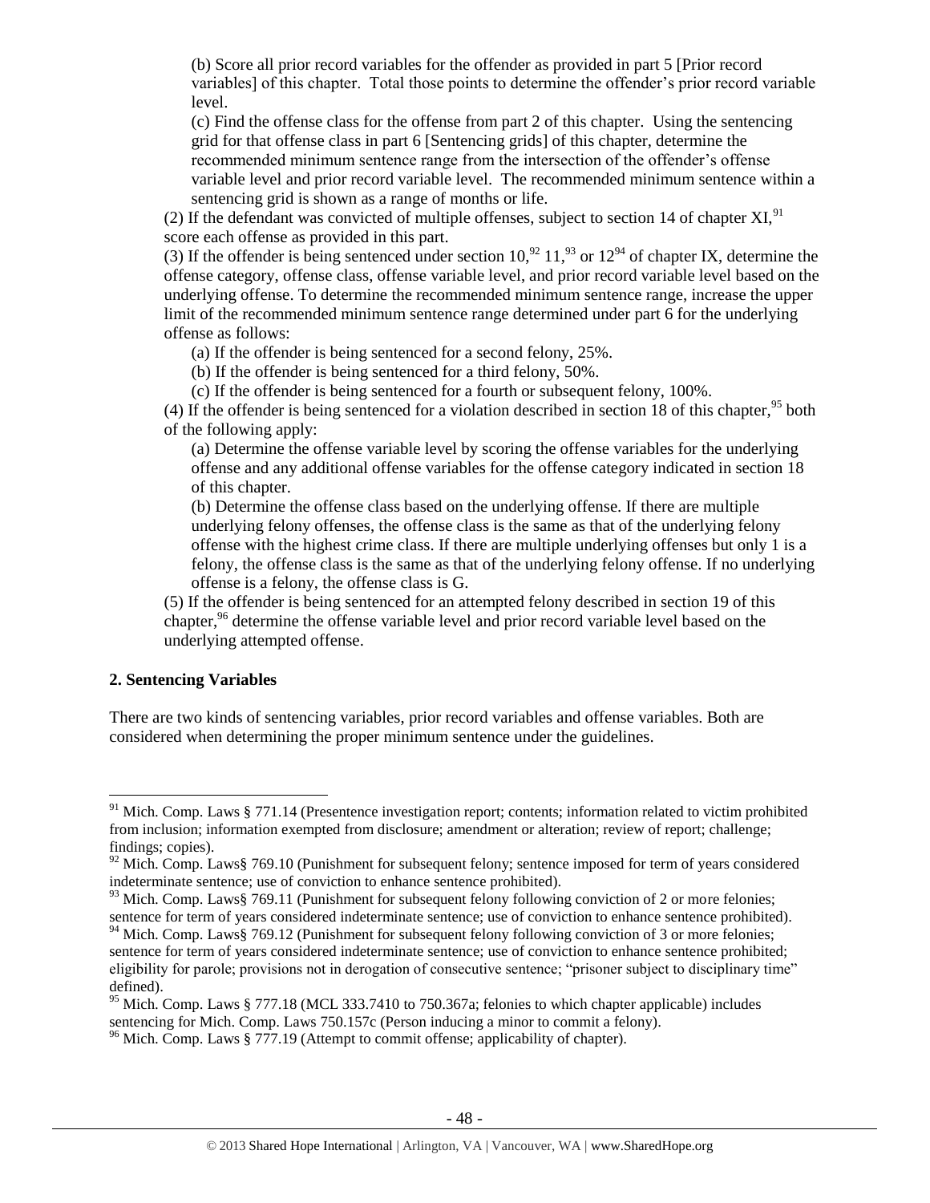(b) Score all prior record variables for the offender as provided in part 5 [Prior record variables] of this chapter. Total those points to determine the offender's prior record variable level.

(c) Find the offense class for the offense from part 2 of this chapter. Using the sentencing grid for that offense class in part 6 [Sentencing grids] of this chapter, determine the recommended minimum sentence range from the intersection of the offender's offense variable level and prior record variable level. The recommended minimum sentence within a sentencing grid is shown as a range of months or life.

(2) If the defendant was convicted of multiple offenses, subject to section 14 of chapter XI,[91] score each offense as provided in this part.

(3) If the offender is being sentenced under section 10,[92] 11,[93] or 12[94] of chapter IX, determine the offense category, offense class, offense variable level, and prior record variable level based on the underlying offense. To determine the recommended minimum sentence range, increase the upper limit of the recommended minimum sentence range determined under part 6 for the underlying offense as follows:

(a) If the offender is being sentenced for a second felony, 25%.

(b) If the offender is being sentenced for a third felony, 50%.

(c) If the offender is being sentenced for a fourth or subsequent felony, 100%.

(4) If the offender is being sentenced for a violation described in section 18 of this chapter,[95] both of the following apply:

(a) Determine the offense variable level by scoring the offense variables for the underlying offense and any additional offense variables for the offense category indicated in section 18 of this chapter.

(b) Determine the offense class based on the underlying offense. If there are multiple underlying felony offenses, the offense class is the same as that of the underlying felony offense with the highest crime class. If there are multiple underlying offenses but only 1 is a felony, the offense class is the same as that of the underlying felony offense. If no underlying offense is a felony, the offense class is G.

(5) If the offender is being sentenced for an attempted felony described in section 19 of this chapter,[96] determine the offense variable level and prior record variable level based on the underlying attempted offense.

**2. Sentencing Variables**

There are two kinds of sentencing variables, prior record variables and offense variables. Both are considered when determining the proper minimum sentence under the guidelines.

---

[91] Mich. Comp. Laws § 771.14 (Presentence investigation report; contents; information related to victim prohibited from inclusion; information exempted from disclosure; amendment or alteration; review of report; challenge; findings; copies).

[92] Mich. Comp. Laws§ 769.10 (Punishment for subsequent felony; sentence imposed for term of years considered indeterminate sentence; use of conviction to enhance sentence prohibited).

[93] Mich. Comp. Laws§ 769.11 (Punishment for subsequent felony following conviction of 2 or more felonies; sentence for term of years considered indeterminate sentence; use of conviction to enhance sentence prohibited).

[94] Mich. Comp. Laws§ 769.12 (Punishment for subsequent felony following conviction of 3 or more felonies; sentence for term of years considered indeterminate sentence; use of conviction to enhance sentence prohibited; eligibility for parole; provisions not in derogation of consecutive sentence; "prisoner subject to disciplinary time" defined).

[95] Mich. Comp. Laws § 777.18 (MCL 333.7410 to 750.367a; felonies to which chapter applicable) includes sentencing for Mich. Comp. Laws 750.157c (Person inducing a minor to commit a felony).

[96] Mich. Comp. Laws § 777.19 (Attempt to commit offense; applicability of chapter).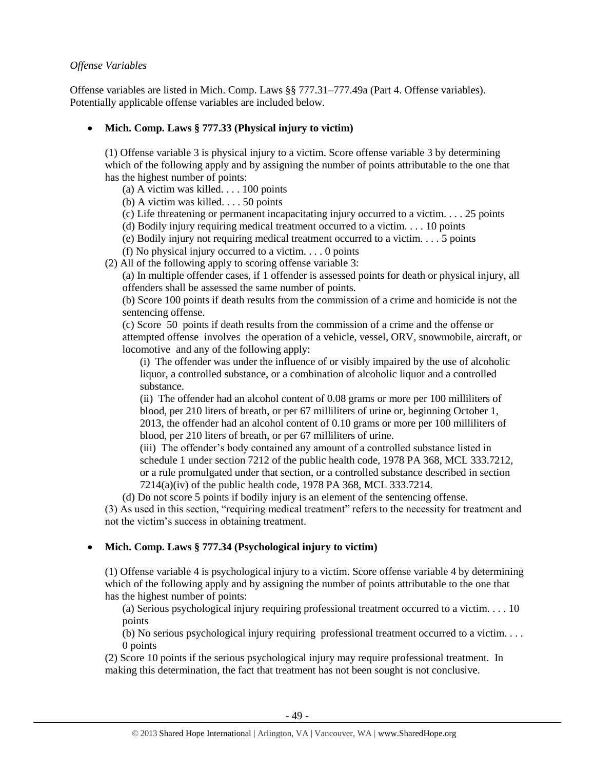*Offense Variables*

Offense variables are listed in Mich. Comp. Laws §§ 777.31–777.49a (Part 4. Offense variables). Potentially applicable offense variables are included below.

- **Mich. Comp. Laws § 777.33 (Physical injury to victim)**

  (1) Offense variable 3 is physical injury to a victim. Score offense variable 3 by determining which of the following apply and by assigning the number of points attributable to the one that has the highest number of points:

  (a) A victim was killed. . . . 100 points
  (b) A victim was killed. . . . 50 points
  (c) Life threatening or permanent incapacitating injury occurred to a victim. . . . 25 points
  (d) Bodily injury requiring medical treatment occurred to a victim. . . . 10 points
  (e) Bodily injury not requiring medical treatment occurred to a victim. . . . 5 points
  (f) No physical injury occurred to a victim. . . . 0 points

  (2) All of the following apply to scoring offense variable 3:

  (a) In multiple offender cases, if 1 offender is assessed points for death or physical injury, all offenders shall be assessed the same number of points.
  (b) Score 100 points if death results from the commission of a crime and homicide is not the sentencing offense.
  (c) Score 50 points if death results from the commission of a crime and the offense or attempted offense involves the operation of a vehicle, vessel, ORV, snowmobile, aircraft, or locomotive and any of the following apply:

  (i) The offender was under the influence of or visibly impaired by the use of alcoholic liquor, a controlled substance, or a combination of alcoholic liquor and a controlled substance.
  (ii) The offender had an alcohol content of 0.08 grams or more per 100 milliliters of blood, per 210 liters of breath, or per 67 milliliters of urine or, beginning October 1, 2013, the offender had an alcohol content of 0.10 grams or more per 100 milliliters of blood, per 210 liters of breath, or per 67 milliliters of urine.
  (iii) The offender's body contained any amount of a controlled substance listed in schedule 1 under section 7212 of the public health code, 1978 PA 368, MCL 333.7212, or a rule promulgated under that section, or a controlled substance described in section 7214(a)(iv) of the public health code, 1978 PA 368, MCL 333.7214.

  (d) Do not score 5 points if bodily injury is an element of the sentencing offense.

  (3) As used in this section, "requiring medical treatment" refers to the necessity for treatment and not the victim's success in obtaining treatment.

- **Mich. Comp. Laws § 777.34 (Psychological injury to victim)**

  (1) Offense variable 4 is psychological injury to a victim. Score offense variable 4 by determining which of the following apply and by assigning the number of points attributable to the one that has the highest number of points:

  (a) Serious psychological injury requiring professional treatment occurred to a victim. . . . 10 points
  (b) No serious psychological injury requiring professional treatment occurred to a victim. . . . 0 points

  (2) Score 10 points if the serious psychological injury may require professional treatment. In making this determination, the fact that treatment has not been sought is not conclusive.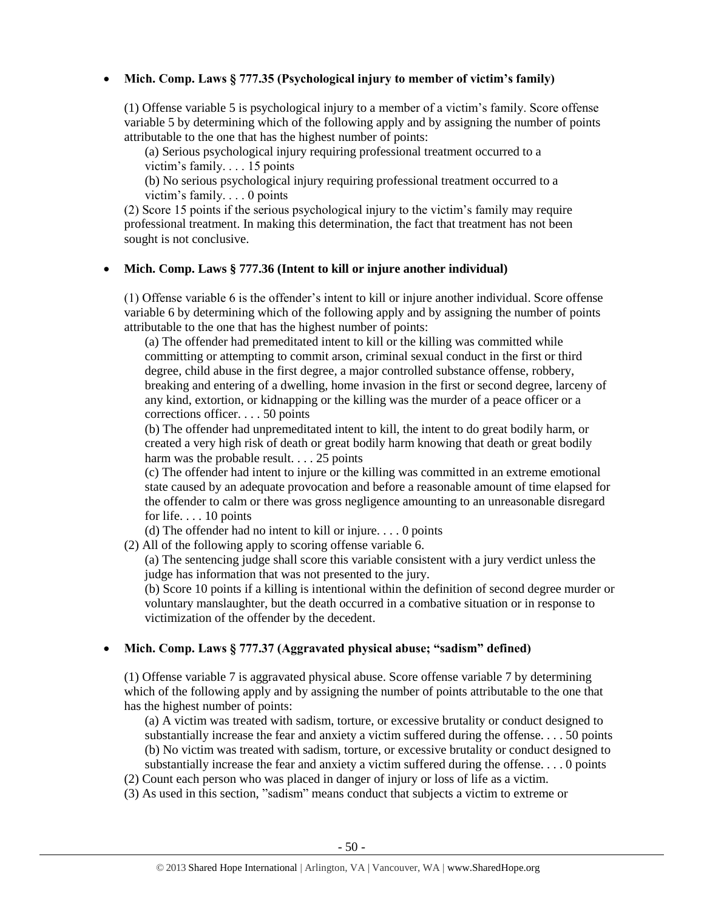- **Mich. Comp. Laws § 777.35 (Psychological injury to member of victim's family)**

  (1) Offense variable 5 is psychological injury to a member of a victim's family. Score offense variable 5 by determining which of the following apply and by assigning the number of points attributable to the one that has the highest number of points:

  (a) Serious psychological injury requiring professional treatment occurred to a victim's family. . . . 15 points

  (b) No serious psychological injury requiring professional treatment occurred to a victim's family. . . . 0 points

  (2) Score 15 points if the serious psychological injury to the victim's family may require professional treatment. In making this determination, the fact that treatment has not been sought is not conclusive.

- **Mich. Comp. Laws § 777.36 (Intent to kill or injure another individual)**

  (1) Offense variable 6 is the offender's intent to kill or injure another individual. Score offense variable 6 by determining which of the following apply and by assigning the number of points attributable to the one that has the highest number of points:

  (a) The offender had premeditated intent to kill or the killing was committed while committing or attempting to commit arson, criminal sexual conduct in the first or third degree, child abuse in the first degree, a major controlled substance offense, robbery, breaking and entering of a dwelling, home invasion in the first or second degree, larceny of any kind, extortion, or kidnapping or the killing was the murder of a peace officer or a corrections officer. . . . 50 points

  (b) The offender had unpremeditated intent to kill, the intent to do great bodily harm, or created a very high risk of death or great bodily harm knowing that death or great bodily harm was the probable result. . . . 25 points

  (c) The offender had intent to injure or the killing was committed in an extreme emotional state caused by an adequate provocation and before a reasonable amount of time elapsed for the offender to calm or there was gross negligence amounting to an unreasonable disregard for life. . . . 10 points

  (d) The offender had no intent to kill or injure. . . . 0 points

  (2) All of the following apply to scoring offense variable 6.

  (a) The sentencing judge shall score this variable consistent with a jury verdict unless the judge has information that was not presented to the jury.

  (b) Score 10 points if a killing is intentional within the definition of second degree murder or voluntary manslaughter, but the death occurred in a combative situation or in response to victimization of the offender by the decedent.

- **Mich. Comp. Laws § 777.37 (Aggravated physical abuse; "sadism" defined)**

  (1) Offense variable 7 is aggravated physical abuse. Score offense variable 7 by determining which of the following apply and by assigning the number of points attributable to the one that has the highest number of points:

  (a) A victim was treated with sadism, torture, or excessive brutality or conduct designed to substantially increase the fear and anxiety a victim suffered during the offense. . . . 50 points

  (b) No victim was treated with sadism, torture, or excessive brutality or conduct designed to substantially increase the fear and anxiety a victim suffered during the offense. . . . 0 points

  (2) Count each person who was placed in danger of injury or loss of life as a victim.

  (3) As used in this section, "sadism" means conduct that subjects a victim to extreme or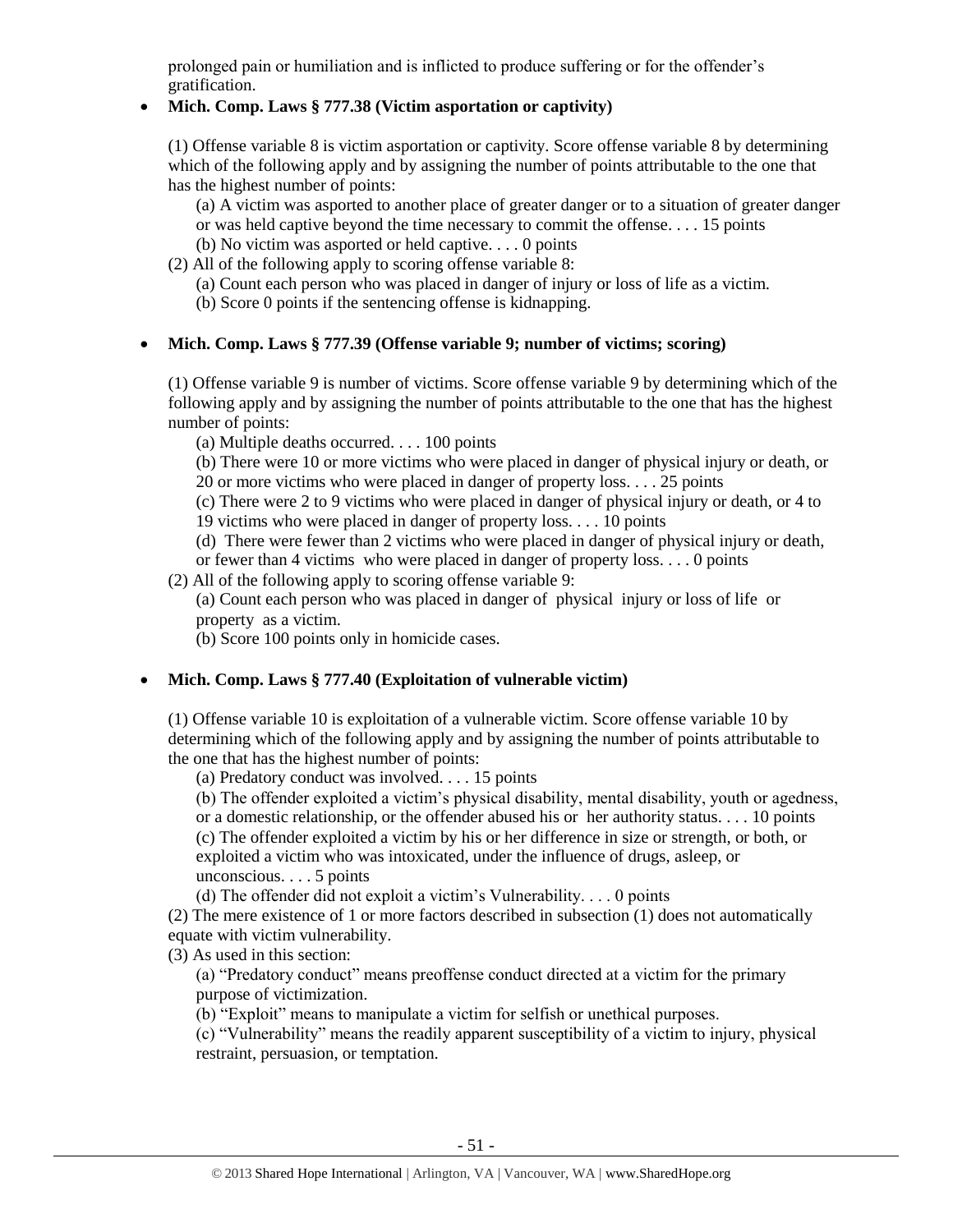prolonged pain or humiliation and is inflicted to produce suffering or for the offender's gratification.

- **Mich. Comp. Laws § 777.38 (Victim asportation or captivity)**

  (1) Offense variable 8 is victim asportation or captivity. Score offense variable 8 by determining which of the following apply and by assigning the number of points attributable to the one that has the highest number of points:

  (a) A victim was asported to another place of greater danger or to a situation of greater danger or was held captive beyond the time necessary to commit the offense. . . . 15 points
  (b) No victim was asported or held captive. . . . 0 points

  (2) All of the following apply to scoring offense variable 8:

  (a) Count each person who was placed in danger of injury or loss of life as a victim.
  (b) Score 0 points if the sentencing offense is kidnapping.

- **Mich. Comp. Laws § 777.39 (Offense variable 9; number of victims; scoring)**

  (1) Offense variable 9 is number of victims. Score offense variable 9 by determining which of the following apply and by assigning the number of points attributable to the one that has the highest number of points:

  (a) Multiple deaths occurred. . . . 100 points
  (b) There were 10 or more victims who were placed in danger of physical injury or death, or 20 or more victims who were placed in danger of property loss. . . . 25 points
  (c) There were 2 to 9 victims who were placed in danger of physical injury or death, or 4 to 19 victims who were placed in danger of property loss. . . . 10 points
  (d) There were fewer than 2 victims who were placed in danger of physical injury or death, or fewer than 4 victims who were placed in danger of property loss. . . . 0 points

  (2) All of the following apply to scoring offense variable 9:

  (a) Count each person who was placed in danger of physical injury or loss of life or property as a victim.
  (b) Score 100 points only in homicide cases.

- **Mich. Comp. Laws § 777.40 (Exploitation of vulnerable victim)**

  (1) Offense variable 10 is exploitation of a vulnerable victim. Score offense variable 10 by determining which of the following apply and by assigning the number of points attributable to the one that has the highest number of points:

  (a) Predatory conduct was involved. . . . 15 points
  (b) The offender exploited a victim's physical disability, mental disability, youth or agedness, or a domestic relationship, or the offender abused his or her authority status. . . . 10 points
  (c) The offender exploited a victim by his or her difference in size or strength, or both, or exploited a victim who was intoxicated, under the influence of drugs, asleep, or unconscious. . . . 5 points
  (d) The offender did not exploit a victim's Vulnerability. . . . 0 points

  (2) The mere existence of 1 or more factors described in subsection (1) does not automatically equate with victim vulnerability.

  (3) As used in this section:

  (a) "Predatory conduct" means preoffense conduct directed at a victim for the primary purpose of victimization.
  (b) "Exploit" means to manipulate a victim for selfish or unethical purposes.
  (c) "Vulnerability" means the readily apparent susceptibility of a victim to injury, physical restraint, persuasion, or temptation.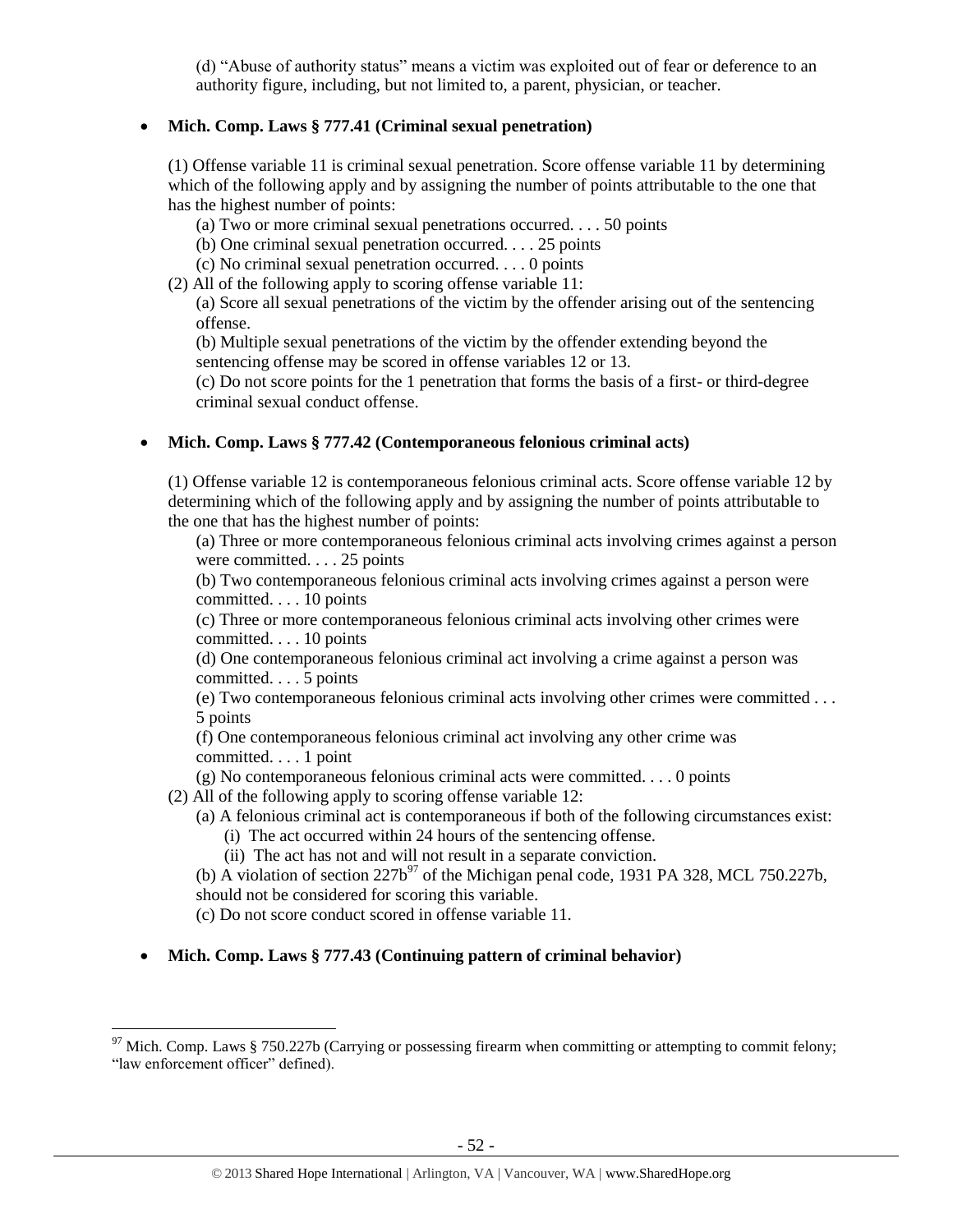(d) "Abuse of authority status" means a victim was exploited out of fear or deference to an authority figure, including, but not limited to, a parent, physician, or teacher.

- **Mich. Comp. Laws § 777.41 (Criminal sexual penetration)**

(1) Offense variable 11 is criminal sexual penetration. Score offense variable 11 by determining which of the following apply and by assigning the number of points attributable to the one that has the highest number of points:

(a) Two or more criminal sexual penetrations occurred. . . . 50 points

(b) One criminal sexual penetration occurred. . . . 25 points

(c) No criminal sexual penetration occurred. . . . 0 points

(2) All of the following apply to scoring offense variable 11:

(a) Score all sexual penetrations of the victim by the offender arising out of the sentencing offense.

(b) Multiple sexual penetrations of the victim by the offender extending beyond the sentencing offense may be scored in offense variables 12 or 13.

(c) Do not score points for the 1 penetration that forms the basis of a first- or third-degree criminal sexual conduct offense.

- **Mich. Comp. Laws § 777.42 (Contemporaneous felonious criminal acts)**

(1) Offense variable 12 is contemporaneous felonious criminal acts. Score offense variable 12 by determining which of the following apply and by assigning the number of points attributable to the one that has the highest number of points:

(a) Three or more contemporaneous felonious criminal acts involving crimes against a person were committed. . . . 25 points

(b) Two contemporaneous felonious criminal acts involving crimes against a person were committed. . . . 10 points

(c) Three or more contemporaneous felonious criminal acts involving other crimes were committed. . . . 10 points

(d) One contemporaneous felonious criminal act involving a crime against a person was committed. . . . 5 points

(e) Two contemporaneous felonious criminal acts involving other crimes were committed . . . 5 points

(f) One contemporaneous felonious criminal act involving any other crime was committed. . . . 1 point

(g) No contemporaneous felonious criminal acts were committed. . . . 0 points

(2) All of the following apply to scoring offense variable 12:

(a) A felonious criminal act is contemporaneous if both of the following circumstances exist:

(i) The act occurred within 24 hours of the sentencing offense.

(ii) The act has not and will not result in a separate conviction.

(b) A violation of section 227b[97] of the Michigan penal code, 1931 PA 328, MCL 750.227b, should not be considered for scoring this variable.

(c) Do not score conduct scored in offense variable 11.

- **Mich. Comp. Laws § 777.43 (Continuing pattern of criminal behavior)**

---

[97] Mich. Comp. Laws § 750.227b (Carrying or possessing firearm when committing or attempting to commit felony; "law enforcement officer" defined).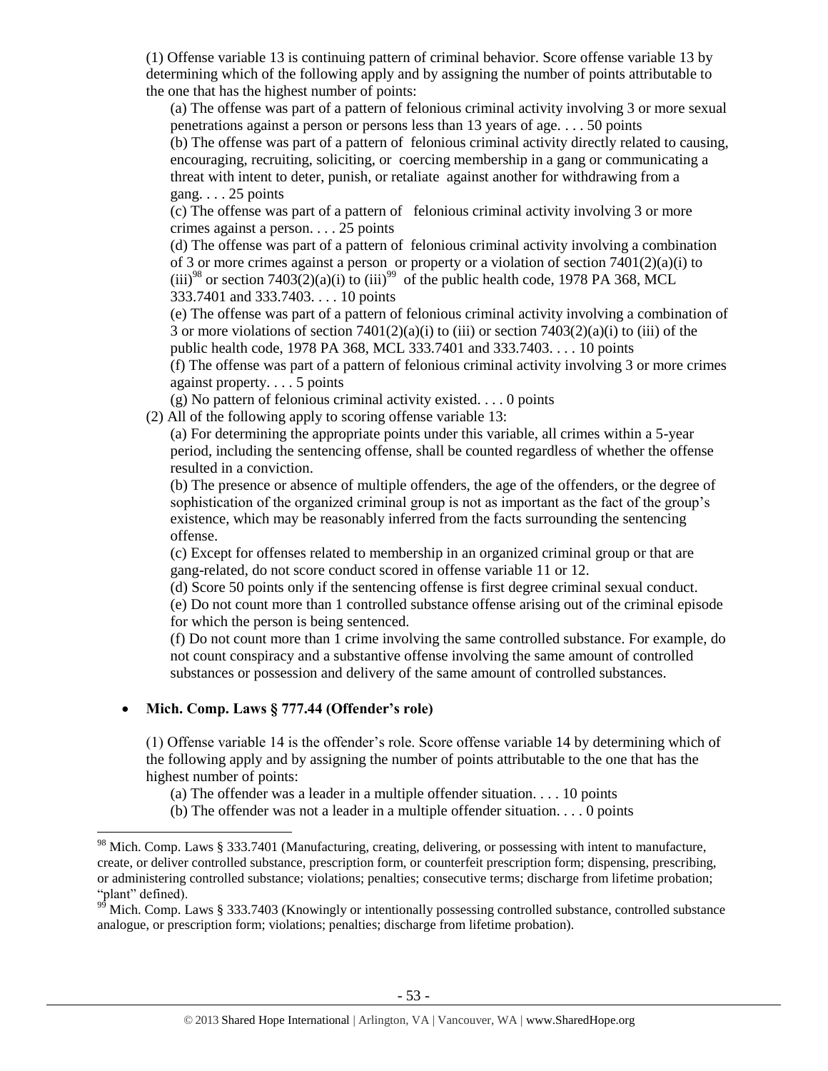(1) Offense variable 13 is continuing pattern of criminal behavior. Score offense variable 13 by determining which of the following apply and by assigning the number of points attributable to the one that has the highest number of points:

(a) The offense was part of a pattern of felonious criminal activity involving 3 or more sexual penetrations against a person or persons less than 13 years of age. . . . 50 points

(b) The offense was part of a pattern of felonious criminal activity directly related to causing, encouraging, recruiting, soliciting, or coercing membership in a gang or communicating a threat with intent to deter, punish, or retaliate against another for withdrawing from a gang. . . . 25 points

(c) The offense was part of a pattern of felonious criminal activity involving 3 or more crimes against a person. . . . 25 points

(d) The offense was part of a pattern of felonious criminal activity involving a combination of 3 or more crimes against a person or property or a violation of section 7401(2)(a)(i) to (iii)[98] or section 7403(2)(a)(i) to (iii)[99] of the public health code, 1978 PA 368, MCL 333.7401 and 333.7403. . . . 10 points

(e) The offense was part of a pattern of felonious criminal activity involving a combination of 3 or more violations of section 7401(2)(a)(i) to (iii) or section 7403(2)(a)(i) to (iii) of the public health code, 1978 PA 368, MCL 333.7401 and 333.7403. . . . 10 points

(f) The offense was part of a pattern of felonious criminal activity involving 3 or more crimes against property. . . . 5 points

(g) No pattern of felonious criminal activity existed. . . . 0 points

(2) All of the following apply to scoring offense variable 13:

(a) For determining the appropriate points under this variable, all crimes within a 5-year period, including the sentencing offense, shall be counted regardless of whether the offense resulted in a conviction.

(b) The presence or absence of multiple offenders, the age of the offenders, or the degree of sophistication of the organized criminal group is not as important as the fact of the group's existence, which may be reasonably inferred from the facts surrounding the sentencing offense.

(c) Except for offenses related to membership in an organized criminal group or that are gang-related, do not score conduct scored in offense variable 11 or 12.

(d) Score 50 points only if the sentencing offense is first degree criminal sexual conduct.

(e) Do not count more than 1 controlled substance offense arising out of the criminal episode for which the person is being sentenced.

(f) Do not count more than 1 crime involving the same controlled substance. For example, do not count conspiracy and a substantive offense involving the same amount of controlled substances or possession and delivery of the same amount of controlled substances.

- **Mich. Comp. Laws § 777.44 (Offender's role)**

(1) Offense variable 14 is the offender's role. Score offense variable 14 by determining which of the following apply and by assigning the number of points attributable to the one that has the highest number of points:

(a) The offender was a leader in a multiple offender situation. . . . 10 points

(b) The offender was not a leader in a multiple offender situation. . . . 0 points

---

[98] Mich. Comp. Laws § 333.7401 (Manufacturing, creating, delivering, or possessing with intent to manufacture, create, or deliver controlled substance, prescription form, or counterfeit prescription form; dispensing, prescribing, or administering controlled substance; violations; penalties; consecutive terms; discharge from lifetime probation; "plant" defined).

[99] Mich. Comp. Laws § 333.7403 (Knowingly or intentionally possessing controlled substance, controlled substance analogue, or prescription form; violations; penalties; discharge from lifetime probation).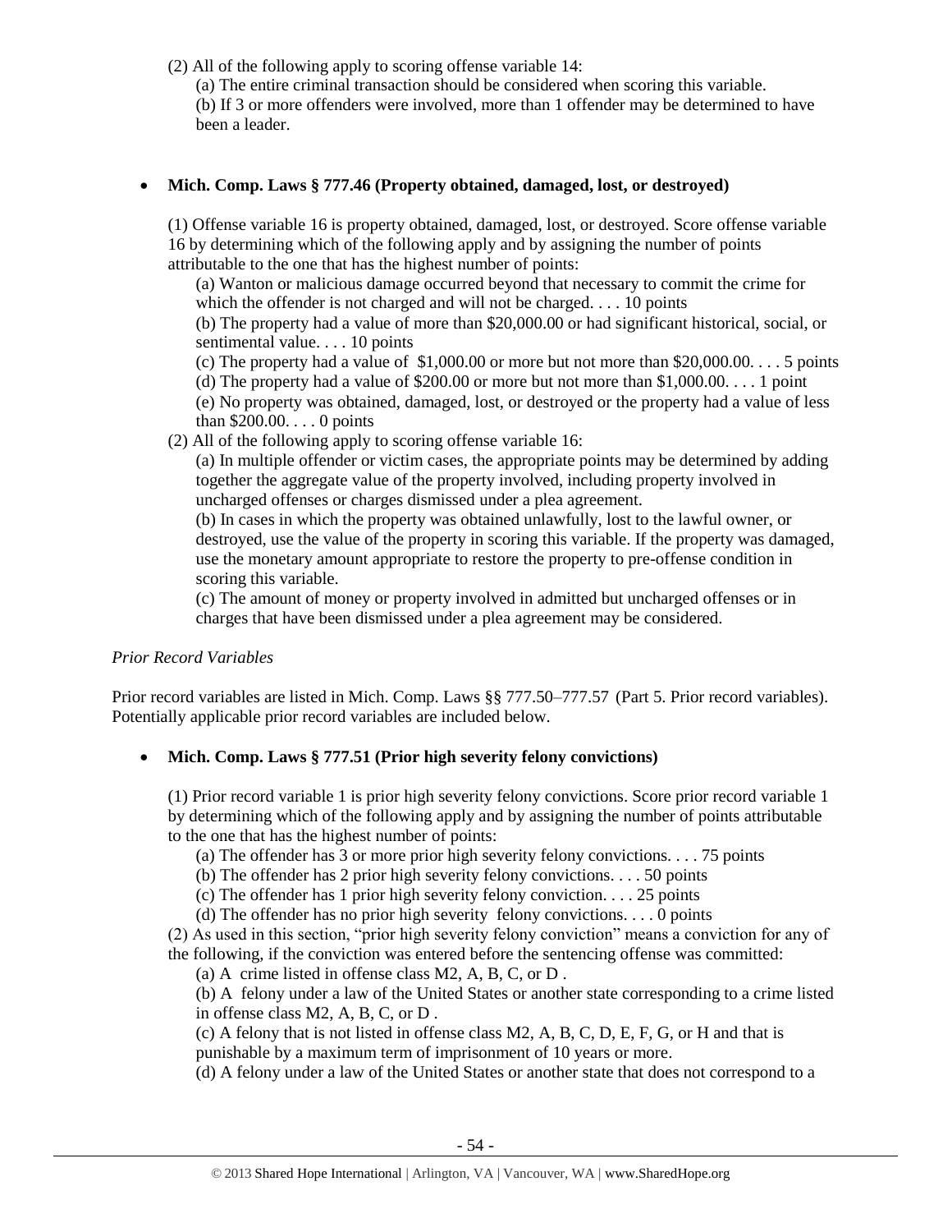(2) All of the following apply to scoring offense variable 14:

(a) The entire criminal transaction should be considered when scoring this variable.

(b) If 3 or more offenders were involved, more than 1 offender may be determined to have been a leader.

- **Mich. Comp. Laws § 777.46 (Property obtained, damaged, lost, or destroyed)**

(1) Offense variable 16 is property obtained, damaged, lost, or destroyed. Score offense variable 16 by determining which of the following apply and by assigning the number of points attributable to the one that has the highest number of points:

(a) Wanton or malicious damage occurred beyond that necessary to commit the crime for which the offender is not charged and will not be charged. . . . 10 points

(b) The property had a value of more than $20,000.00 or had significant historical, social, or sentimental value. . . . 10 points

(c) The property had a value of $1,000.00 or more but not more than $20,000.00. . . . 5 points

(d) The property had a value of $200.00 or more but not more than $1,000.00. . . . 1 point

(e) No property was obtained, damaged, lost, or destroyed or the property had a value of less than $200.00. . . . 0 points

(2) All of the following apply to scoring offense variable 16:

(a) In multiple offender or victim cases, the appropriate points may be determined by adding together the aggregate value of the property involved, including property involved in uncharged offenses or charges dismissed under a plea agreement.

(b) In cases in which the property was obtained unlawfully, lost to the lawful owner, or destroyed, use the value of the property in scoring this variable. If the property was damaged, use the monetary amount appropriate to restore the property to pre-offense condition in scoring this variable.

(c) The amount of money or property involved in admitted but uncharged offenses or in charges that have been dismissed under a plea agreement may be considered.

*Prior Record Variables*

Prior record variables are listed in Mich. Comp. Laws §§ 777.50–777.57 (Part 5. Prior record variables). Potentially applicable prior record variables are included below.

- **Mich. Comp. Laws § 777.51 (Prior high severity felony convictions)**

(1) Prior record variable 1 is prior high severity felony convictions. Score prior record variable 1 by determining which of the following apply and by assigning the number of points attributable to the one that has the highest number of points:

(a) The offender has 3 or more prior high severity felony convictions. . . . 75 points

(b) The offender has 2 prior high severity felony convictions. . . . 50 points

(c) The offender has 1 prior high severity felony conviction. . . . 25 points

(d) The offender has no prior high severity felony convictions. . . . 0 points

(2) As used in this section, "prior high severity felony conviction" means a conviction for any of the following, if the conviction was entered before the sentencing offense was committed:

(a) A crime listed in offense class M2, A, B, C, or D .

(b) A felony under a law of the United States or another state corresponding to a crime listed in offense class M2, A, B, C, or D .

(c) A felony that is not listed in offense class M2, A, B, C, D, E, F, G, or H and that is punishable by a maximum term of imprisonment of 10 years or more.

(d) A felony under a law of the United States or another state that does not correspond to a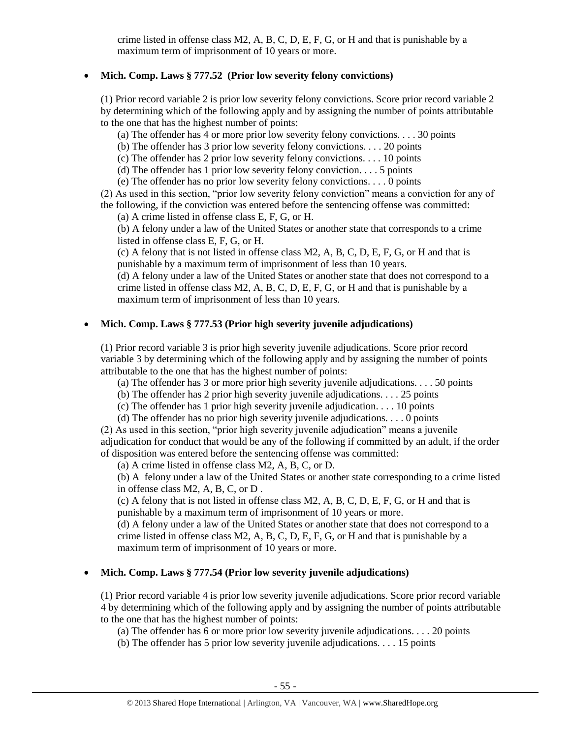crime listed in offense class M2, A, B, C, D, E, F, G, or H and that is punishable by a maximum term of imprisonment of 10 years or more.

- **Mich. Comp. Laws § 777.52 (Prior low severity felony convictions)**

(1) Prior record variable 2 is prior low severity felony convictions. Score prior record variable 2 by determining which of the following apply and by assigning the number of points attributable to the one that has the highest number of points:

(a) The offender has 4 or more prior low severity felony convictions. . . . 30 points
(b) The offender has 3 prior low severity felony convictions. . . . 20 points
(c) The offender has 2 prior low severity felony convictions. . . . 10 points
(d) The offender has 1 prior low severity felony conviction. . . . 5 points
(e) The offender has no prior low severity felony convictions. . . . 0 points

(2) As used in this section, "prior low severity felony conviction" means a conviction for any of the following, if the conviction was entered before the sentencing offense was committed:

(a) A crime listed in offense class E, F, G, or H.
(b) A felony under a law of the United States or another state that corresponds to a crime listed in offense class E, F, G, or H.
(c) A felony that is not listed in offense class M2, A, B, C, D, E, F, G, or H and that is punishable by a maximum term of imprisonment of less than 10 years.
(d) A felony under a law of the United States or another state that does not correspond to a crime listed in offense class M2, A, B, C, D, E, F, G, or H and that is punishable by a maximum term of imprisonment of less than 10 years.

- **Mich. Comp. Laws § 777.53 (Prior high severity juvenile adjudications)**

(1) Prior record variable 3 is prior high severity juvenile adjudications. Score prior record variable 3 by determining which of the following apply and by assigning the number of points attributable to the one that has the highest number of points:

(a) The offender has 3 or more prior high severity juvenile adjudications. . . . 50 points
(b) The offender has 2 prior high severity juvenile adjudications. . . . 25 points
(c) The offender has 1 prior high severity juvenile adjudication. . . . 10 points
(d) The offender has no prior high severity juvenile adjudications. . . . 0 points

(2) As used in this section, "prior high severity juvenile adjudication" means a juvenile adjudication for conduct that would be any of the following if committed by an adult, if the order of disposition was entered before the sentencing offense was committed:

(a) A crime listed in offense class M2, A, B, C, or D.
(b) A felony under a law of the United States or another state corresponding to a crime listed in offense class M2, A, B, C, or D .
(c) A felony that is not listed in offense class M2, A, B, C, D, E, F, G, or H and that is punishable by a maximum term of imprisonment of 10 years or more.
(d) A felony under a law of the United States or another state that does not correspond to a crime listed in offense class M2, A, B, C, D, E, F, G, or H and that is punishable by a maximum term of imprisonment of 10 years or more.

- **Mich. Comp. Laws § 777.54 (Prior low severity juvenile adjudications)**

(1) Prior record variable 4 is prior low severity juvenile adjudications. Score prior record variable 4 by determining which of the following apply and by assigning the number of points attributable to the one that has the highest number of points:

(a) The offender has 6 or more prior low severity juvenile adjudications. . . . 20 points
(b) The offender has 5 prior low severity juvenile adjudications. . . . 15 points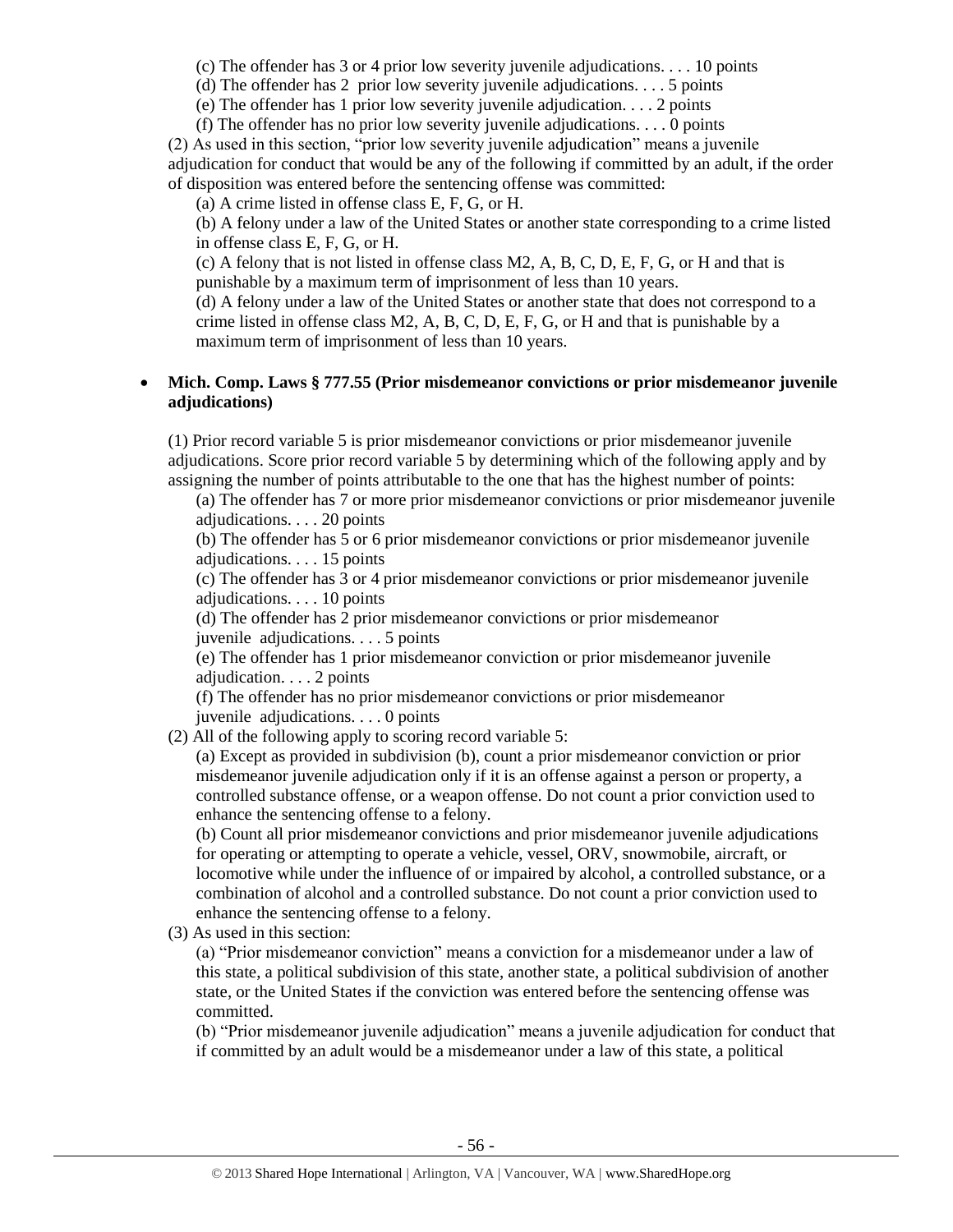(c) The offender has 3 or 4 prior low severity juvenile adjudications. . . . 10 points

(d) The offender has 2 prior low severity juvenile adjudications. . . . 5 points

(e) The offender has 1 prior low severity juvenile adjudication. . . . 2 points

(f) The offender has no prior low severity juvenile adjudications. . . . 0 points

(2) As used in this section, "prior low severity juvenile adjudication" means a juvenile adjudication for conduct that would be any of the following if committed by an adult, if the order of disposition was entered before the sentencing offense was committed:

(a) A crime listed in offense class E, F, G, or H.

(b) A felony under a law of the United States or another state corresponding to a crime listed in offense class E, F, G, or H.

(c) A felony that is not listed in offense class M2, A, B, C, D, E, F, G, or H and that is punishable by a maximum term of imprisonment of less than 10 years.

(d) A felony under a law of the United States or another state that does not correspond to a crime listed in offense class M2, A, B, C, D, E, F, G, or H and that is punishable by a maximum term of imprisonment of less than 10 years.

- **Mich. Comp. Laws § 777.55 (Prior misdemeanor convictions or prior misdemeanor juvenile adjudications)**

(1) Prior record variable 5 is prior misdemeanor convictions or prior misdemeanor juvenile adjudications. Score prior record variable 5 by determining which of the following apply and by assigning the number of points attributable to the one that has the highest number of points:

(a) The offender has 7 or more prior misdemeanor convictions or prior misdemeanor juvenile adjudications. . . . 20 points

(b) The offender has 5 or 6 prior misdemeanor convictions or prior misdemeanor juvenile adjudications. . . . 15 points

(c) The offender has 3 or 4 prior misdemeanor convictions or prior misdemeanor juvenile adjudications. . . . 10 points

(d) The offender has 2 prior misdemeanor convictions or prior misdemeanor juvenile adjudications. . . . 5 points

(e) The offender has 1 prior misdemeanor conviction or prior misdemeanor juvenile adjudication. . . . 2 points

(f) The offender has no prior misdemeanor convictions or prior misdemeanor juvenile adjudications. . . . 0 points

(2) All of the following apply to scoring record variable 5:

(a) Except as provided in subdivision (b), count a prior misdemeanor conviction or prior misdemeanor juvenile adjudication only if it is an offense against a person or property, a controlled substance offense, or a weapon offense. Do not count a prior conviction used to enhance the sentencing offense to a felony.

(b) Count all prior misdemeanor convictions and prior misdemeanor juvenile adjudications for operating or attempting to operate a vehicle, vessel, ORV, snowmobile, aircraft, or locomotive while under the influence of or impaired by alcohol, a controlled substance, or a combination of alcohol and a controlled substance. Do not count a prior conviction used to enhance the sentencing offense to a felony.

(3) As used in this section:

(a) "Prior misdemeanor conviction" means a conviction for a misdemeanor under a law of this state, a political subdivision of this state, another state, a political subdivision of another state, or the United States if the conviction was entered before the sentencing offense was committed.

(b) "Prior misdemeanor juvenile adjudication" means a juvenile adjudication for conduct that if committed by an adult would be a misdemeanor under a law of this state, a political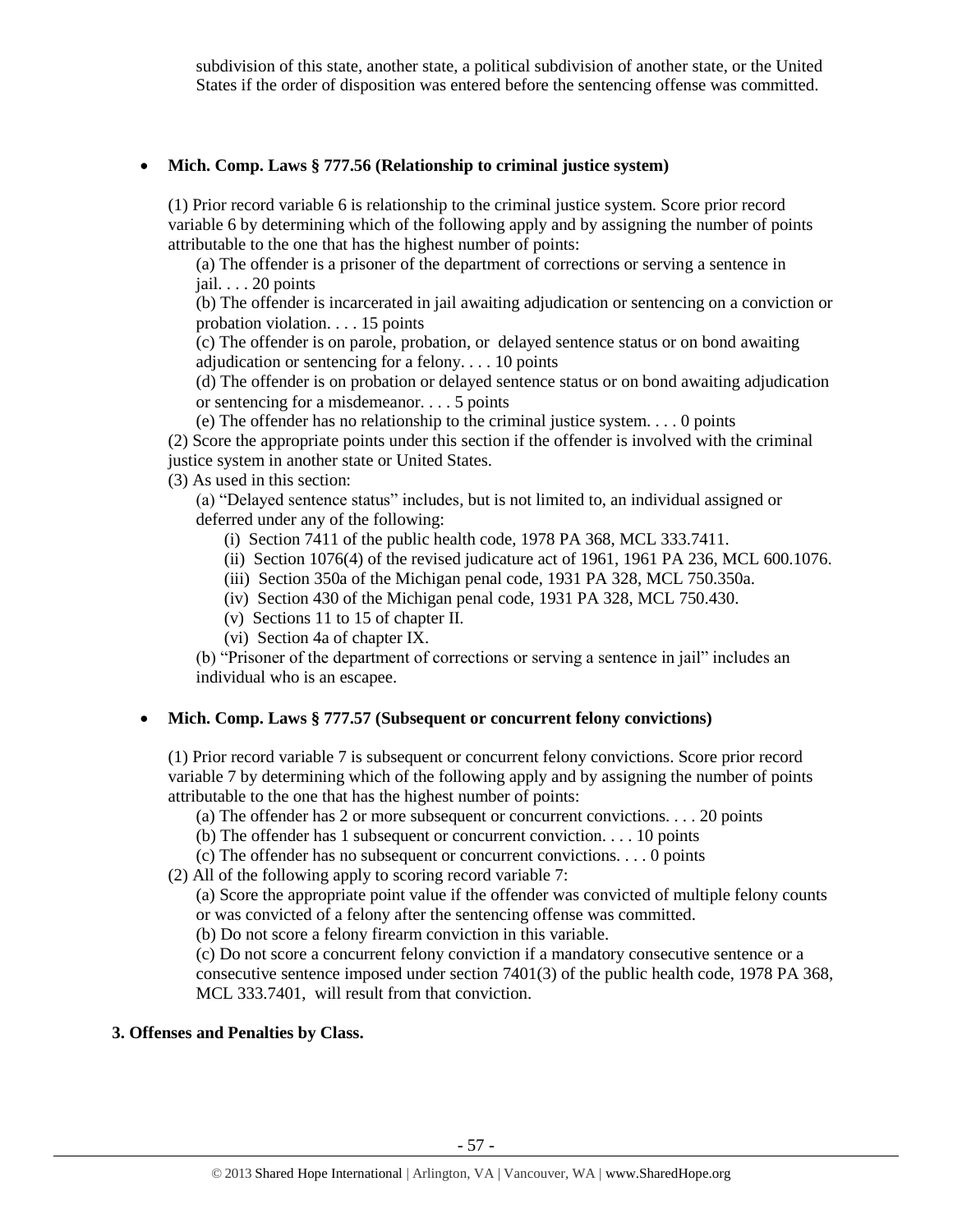subdivision of this state, another state, a political subdivision of another state, or the United States if the order of disposition was entered before the sentencing offense was committed.

- **Mich. Comp. Laws § 777.56 (Relationship to criminal justice system)**

  (1) Prior record variable 6 is relationship to the criminal justice system. Score prior record variable 6 by determining which of the following apply and by assigning the number of points attributable to the one that has the highest number of points:

  (a) The offender is a prisoner of the department of corrections or serving a sentence in jail. . . . 20 points

  (b) The offender is incarcerated in jail awaiting adjudication or sentencing on a conviction or probation violation. . . . 15 points

  (c) The offender is on parole, probation, or delayed sentence status or on bond awaiting adjudication or sentencing for a felony. . . . 10 points

  (d) The offender is on probation or delayed sentence status or on bond awaiting adjudication or sentencing for a misdemeanor. . . . 5 points

  (e) The offender has no relationship to the criminal justice system. . . . 0 points

  (2) Score the appropriate points under this section if the offender is involved with the criminal justice system in another state or United States.

  (3) As used in this section:

  (a) "Delayed sentence status" includes, but is not limited to, an individual assigned or deferred under any of the following:

  (i) Section 7411 of the public health code, 1978 PA 368, MCL 333.7411.

  (ii) Section 1076(4) of the revised judicature act of 1961, 1961 PA 236, MCL 600.1076.

  (iii) Section 350a of the Michigan penal code, 1931 PA 328, MCL 750.350a.

  (iv) Section 430 of the Michigan penal code, 1931 PA 328, MCL 750.430.

  (v) Sections 11 to 15 of chapter II.

  (vi) Section 4a of chapter IX.

  (b) "Prisoner of the department of corrections or serving a sentence in jail" includes an individual who is an escapee.

- **Mich. Comp. Laws § 777.57 (Subsequent or concurrent felony convictions)**

  (1) Prior record variable 7 is subsequent or concurrent felony convictions. Score prior record variable 7 by determining which of the following apply and by assigning the number of points attributable to the one that has the highest number of points:

  (a) The offender has 2 or more subsequent or concurrent convictions. . . . 20 points

  (b) The offender has 1 subsequent or concurrent conviction. . . . 10 points

  (c) The offender has no subsequent or concurrent convictions. . . . 0 points

  (2) All of the following apply to scoring record variable 7:

  (a) Score the appropriate point value if the offender was convicted of multiple felony counts or was convicted of a felony after the sentencing offense was committed.

  (b) Do not score a felony firearm conviction in this variable.

  (c) Do not score a concurrent felony conviction if a mandatory consecutive sentence or a consecutive sentence imposed under section 7401(3) of the public health code, 1978 PA 368, MCL 333.7401, will result from that conviction.

**3. Offenses and Penalties by Class.**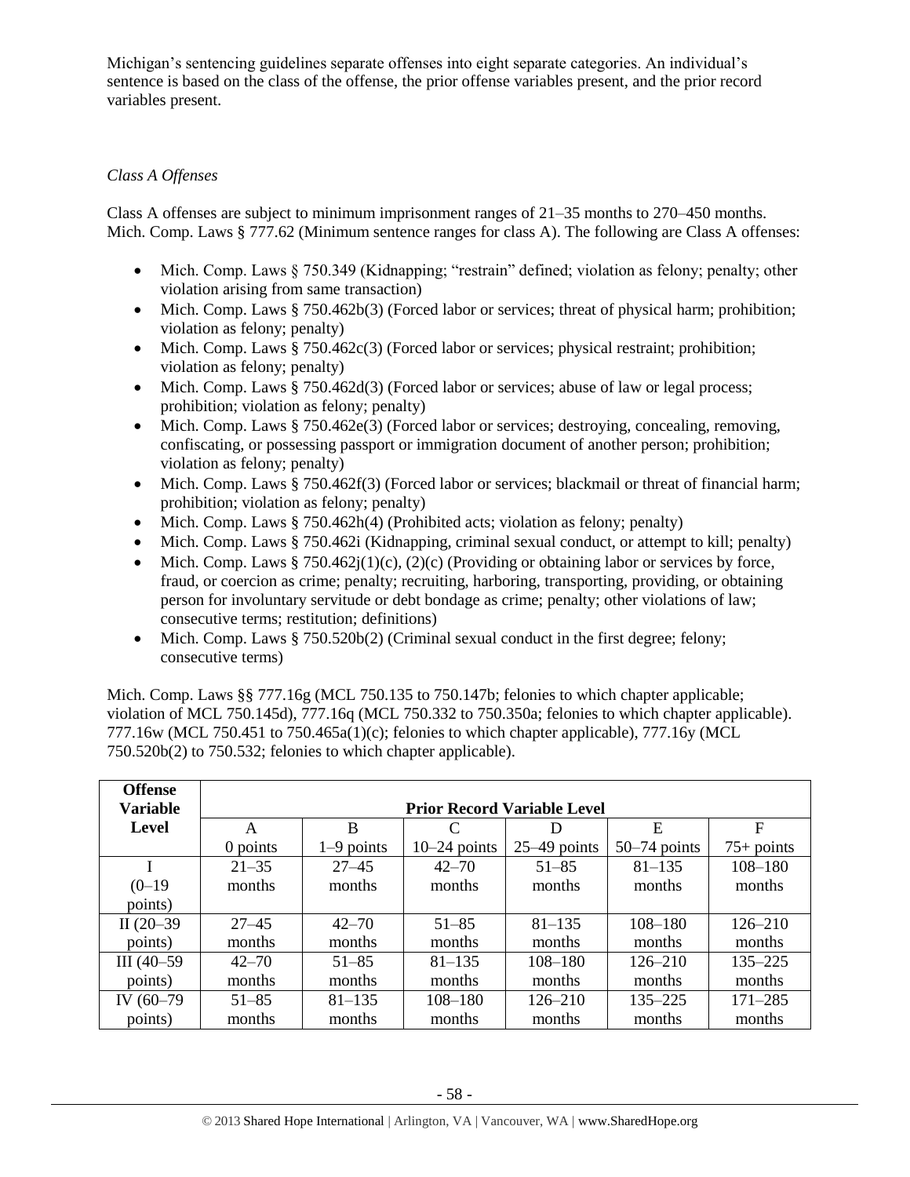Michigan's sentencing guidelines separate offenses into eight separate categories. An individual's sentence is based on the class of the offense, the prior offense variables present, and the prior record variables present.

*Class A Offenses*

Class A offenses are subject to minimum imprisonment ranges of 21–35 months to 270–450 months. Mich. Comp. Laws § 777.62 (Minimum sentence ranges for class A). The following are Class A offenses:

- Mich. Comp. Laws § 750.349 (Kidnapping; "restrain" defined; violation as felony; penalty; other violation arising from same transaction)
- Mich. Comp. Laws § 750.462b(3) (Forced labor or services; threat of physical harm; prohibition; violation as felony; penalty)
- Mich. Comp. Laws § 750.462c(3) (Forced labor or services; physical restraint; prohibition; violation as felony; penalty)
- Mich. Comp. Laws § 750.462d(3) (Forced labor or services; abuse of law or legal process; prohibition; violation as felony; penalty)
- Mich. Comp. Laws § 750.462e(3) (Forced labor or services; destroying, concealing, removing, confiscating, or possessing passport or immigration document of another person; prohibition; violation as felony; penalty)
- Mich. Comp. Laws § 750.462f(3) (Forced labor or services; blackmail or threat of financial harm; prohibition; violation as felony; penalty)
- Mich. Comp. Laws § 750.462h(4) (Prohibited acts; violation as felony; penalty)
- Mich. Comp. Laws § 750.462i (Kidnapping, criminal sexual conduct, or attempt to kill; penalty)
- Mich. Comp. Laws § 750.462j(1)(c), (2)(c) (Providing or obtaining labor or services by force, fraud, or coercion as crime; penalty; recruiting, harboring, transporting, providing, or obtaining person for involuntary servitude or debt bondage as crime; penalty; other violations of law; consecutive terms; restitution; definitions)
- Mich. Comp. Laws § 750.520b(2) (Criminal sexual conduct in the first degree; felony; consecutive terms)

Mich. Comp. Laws §§ 777.16g (MCL 750.135 to 750.147b; felonies to which chapter applicable; violation of MCL 750.145d), 777.16q (MCL 750.332 to 750.350a; felonies to which chapter applicable). 777.16w (MCL 750.451 to 750.465a(1)(c); felonies to which chapter applicable), 777.16y (MCL 750.520b(2) to 750.532; felonies to which chapter applicable).

| Offense Variable Level | Prior Record Variable Level | | | | | |
|---|---|---|---|---|---|---|
| | A<br>0 points | B<br>1–9 points | C<br>10–24 points | D<br>25–49 points | E<br>50–74 points | F<br>75+ points |
| I<br>(0–19 points) | 21–35 months | 27–45 months | 42–70 months | 51–85 months | 81–135 months | 108–180 months |
| II (20–39 points) | 27–45 months | 42–70 months | 51–85 months | 81–135 months | 108–180 months | 126–210 months |
| III (40–59 points) | 42–70 months | 51–85 months | 81–135 months | 108–180 months | 126–210 months | 135–225 months |
| IV (60–79 points) | 51–85 months | 81–135 months | 108–180 months | 126–210 months | 135–225 months | 171–285 months |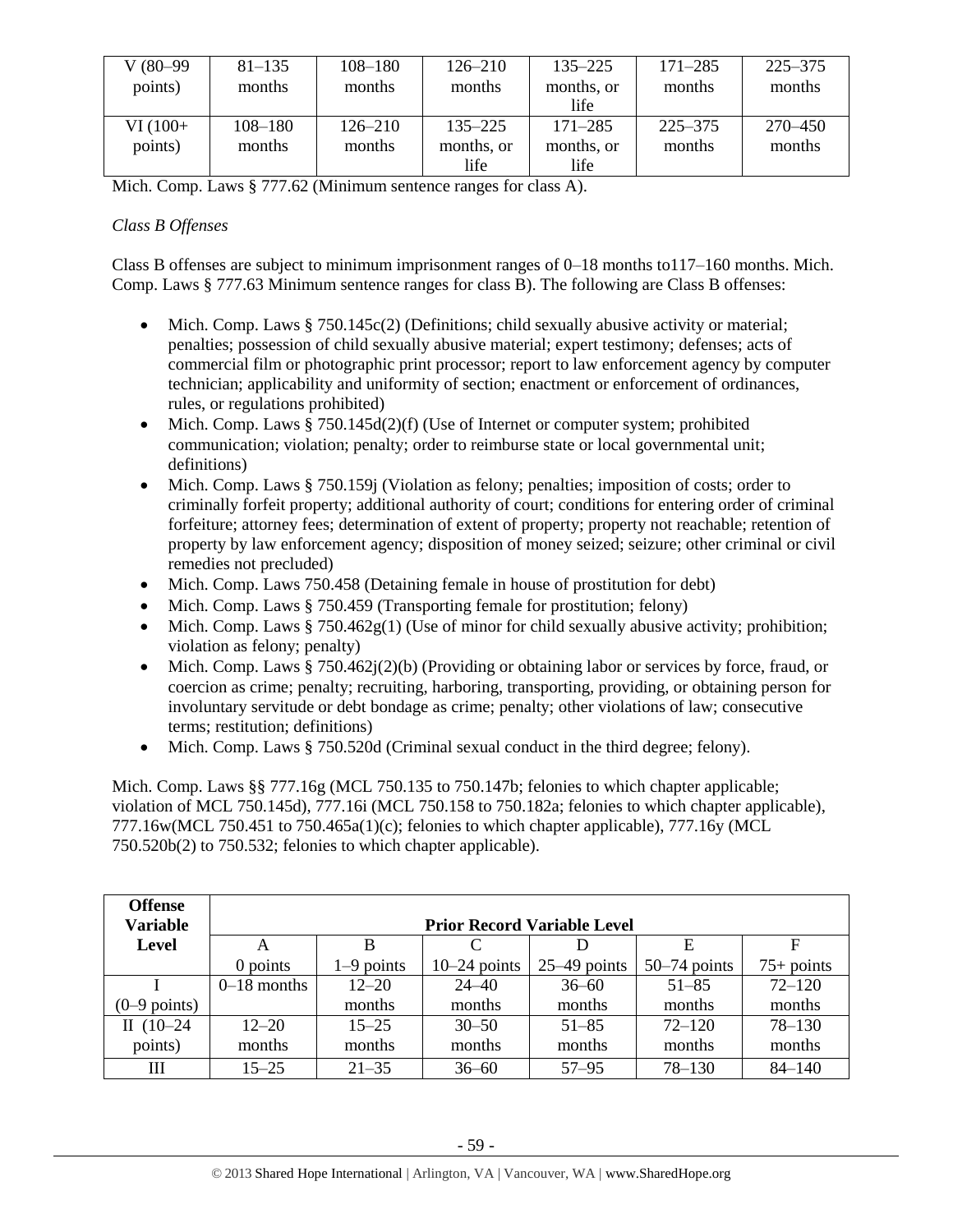| V (80–99 points) | 81–135 months | 108–180 months | 126–210 months | 135–225 months, or life | 171–285 months | 225–375 months |
|---|---|---|---|---|---|---|
| VI (100+ points) | 108–180 months | 126–210 months | 135–225 months, or life | 171–285 months, or life | 225–375 months | 270–450 months |

Mich. Comp. Laws § 777.62 (Minimum sentence ranges for class A).

*Class B Offenses*

Class B offenses are subject to minimum imprisonment ranges of 0–18 months to117–160 months. Mich. Comp. Laws § 777.63 Minimum sentence ranges for class B). The following are Class B offenses:

- Mich. Comp. Laws § 750.145c(2) (Definitions; child sexually abusive activity or material; penalties; possession of child sexually abusive material; expert testimony; defenses; acts of commercial film or photographic print processor; report to law enforcement agency by computer technician; applicability and uniformity of section; enactment or enforcement of ordinances, rules, or regulations prohibited)
- Mich. Comp. Laws § 750.145d(2)(f) (Use of Internet or computer system; prohibited communication; violation; penalty; order to reimburse state or local governmental unit; definitions)
- Mich. Comp. Laws § 750.159j (Violation as felony; penalties; imposition of costs; order to criminally forfeit property; additional authority of court; conditions for entering order of criminal forfeiture; attorney fees; determination of extent of property; property not reachable; retention of property by law enforcement agency; disposition of money seized; seizure; other criminal or civil remedies not precluded)
- Mich. Comp. Laws 750.458 (Detaining female in house of prostitution for debt)
- Mich. Comp. Laws § 750.459 (Transporting female for prostitution; felony)
- Mich. Comp. Laws § 750.462g(1) (Use of minor for child sexually abusive activity; prohibition; violation as felony; penalty)
- Mich. Comp. Laws § 750.462j(2)(b) (Providing or obtaining labor or services by force, fraud, or coercion as crime; penalty; recruiting, harboring, transporting, providing, or obtaining person for involuntary servitude or debt bondage as crime; penalty; other violations of law; consecutive terms; restitution; definitions)
- Mich. Comp. Laws § 750.520d (Criminal sexual conduct in the third degree; felony).

Mich. Comp. Laws §§ 777.16g (MCL 750.135 to 750.147b; felonies to which chapter applicable; violation of MCL 750.145d), 777.16i (MCL 750.158 to 750.182a; felonies to which chapter applicable), 777.16w(MCL 750.451 to 750.465a(1)(c); felonies to which chapter applicable), 777.16y (MCL 750.520b(2) to 750.532; felonies to which chapter applicable).

| Offense Variable Level | Prior Record Variable Level | | | | | |
|---|---|---|---|---|---|---|
| | A | B | C | D | E | F |
| | 0 points | 1–9 points | 10–24 points | 25–49 points | 50–74 points | 75+ points |
| I (0–9 points) | 0–18 months | 12–20 months | 24–40 months | 36–60 months | 51–85 months | 72–120 months |
| II (10–24 points) | 12–20 months | 15–25 months | 30–50 months | 51–85 months | 72–120 months | 78–130 months |
| III | 15–25 | 21–35 | 36–60 | 57–95 | 78–130 | 84–140 |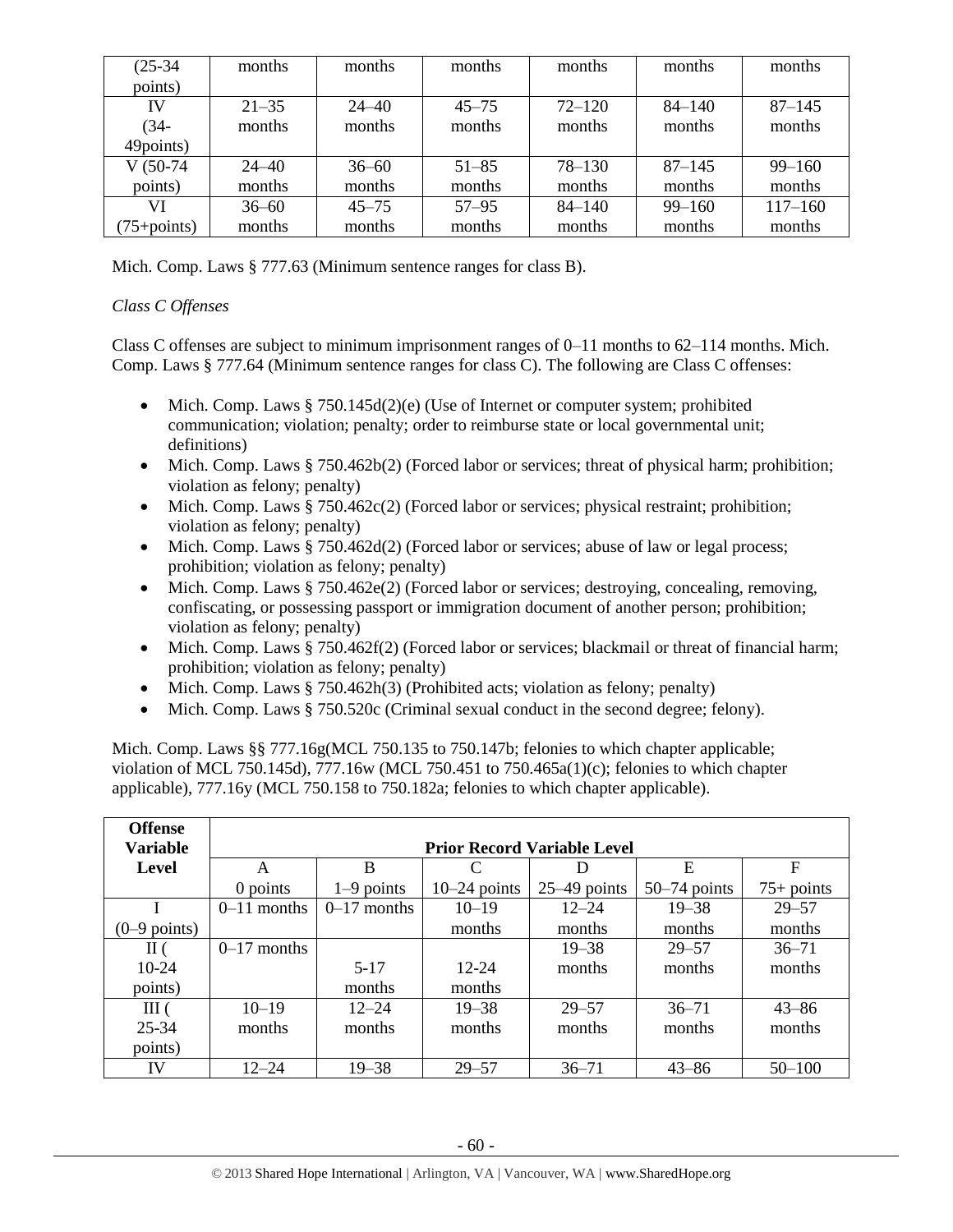| (25-34 points) | months | months | months | months | months | months |
|---|---|---|---|---|---|---|
| IV (34-49points) | 21–35 months | 24–40 months | 45–75 months | 72–120 months | 84–140 months | 87–145 months |
| V (50-74 points) | 24–40 months | 36–60 months | 51–85 months | 78–130 months | 87–145 months | 99–160 months |
| VI (75+points) | 36–60 months | 45–75 months | 57–95 months | 84–140 months | 99–160 months | 117–160 months |

Mich. Comp. Laws § 777.63 (Minimum sentence ranges for class B).

*Class C Offenses*

Class C offenses are subject to minimum imprisonment ranges of 0–11 months to 62–114 months. Mich. Comp. Laws § 777.64 (Minimum sentence ranges for class C). The following are Class C offenses:

- Mich. Comp. Laws § 750.145d(2)(e) (Use of Internet or computer system; prohibited communication; violation; penalty; order to reimburse state or local governmental unit; definitions)
- Mich. Comp. Laws § 750.462b(2) (Forced labor or services; threat of physical harm; prohibition; violation as felony; penalty)
- Mich. Comp. Laws § 750.462c(2) (Forced labor or services; physical restraint; prohibition; violation as felony; penalty)
- Mich. Comp. Laws § 750.462d(2) (Forced labor or services; abuse of law or legal process; prohibition; violation as felony; penalty)
- Mich. Comp. Laws § 750.462e(2) (Forced labor or services; destroying, concealing, removing, confiscating, or possessing passport or immigration document of another person; prohibition; violation as felony; penalty)
- Mich. Comp. Laws § 750.462f(2) (Forced labor or services; blackmail or threat of financial harm; prohibition; violation as felony; penalty)
- Mich. Comp. Laws § 750.462h(3) (Prohibited acts; violation as felony; penalty)
- Mich. Comp. Laws § 750.520c (Criminal sexual conduct in the second degree; felony).

Mich. Comp. Laws §§ 777.16g(MCL 750.135 to 750.147b; felonies to which chapter applicable; violation of MCL 750.145d), 777.16w (MCL 750.451 to 750.465a(1)(c); felonies to which chapter applicable), 777.16y (MCL 750.158 to 750.182a; felonies to which chapter applicable).

| Offense Variable Level | Prior Record Variable Level | | | | | |
|---|---|---|---|---|---|---|
| | A | B | C | D | E | F |
| | 0 points | 1–9 points | 10–24 points | 25–49 points | 50–74 points | 75+ points |
| I (0–9 points) | 0–11 months | 0–17 months | 10–19 months | 12–24 months | 19–38 months | 29–57 months |
| II ( 10-24 points) | 0–17 months | 5-17 months | 12-24 months | 19–38 months | 29–57 months | 36–71 months |
| III ( 25-34 points) | 10–19 months | 12–24 months | 19–38 months | 29–57 months | 36–71 months | 43–86 months |
| IV | 12–24 | 19–38 | 29–57 | 36–71 | 43–86 | 50–100 |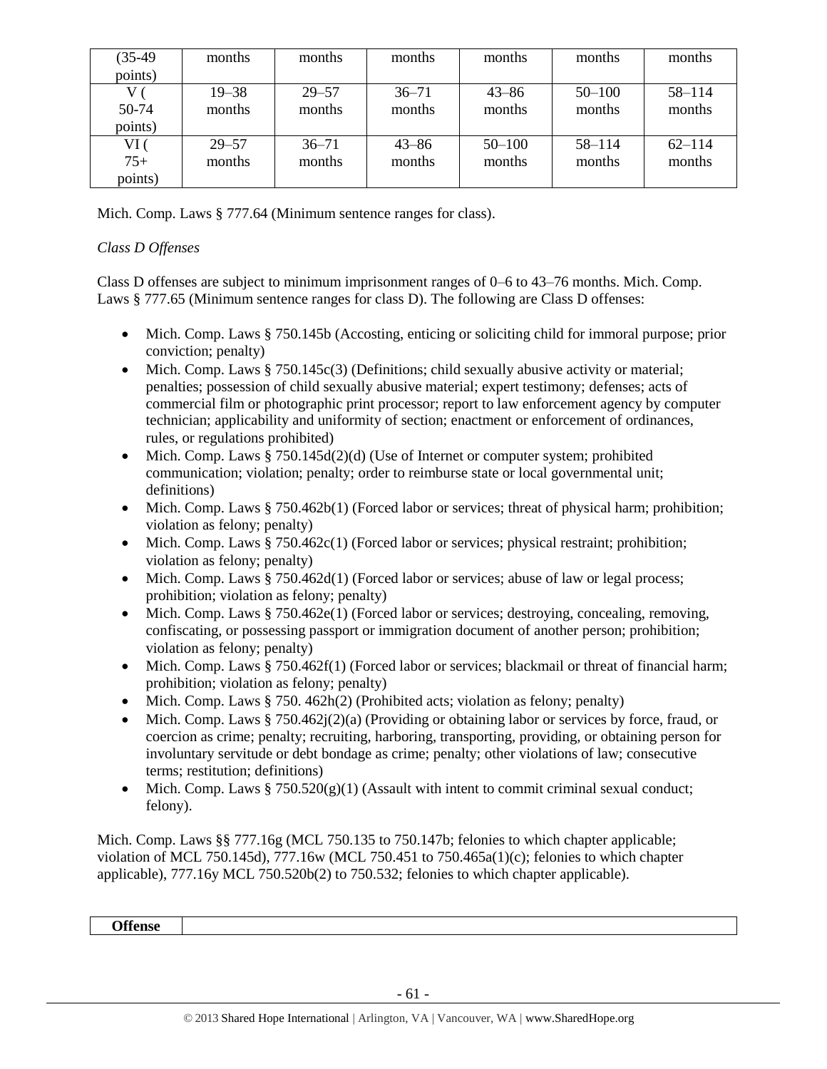| (35-49 points) | months | months | months | months | months | months |
|---|---|---|---|---|---|---|
| V ( 50-74 points) | 19–38 months | 29–57 months | 36–71 months | 43–86 months | 50–100 months | 58–114 months |
| VI ( 75+ points) | 29–57 months | 36–71 months | 43–86 months | 50–100 months | 58–114 months | 62–114 months |

Mich. Comp. Laws § 777.64 (Minimum sentence ranges for class).

*Class D Offenses*

Class D offenses are subject to minimum imprisonment ranges of 0–6 to 43–76 months. Mich. Comp. Laws § 777.65 (Minimum sentence ranges for class D). The following are Class D offenses:

- Mich. Comp. Laws § 750.145b (Accosting, enticing or soliciting child for immoral purpose; prior conviction; penalty)
- Mich. Comp. Laws § 750.145c(3) (Definitions; child sexually abusive activity or material; penalties; possession of child sexually abusive material; expert testimony; defenses; acts of commercial film or photographic print processor; report to law enforcement agency by computer technician; applicability and uniformity of section; enactment or enforcement of ordinances, rules, or regulations prohibited)
- Mich. Comp. Laws § 750.145d(2)(d) (Use of Internet or computer system; prohibited communication; violation; penalty; order to reimburse state or local governmental unit; definitions)
- Mich. Comp. Laws § 750.462b(1) (Forced labor or services; threat of physical harm; prohibition; violation as felony; penalty)
- Mich. Comp. Laws § 750.462c(1) (Forced labor or services; physical restraint; prohibition; violation as felony; penalty)
- Mich. Comp. Laws § 750.462d(1) (Forced labor or services; abuse of law or legal process; prohibition; violation as felony; penalty)
- Mich. Comp. Laws § 750.462e(1) (Forced labor or services; destroying, concealing, removing, confiscating, or possessing passport or immigration document of another person; prohibition; violation as felony; penalty)
- Mich. Comp. Laws § 750.462f(1) (Forced labor or services; blackmail or threat of financial harm; prohibition; violation as felony; penalty)
- Mich. Comp. Laws § 750. 462h(2) (Prohibited acts; violation as felony; penalty)
- Mich. Comp. Laws § 750.462j(2)(a) (Providing or obtaining labor or services by force, fraud, or coercion as crime; penalty; recruiting, harboring, transporting, providing, or obtaining person for involuntary servitude or debt bondage as crime; penalty; other violations of law; consecutive terms; restitution; definitions)
- Mich. Comp. Laws § 750.520(g)(1) (Assault with intent to commit criminal sexual conduct; felony).

Mich. Comp. Laws §§ 777.16g (MCL 750.135 to 750.147b; felonies to which chapter applicable; violation of MCL 750.145d), 777.16w (MCL 750.451 to 750.465a(1)(c); felonies to which chapter applicable), 777.16y MCL 750.520b(2) to 750.532; felonies to which chapter applicable).

| **Offense** | |
|---|---|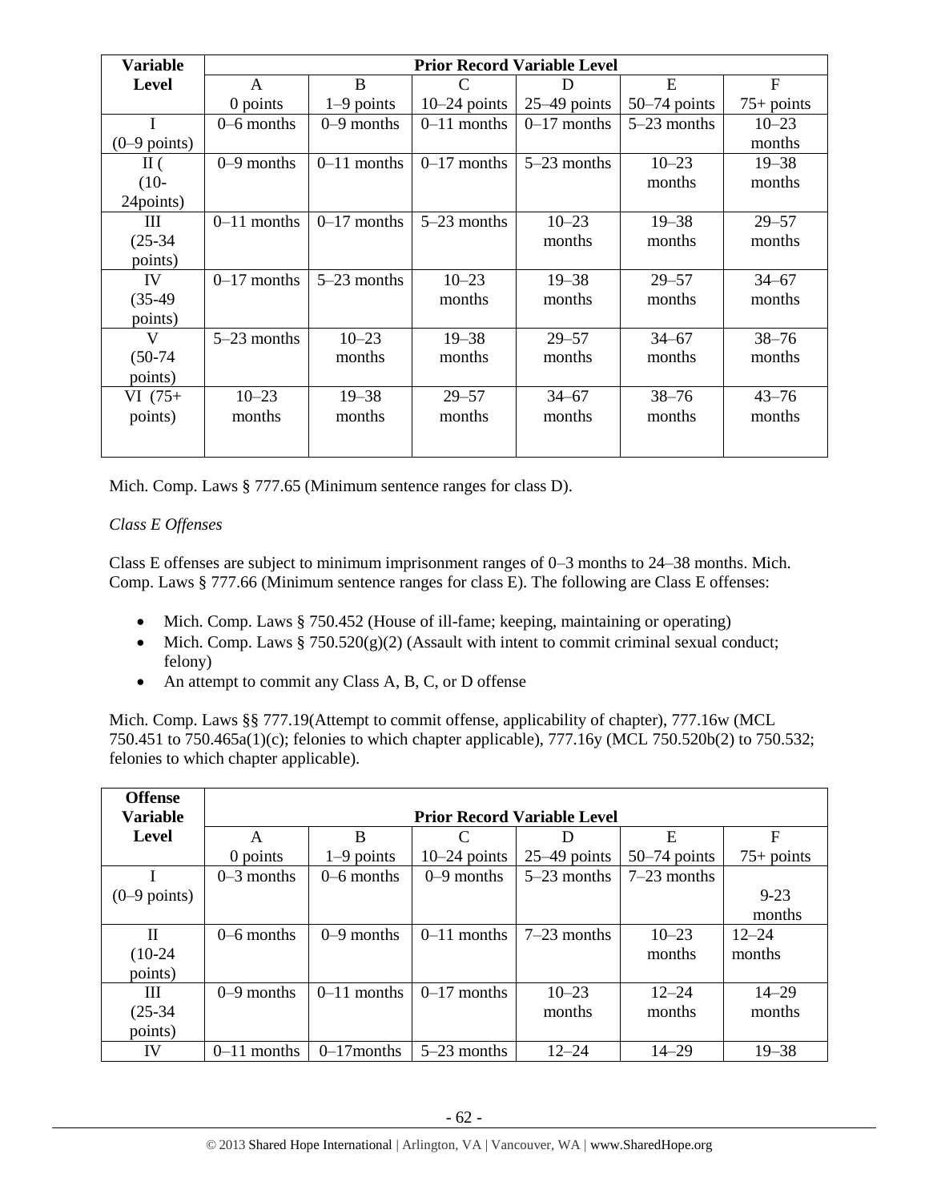| Variable Level | Prior Record Variable Level | | | | | |
|---|---|---|---|---|---|---|
| | A<br>0 points | B<br>1–9 points | C<br>10–24 points | D<br>25–49 points | E<br>50–74 points | F<br>75+ points |
| I<br>(0–9 points) | 0–6 months | 0–9 months | 0–11 months | 0–17 months | 5–23 months | 10–23 months |
| II (<br>(10-24points) | 0–9 months | 0–11 months | 0–17 months | 5–23 months | 10–23 months | 19–38 months |
| III<br>(25-34 points) | 0–11 months | 0–17 months | 5–23 months | 10–23 months | 19–38 months | 29–57 months |
| IV<br>(35-49 points) | 0–17 months | 5–23 months | 10–23 months | 19–38 months | 29–57 months | 34–67 months |
| V<br>(50-74 points) | 5–23 months | 10–23 months | 19–38 months | 29–57 months | 34–67 months | 38–76 months |
| VI (75+ points) | 10–23 months | 19–38 months | 29–57 months | 34–67 months | 38–76 months | 43–76 months |

Mich. Comp. Laws § 777.65 (Minimum sentence ranges for class D).

*Class E Offenses*

Class E offenses are subject to minimum imprisonment ranges of 0–3 months to 24–38 months. Mich. Comp. Laws § 777.66 (Minimum sentence ranges for class E). The following are Class E offenses:

- Mich. Comp. Laws § 750.452 (House of ill-fame; keeping, maintaining or operating)
- Mich. Comp. Laws § 750.520(g)(2) (Assault with intent to commit criminal sexual conduct; felony)
- An attempt to commit any Class A, B, C, or D offense

Mich. Comp. Laws §§ 777.19(Attempt to commit offense, applicability of chapter), 777.16w (MCL 750.451 to 750.465a(1)(c); felonies to which chapter applicable), 777.16y (MCL 750.520b(2) to 750.532; felonies to which chapter applicable).

| Offense Variable Level | Prior Record Variable Level | | | | | |
|---|---|---|---|---|---|---|
| | A<br>0 points | B<br>1–9 points | C<br>10–24 points | D<br>25–49 points | E<br>50–74 points | F<br>75+ points |
| I<br>(0–9 points) | 0–3 months | 0–6 months | 0–9 months | 5–23 months | 7–23 months | 9-23 months |
| II<br>(10-24 points) | 0–6 months | 0–9 months | 0–11 months | 7–23 months | 10–23 months | 12–24 months |
| III<br>(25-34 points) | 0–9 months | 0–11 months | 0–17 months | 10–23 months | 12–24 months | 14–29 months |
| IV | 0–11 months | 0–17months | 5–23 months | 12–24 | 14–29 | 19–38 |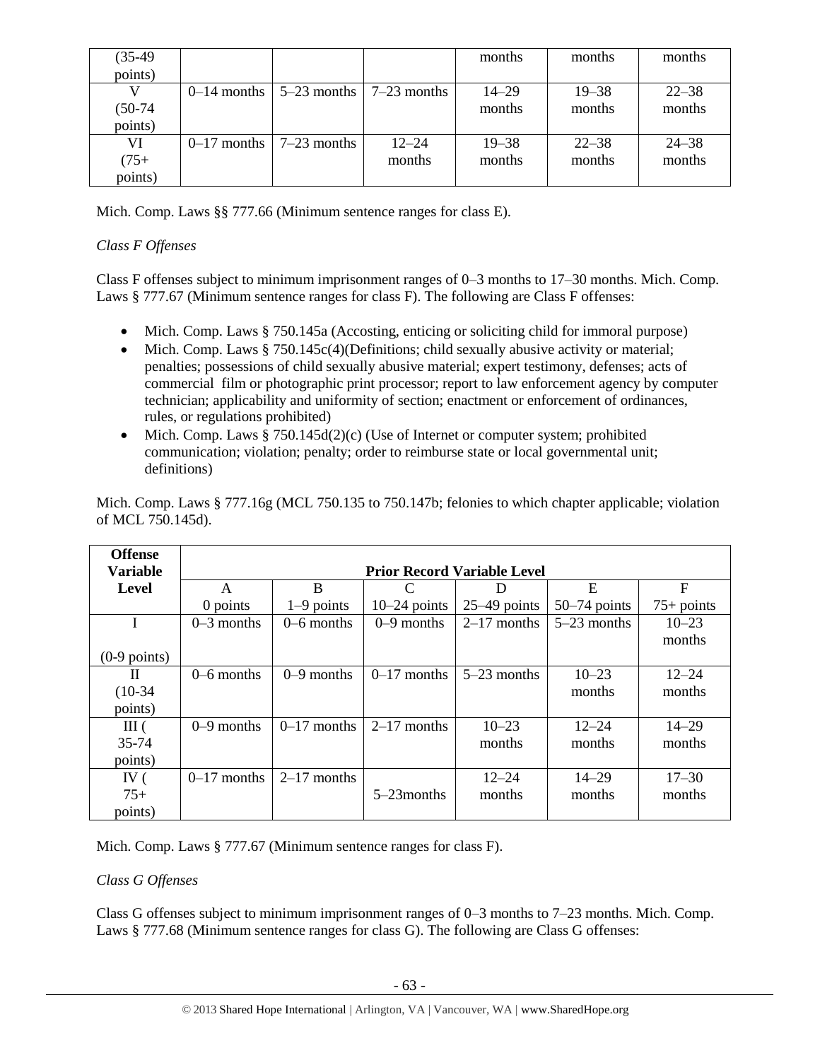| (35-49 points) | | | | months | months | months |
|---|---|---|---|---|---|---|
| V (50-74 points) | 0–14 months | 5–23 months | 7–23 months | 14–29 months | 19–38 months | 22–38 months |
| VI (75+ points) | 0–17 months | 7–23 months | 12–24 months | 19–38 months | 22–38 months | 24–38 months |

Mich. Comp. Laws §§ 777.66 (Minimum sentence ranges for class E).

*Class F Offenses*

Class F offenses subject to minimum imprisonment ranges of 0–3 months to 17–30 months. Mich. Comp. Laws § 777.67 (Minimum sentence ranges for class F). The following are Class F offenses:

- Mich. Comp. Laws § 750.145a (Accosting, enticing or soliciting child for immoral purpose)
- Mich. Comp. Laws § 750.145c(4)(Definitions; child sexually abusive activity or material; penalties; possessions of child sexually abusive material; expert testimony, defenses; acts of commercial film or photographic print processor; report to law enforcement agency by computer technician; applicability and uniformity of section; enactment or enforcement of ordinances, rules, or regulations prohibited)
- Mich. Comp. Laws § 750.145d(2)(c) (Use of Internet or computer system; prohibited communication; violation; penalty; order to reimburse state or local governmental unit; definitions)

Mich. Comp. Laws § 777.16g (MCL 750.135 to 750.147b; felonies to which chapter applicable; violation of MCL 750.145d).

| Offense Variable Level | Prior Record Variable Level | | | | | |
|---|---|---|---|---|---|---|
| | A 0 points | B 1–9 points | C 10–24 points | D 25–49 points | E 50–74 points | F 75+ points |
| I (0-9 points) | 0–3 months | 0–6 months | 0–9 months | 2–17 months | 5–23 months | 10–23 months |
| II (10-34 points) | 0–6 months | 0–9 months | 0–17 months | 5–23 months | 10–23 months | 12–24 months |
| III ( 35-74 points) | 0–9 months | 0–17 months | 2–17 months | 10–23 months | 12–24 months | 14–29 months |
| IV ( 75+ points) | 0–17 months | 2–17 months | 5–23months | 12–24 months | 14–29 months | 17–30 months |

Mich. Comp. Laws § 777.67 (Minimum sentence ranges for class F).

*Class G Offenses*

Class G offenses subject to minimum imprisonment ranges of 0–3 months to 7–23 months. Mich. Comp. Laws § 777.68 (Minimum sentence ranges for class G). The following are Class G offenses: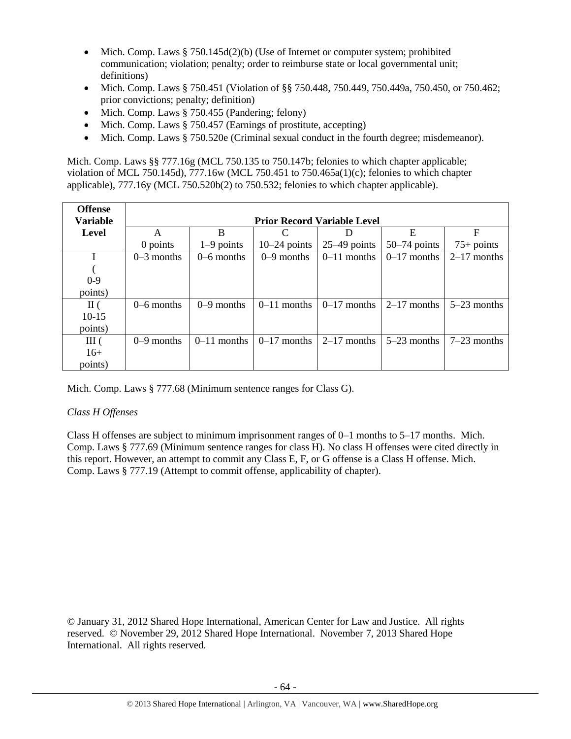- Mich. Comp. Laws § 750.145d(2)(b) (Use of Internet or computer system; prohibited communication; violation; penalty; order to reimburse state or local governmental unit; definitions)
- Mich. Comp. Laws § 750.451 (Violation of §§ 750.448, 750.449, 750.449a, 750.450, or 750.462; prior convictions; penalty; definition)
- Mich. Comp. Laws § 750.455 (Pandering; felony)
- Mich. Comp. Laws § 750.457 (Earnings of prostitute, accepting)
- Mich. Comp. Laws § 750.520e (Criminal sexual conduct in the fourth degree; misdemeanor).

Mich. Comp. Laws §§ 777.16g (MCL 750.135 to 750.147b; felonies to which chapter applicable; violation of MCL 750.145d), 777.16w (MCL 750.451 to 750.465a(1)(c); felonies to which chapter applicable), 777.16y (MCL 750.520b(2) to 750.532; felonies to which chapter applicable).

| Offense Variable Level | Prior Record Variable Level | | | | | |
|---|---|---|---|---|---|---|
| | A<br>0 points | B<br>1–9 points | C<br>10–24 points | D<br>25–49 points | E<br>50–74 points | F<br>75+ points |
| I (0-9 points) | 0–3 months | 0–6 months | 0–9 months | 0–11 months | 0–17 months | 2–17 months |
| II (10-15 points) | 0–6 months | 0–9 months | 0–11 months | 0–17 months | 2–17 months | 5–23 months |
| III (16+ points) | 0–9 months | 0–11 months | 0–17 months | 2–17 months | 5–23 months | 7–23 months |

Mich. Comp. Laws § 777.68 (Minimum sentence ranges for Class G).

*Class H Offenses*

Class H offenses are subject to minimum imprisonment ranges of 0–1 months to 5–17 months. Mich. Comp. Laws § 777.69 (Minimum sentence ranges for class H). No class H offenses were cited directly in this report. However, an attempt to commit any Class E, F, or G offense is a Class H offense. Mich. Comp. Laws § 777.19 (Attempt to commit offense, applicability of chapter).

© January 31, 2012 Shared Hope International, American Center for Law and Justice. All rights reserved. © November 29, 2012 Shared Hope International. November 7, 2013 Shared Hope International. All rights reserved.